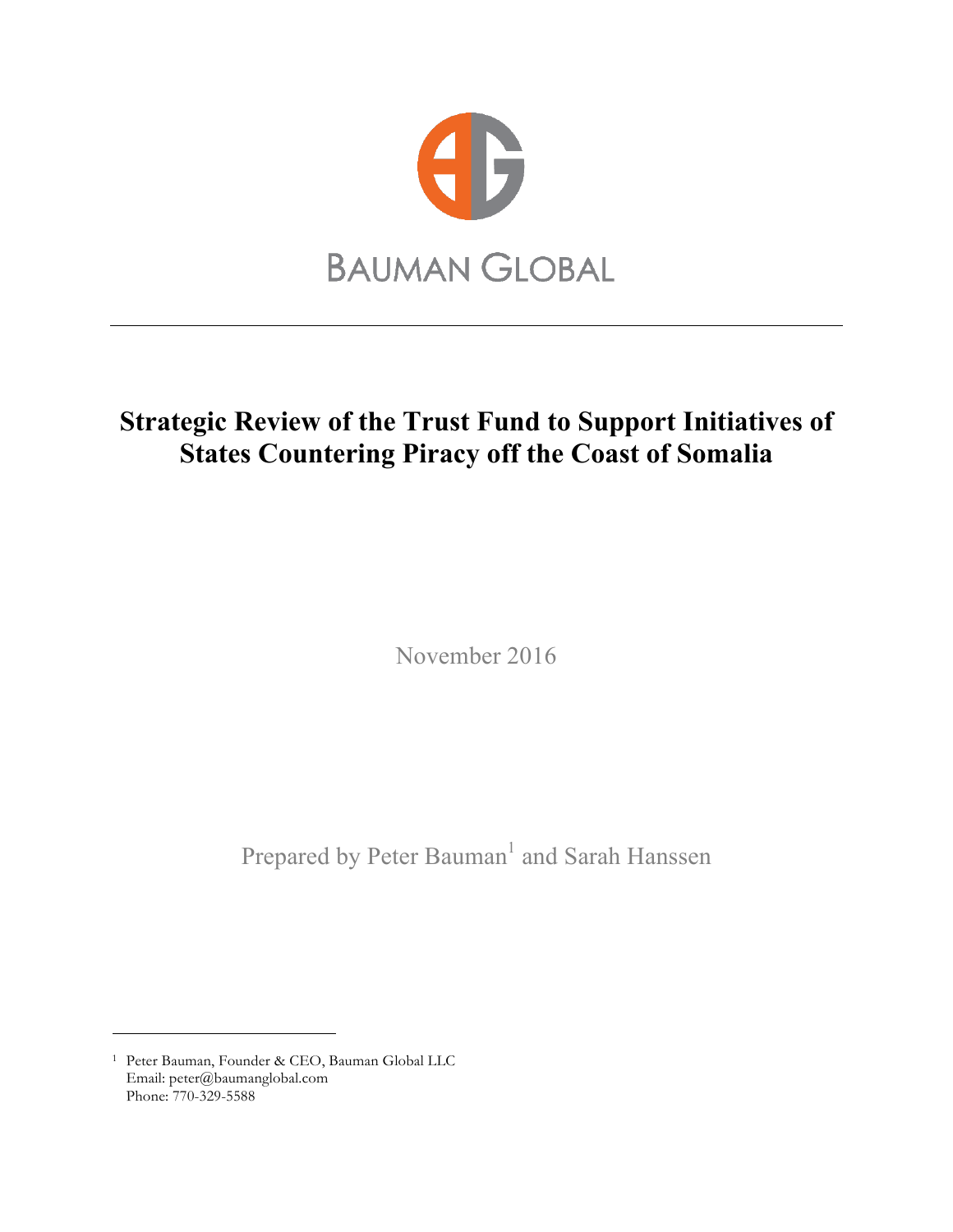BAUMAN GLOBAL

# Strategic Review of the Trust Fund to Support Initiatives of States Countering Piracy off the Coast of Somalia

November 2016

Prepared by Peter Bauman[1] and Sarah Hanssen

---

[1] Peter Bauman, Founder & CEO, Bauman Global LLC
Email: peter@baumanglobal.com
Phone: 770-329-5588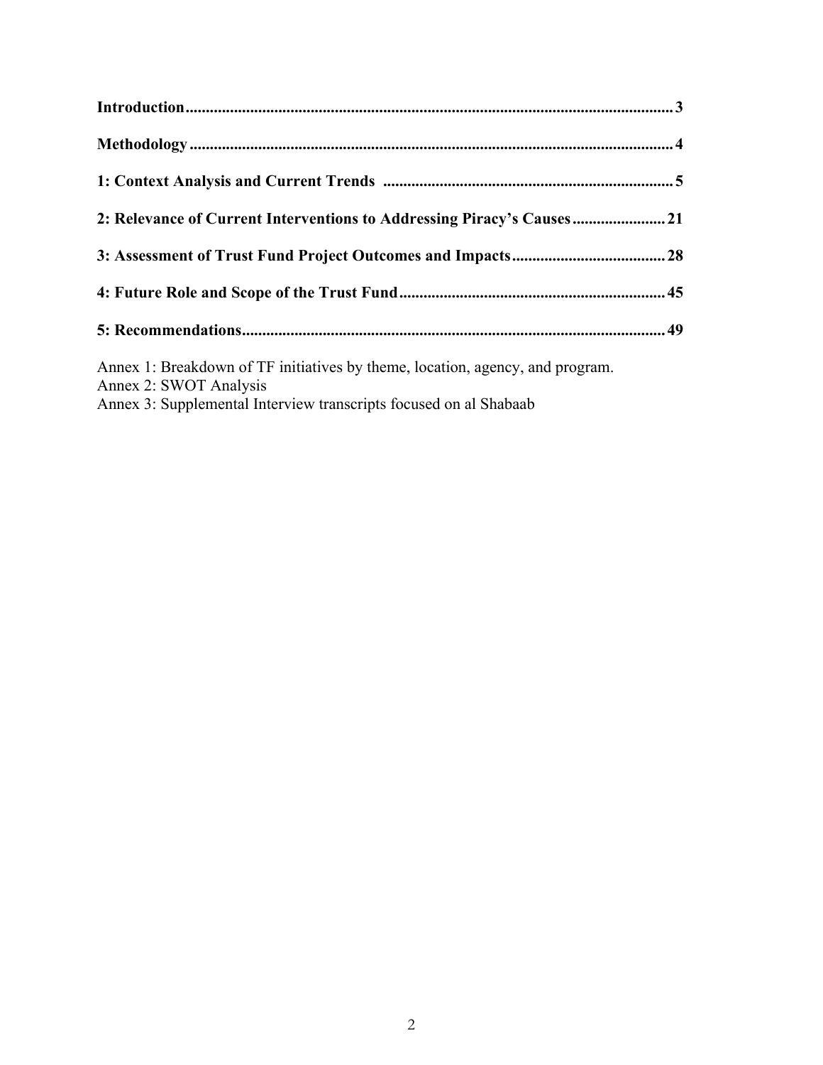**Introduction** ........................................................................................................ 3

**Methodology** ........................................................................................................ 4

**1: Context Analysis and Current Trends** ........................................................................ 5

**2: Relevance of Current Interventions to Addressing Piracy's Causes** ....................... 21

**3: Assessment of Trust Fund Project Outcomes and Impacts** ...................................... 28

**4: Future Role and Scope of the Trust Fund** .................................................................. 45

**5: Recommendations** ........................................................................................................ 49

Annex 1: Breakdown of TF initiatives by theme, location, agency, and program.
Annex 2: SWOT Analysis
Annex 3: Supplemental Interview transcripts focused on al Shabaab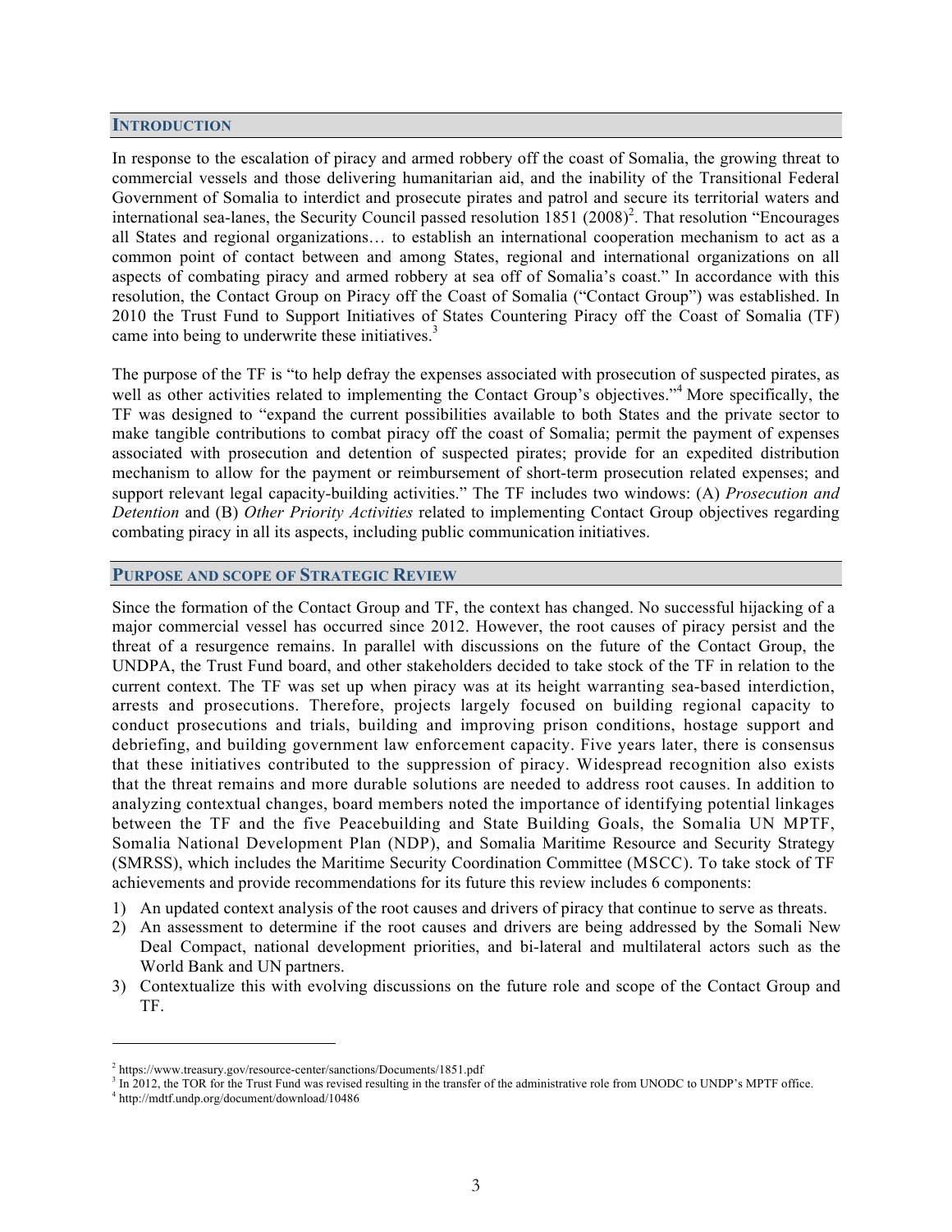## INTRODUCTION

In response to the escalation of piracy and armed robbery off the coast of Somalia, the growing threat to commercial vessels and those delivering humanitarian aid, and the inability of the Transitional Federal Government of Somalia to interdict and prosecute pirates and patrol and secure its territorial waters and international sea-lanes, the Security Council passed resolution 1851 (2008)[2]. That resolution "Encourages all States and regional organizations… to establish an international cooperation mechanism to act as a common point of contact between and among States, regional and international organizations on all aspects of combating piracy and armed robbery at sea off of Somalia's coast." In accordance with this resolution, the Contact Group on Piracy off the Coast of Somalia ("Contact Group") was established. In 2010 the Trust Fund to Support Initiatives of States Countering Piracy off the Coast of Somalia (TF) came into being to underwrite these initiatives.[3]

The purpose of the TF is "to help defray the expenses associated with prosecution of suspected pirates, as well as other activities related to implementing the Contact Group's objectives."[4] More specifically, the TF was designed to "expand the current possibilities available to both States and the private sector to make tangible contributions to combat piracy off the coast of Somalia; permit the payment of expenses associated with prosecution and detention of suspected pirates; provide for an expedited distribution mechanism to allow for the payment or reimbursement of short-term prosecution related expenses; and support relevant legal capacity-building activities." The TF includes two windows: (A) *Prosecution and Detention* and (B) *Other Priority Activities* related to implementing Contact Group objectives regarding combating piracy in all its aspects, including public communication initiatives.

## PURPOSE AND SCOPE OF STRATEGIC REVIEW

Since the formation of the Contact Group and TF, the context has changed. No successful hijacking of a major commercial vessel has occurred since 2012. However, the root causes of piracy persist and the threat of a resurgence remains. In parallel with discussions on the future of the Contact Group, the UNDPA, the Trust Fund board, and other stakeholders decided to take stock of the TF in relation to the current context. The TF was set up when piracy was at its height warranting sea-based interdiction, arrests and prosecutions. Therefore, projects largely focused on building regional capacity to conduct prosecutions and trials, building and improving prison conditions, hostage support and debriefing, and building government law enforcement capacity. Five years later, there is consensus that these initiatives contributed to the suppression of piracy. Widespread recognition also exists that the threat remains and more durable solutions are needed to address root causes. In addition to analyzing contextual changes, board members noted the importance of identifying potential linkages between the TF and the five Peacebuilding and State Building Goals, the Somalia UN MPTF, Somalia National Development Plan (NDP), and Somalia Maritime Resource and Security Strategy (SMRSS), which includes the Maritime Security Coordination Committee (MSCC). To take stock of TF achievements and provide recommendations for its future this review includes 6 components:

1) An updated context analysis of the root causes and drivers of piracy that continue to serve as threats.
2) An assessment to determine if the root causes and drivers are being addressed by the Somali New Deal Compact, national development priorities, and bi-lateral and multilateral actors such as the World Bank and UN partners.
3) Contextualize this with evolving discussions on the future role and scope of the Contact Group and TF.

---

[2] https://www.treasury.gov/resource-center/sanctions/Documents/1851.pdf

[3] In 2012, the TOR for the Trust Fund was revised resulting in the transfer of the administrative role from UNODC to UNDP's MPTF office.

[4] http://mdtf.undp.org/document/download/10486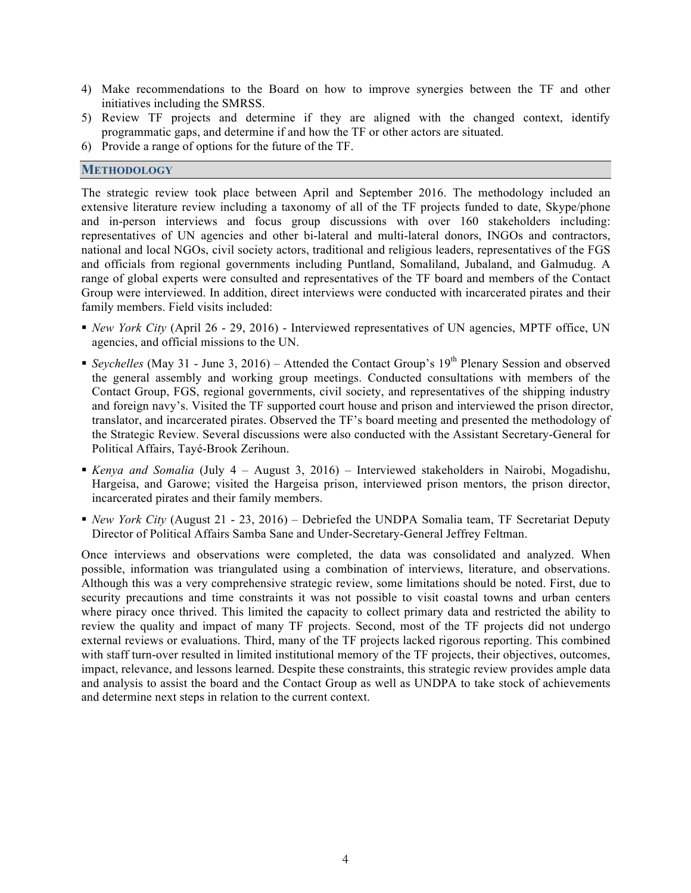4) Make recommendations to the Board on how to improve synergies between the TF and other initiatives including the SMRSS.
5) Review TF projects and determine if they are aligned with the changed context, identify programmatic gaps, and determine if and how the TF or other actors are situated.
6) Provide a range of options for the future of the TF.

## METHODOLOGY

The strategic review took place between April and September 2016. The methodology included an extensive literature review including a taxonomy of all of the TF projects funded to date, Skype/phone and in-person interviews and focus group discussions with over 160 stakeholders including: representatives of UN agencies and other bi-lateral and multi-lateral donors, INGOs and contractors, national and local NGOs, civil society actors, traditional and religious leaders, representatives of the FGS and officials from regional governments including Puntland, Somaliland, Jubaland, and Galmudug. A range of global experts were consulted and representatives of the TF board and members of the Contact Group were interviewed. In addition, direct interviews were conducted with incarcerated pirates and their family members. Field visits included:

- *New York City* (April 26 - 29, 2016) - Interviewed representatives of UN agencies, MPTF office, UN agencies, and official missions to the UN.
- *Seychelles* (May 31 - June 3, 2016) – Attended the Contact Group's 19th Plenary Session and observed the general assembly and working group meetings. Conducted consultations with members of the Contact Group, FGS, regional governments, civil society, and representatives of the shipping industry and foreign navy's. Visited the TF supported court house and prison and interviewed the prison director, translator, and incarcerated pirates. Observed the TF's board meeting and presented the methodology of the Strategic Review. Several discussions were also conducted with the Assistant Secretary-General for Political Affairs, Tayé-Brook Zerihoun.
- *Kenya and Somalia* (July 4 – August 3, 2016) – Interviewed stakeholders in Nairobi, Mogadishu, Hargeisa, and Garowe; visited the Hargeisa prison, interviewed prison mentors, the prison director, incarcerated pirates and their family members.
- *New York City* (August 21 - 23, 2016) – Debriefed the UNDPA Somalia team, TF Secretariat Deputy Director of Political Affairs Samba Sane and Under-Secretary-General Jeffrey Feltman.

Once interviews and observations were completed, the data was consolidated and analyzed. When possible, information was triangulated using a combination of interviews, literature, and observations. Although this was a very comprehensive strategic review, some limitations should be noted. First, due to security precautions and time constraints it was not possible to visit coastal towns and urban centers where piracy once thrived. This limited the capacity to collect primary data and restricted the ability to review the quality and impact of many TF projects. Second, most of the TF projects did not undergo external reviews or evaluations. Third, many of the TF projects lacked rigorous reporting. This combined with staff turn-over resulted in limited institutional memory of the TF projects, their objectives, outcomes, impact, relevance, and lessons learned. Despite these constraints, this strategic review provides ample data and analysis to assist the board and the Contact Group as well as UNDPA to take stock of achievements and determine next steps in relation to the current context.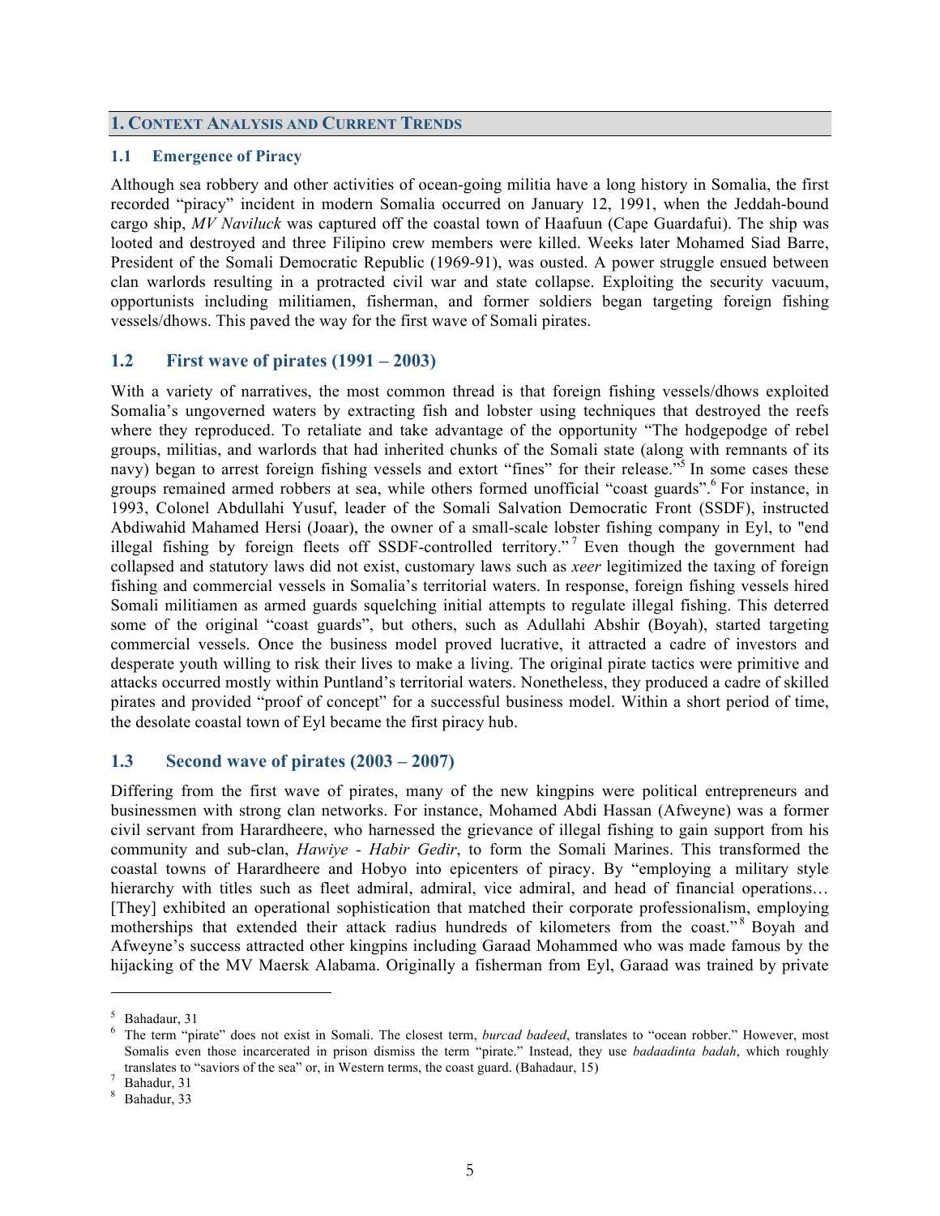## 1. Context Analysis and Current Trends

### 1.1 Emergence of Piracy

Although sea robbery and other activities of ocean-going militia have a long history in Somalia, the first recorded "piracy" incident in modern Somalia occurred on January 12, 1991, when the Jeddah-bound cargo ship, *MV Naviluck* was captured off the coastal town of Haafuun (Cape Guardafui). The ship was looted and destroyed and three Filipino crew members were killed. Weeks later Mohamed Siad Barre, President of the Somali Democratic Republic (1969-91), was ousted. A power struggle ensued between clan warlords resulting in a protracted civil war and state collapse. Exploiting the security vacuum, opportunists including militiamen, fisherman, and former soldiers began targeting foreign fishing vessels/dhows. This paved the way for the first wave of Somali pirates.

### 1.2 First wave of pirates (1991 – 2003)

With a variety of narratives, the most common thread is that foreign fishing vessels/dhows exploited Somalia's ungoverned waters by extracting fish and lobster using techniques that destroyed the reefs where they reproduced. To retaliate and take advantage of the opportunity "The hodgepodge of rebel groups, militias, and warlords that had inherited chunks of the Somali state (along with remnants of its navy) began to arrest foreign fishing vessels and extort "fines" for their release."[5] In some cases these groups remained armed robbers at sea, while others formed unofficial "coast guards".[6] For instance, in 1993, Colonel Abdullahi Yusuf, leader of the Somali Salvation Democratic Front (SSDF), instructed Abdiwahid Mahamed Hersi (Joaar), the owner of a small-scale lobster fishing company in Eyl, to "end illegal fishing by foreign fleets off SSDF-controlled territory."[7] Even though the government had collapsed and statutory laws did not exist, customary laws such as *xeer* legitimized the taxing of foreign fishing and commercial vessels in Somalia's territorial waters. In response, foreign fishing vessels hired Somali militiamen as armed guards squelching initial attempts to regulate illegal fishing. This deterred some of the original "coast guards", but others, such as Adullahi Abshir (Boyah), started targeting commercial vessels. Once the business model proved lucrative, it attracted a cadre of investors and desperate youth willing to risk their lives to make a living. The original pirate tactics were primitive and attacks occurred mostly within Puntland's territorial waters. Nonetheless, they produced a cadre of skilled pirates and provided "proof of concept" for a successful business model. Within a short period of time, the desolate coastal town of Eyl became the first piracy hub.

### 1.3 Second wave of pirates (2003 – 2007)

Differing from the first wave of pirates, many of the new kingpins were political entrepreneurs and businessmen with strong clan networks. For instance, Mohamed Abdi Hassan (Afweyne) was a former civil servant from Harardheere, who harnessed the grievance of illegal fishing to gain support from his community and sub-clan, *Hawiye - Habir Gedir*, to form the Somali Marines. This transformed the coastal towns of Harardheere and Hobyo into epicenters of piracy. By "employing a military style hierarchy with titles such as fleet admiral, admiral, vice admiral, and head of financial operations… [They] exhibited an operational sophistication that matched their corporate professionalism, employing motherships that extended their attack radius hundreds of kilometers from the coast."[8] Boyah and Afweyne's success attracted other kingpins including Garaad Mohammed who was made famous by the hijacking of the MV Maersk Alabama. Originally a fisherman from Eyl, Garaad was trained by private

---

[5] Bahadaur, 31

[6] The term "pirate" does not exist in Somali. The closest term, *burcad badeed*, translates to "ocean robber." However, most Somalis even those incarcerated in prison dismiss the term "pirate." Instead, they use *badaadinta badah*, which roughly translates to "saviors of the sea" or, in Western terms, the coast guard. (Bahadaur, 15)

[7] Bahadur, 31

[8] Bahadur, 33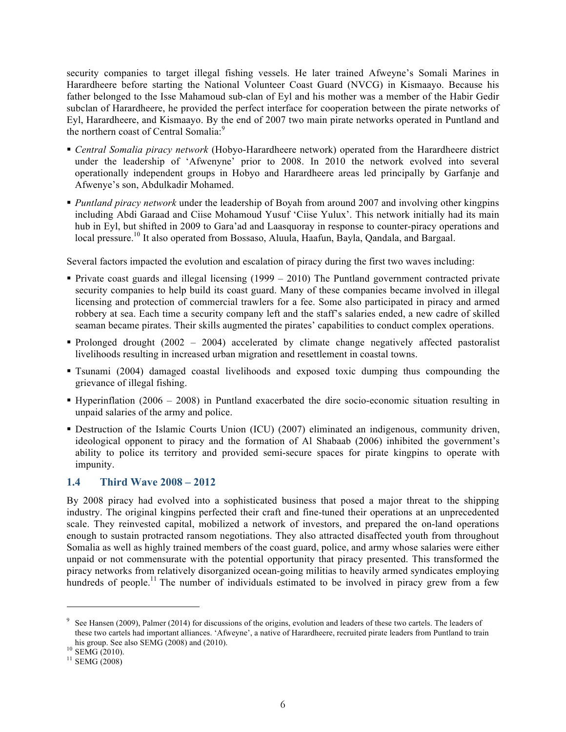security companies to target illegal fishing vessels. He later trained Afweyne's Somali Marines in Harardheere before starting the National Volunteer Coast Guard (NVCG) in Kismaayo. Because his father belonged to the Isse Mahamoud sub-clan of Eyl and his mother was a member of the Habir Gedir subclan of Harardheere, he provided the perfect interface for cooperation between the pirate networks of Eyl, Harardheere, and Kismaayo. By the end of 2007 two main pirate networks operated in Puntland and the northern coast of Central Somalia:[9]

- *Central Somalia piracy network* (Hobyo-Harardheere network) operated from the Harardheere district under the leadership of 'Afwenyne' prior to 2008. In 2010 the network evolved into several operationally independent groups in Hobyo and Harardheere areas led principally by Garfanje and Afwenye's son, Abdulkadir Mohamed.
- *Puntland piracy network* under the leadership of Boyah from around 2007 and involving other kingpins including Abdi Garaad and Ciise Mohamoud Yusuf 'Ciise Yulux'. This network initially had its main hub in Eyl, but shifted in 2009 to Gara'ad and Laasquoray in response to counter-piracy operations and local pressure.[10] It also operated from Bossaso, Aluula, Haafun, Bayla, Qandala, and Bargaal.

Several factors impacted the evolution and escalation of piracy during the first two waves including:

- Private coast guards and illegal licensing (1999 – 2010) The Puntland government contracted private security companies to help build its coast guard. Many of these companies became involved in illegal licensing and protection of commercial trawlers for a fee. Some also participated in piracy and armed robbery at sea. Each time a security company left and the staff's salaries ended, a new cadre of skilled seaman became pirates. Their skills augmented the pirates' capabilities to conduct complex operations.
- Prolonged drought (2002 – 2004) accelerated by climate change negatively affected pastoralist livelihoods resulting in increased urban migration and resettlement in coastal towns.
- Tsunami (2004) damaged coastal livelihoods and exposed toxic dumping thus compounding the grievance of illegal fishing.
- Hyperinflation (2006 – 2008) in Puntland exacerbated the dire socio-economic situation resulting in unpaid salaries of the army and police.
- Destruction of the Islamic Courts Union (ICU) (2007) eliminated an indigenous, community driven, ideological opponent to piracy and the formation of Al Shabaab (2006) inhibited the government's ability to police its territory and provided semi-secure spaces for pirate kingpins to operate with impunity.

## 1.4 Third Wave 2008 – 2012

By 2008 piracy had evolved into a sophisticated business that posed a major threat to the shipping industry. The original kingpins perfected their craft and fine-tuned their operations at an unprecedented scale. They reinvested capital, mobilized a network of investors, and prepared the on-land operations enough to sustain protracted ransom negotiations. They also attracted disaffected youth from throughout Somalia as well as highly trained members of the coast guard, police, and army whose salaries were either unpaid or not commensurate with the potential opportunity that piracy presented. This transformed the piracy networks from relatively disorganized ocean-going militias to heavily armed syndicates employing hundreds of people.[11] The number of individuals estimated to be involved in piracy grew from a few

---

[9] See Hansen (2009), Palmer (2014) for discussions of the origins, evolution and leaders of these two cartels. The leaders of these two cartels had important alliances. 'Afweyne', a native of Harardheere, recruited pirate leaders from Puntland to train his group. See also SEMG (2008) and (2010).

[10] SEMG (2010).

[11] SEMG (2008)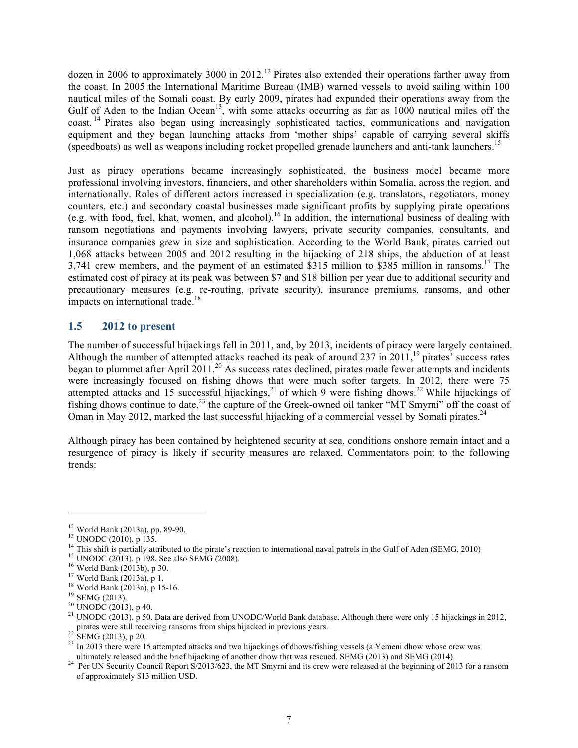dozen in 2006 to approximately 3000 in 2012.[12] Pirates also extended their operations farther away from the coast. In 2005 the International Maritime Bureau (IMB) warned vessels to avoid sailing within 100 nautical miles of the Somali coast. By early 2009, pirates had expanded their operations away from the Gulf of Aden to the Indian Ocean[13], with some attacks occurring as far as 1000 nautical miles off the coast.[14] Pirates also began using increasingly sophisticated tactics, communications and navigation equipment and they began launching attacks from 'mother ships' capable of carrying several skiffs (speedboats) as well as weapons including rocket propelled grenade launchers and anti-tank launchers.[15]

Just as piracy operations became increasingly sophisticated, the business model became more professional involving investors, financiers, and other shareholders within Somalia, across the region, and internationally. Roles of different actors increased in specialization (e.g. translators, negotiators, money counters, etc.) and secondary coastal businesses made significant profits by supplying pirate operations (e.g. with food, fuel, khat, women, and alcohol).[16] In addition, the international business of dealing with ransom negotiations and payments involving lawyers, private security companies, consultants, and insurance companies grew in size and sophistication. According to the World Bank, pirates carried out 1,068 attacks between 2005 and 2012 resulting in the hijacking of 218 ships, the abduction of at least 3,741 crew members, and the payment of an estimated $315 million to $385 million in ransoms.[17] The estimated cost of piracy at its peak was between $7 and $18 billion per year due to additional security and precautionary measures (e.g. re-routing, private security), insurance premiums, ransoms, and other impacts on international trade.[18]

## 1.5 2012 to present

The number of successful hijackings fell in 2011, and, by 2013, incidents of piracy were largely contained. Although the number of attempted attacks reached its peak of around 237 in 2011,[19] pirates' success rates began to plummet after April 2011.[20] As success rates declined, pirates made fewer attempts and incidents were increasingly focused on fishing dhows that were much softer targets. In 2012, there were 75 attempted attacks and 15 successful hijackings,[21] of which 9 were fishing dhows.[22] While hijackings of fishing dhows continue to date,[23] the capture of the Greek-owned oil tanker "MT Smyrni" off the coast of Oman in May 2012, marked the last successful hijacking of a commercial vessel by Somali pirates.[24]

Although piracy has been contained by heightened security at sea, conditions onshore remain intact and a resurgence of piracy is likely if security measures are relaxed. Commentators point to the following trends:

---

[12] World Bank (2013a), pp. 89-90.

[13] UNODC (2010), p 135.

[14] This shift is partially attributed to the pirate's reaction to international naval patrols in the Gulf of Aden (SEMG, 2010)

[15] UNODC (2013), p 198. See also SEMG (2008).

[16] World Bank (2013b), p 30.

[17] World Bank (2013a), p 1.

[18] World Bank (2013a), p 15-16.

[19] SEMG (2013).

[20] UNODC (2013), p 40.

[21] UNODC (2013), p 50. Data are derived from UNODC/World Bank database. Although there were only 15 hijackings in 2012, pirates were still receiving ransoms from ships hijacked in previous years.

[22] SEMG (2013), p 20.

[23] In 2013 there were 15 attempted attacks and two hijackings of dhows/fishing vessels (a Yemeni dhow whose crew was ultimately released and the brief hijacking of another dhow that was rescued. SEMG (2013) and SEMG (2014).

[24] Per UN Security Council Report S/2013/623, the MT Smyrni and its crew were released at the beginning of 2013 for a ransom of approximately $13 million USD.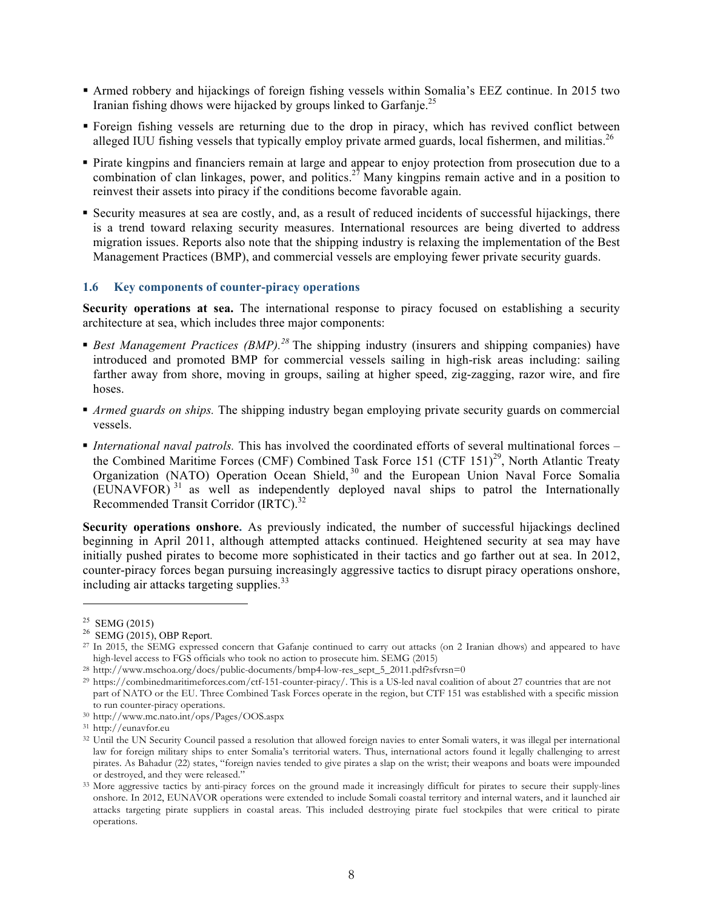- Armed robbery and hijackings of foreign fishing vessels within Somalia's EEZ continue. In 2015 two Iranian fishing dhows were hijacked by groups linked to Garfanje.[25]
- Foreign fishing vessels are returning due to the drop in piracy, which has revived conflict between alleged IUU fishing vessels that typically employ private armed guards, local fishermen, and militias.[26]
- Pirate kingpins and financiers remain at large and appear to enjoy protection from prosecution due to a combination of clan linkages, power, and politics.[27] Many kingpins remain active and in a position to reinvest their assets into piracy if the conditions become favorable again.
- Security measures at sea are costly, and, as a result of reduced incidents of successful hijackings, there is a trend toward relaxing security measures. International resources are being diverted to address migration issues. Reports also note that the shipping industry is relaxing the implementation of the Best Management Practices (BMP), and commercial vessels are employing fewer private security guards.

### 1.6 Key components of counter-piracy operations

**Security operations at sea.** The international response to piracy focused on establishing a security architecture at sea, which includes three major components:

- *Best Management Practices (BMP).[28]* The shipping industry (insurers and shipping companies) have introduced and promoted BMP for commercial vessels sailing in high-risk areas including: sailing farther away from shore, moving in groups, sailing at higher speed, zig-zagging, razor wire, and fire hoses.
- *Armed guards on ships.* The shipping industry began employing private security guards on commercial vessels.
- *International naval patrols.* This has involved the coordinated efforts of several multinational forces – the Combined Maritime Forces (CMF) Combined Task Force 151 (CTF 151)[29], North Atlantic Treaty Organization (NATO) Operation Ocean Shield,[30] and the European Union Naval Force Somalia (EUNAVFOR)[31] as well as independently deployed naval ships to patrol the Internationally Recommended Transit Corridor (IRTC).[32]

**Security operations onshore.** As previously indicated, the number of successful hijackings declined beginning in April 2011, although attempted attacks continued. Heightened security at sea may have initially pushed pirates to become more sophisticated in their tactics and go farther out at sea. In 2012, counter-piracy forces began pursuing increasingly aggressive tactics to disrupt piracy operations onshore, including air attacks targeting supplies.[33]

---

[25] SEMG (2015)

[26] SEMG (2015), OBP Report.

[27] In 2015, the SEMG expressed concern that Gafanje continued to carry out attacks (on 2 Iranian dhows) and appeared to have high-level access to FGS officials who took no action to prosecute him. SEMG (2015)

[28] http://www.mschoa.org/docs/public-documents/bmp4-low-res_sept_5_2011.pdf?sfvrsn=0

[29] https://combinedmaritimeforces.com/ctf-151-counter-piracy/. This is a US-led naval coalition of about 27 countries that are not part of NATO or the EU. Three Combined Task Forces operate in the region, but CTF 151 was established with a specific mission to run counter-piracy operations.

[30] http://www.mc.nato.int/ops/Pages/OOS.aspx

[31] http://eunavfor.eu

[32] Until the UN Security Council passed a resolution that allowed foreign navies to enter Somali waters, it was illegal per international law for foreign military ships to enter Somalia's territorial waters. Thus, international actors found it legally challenging to arrest pirates. As Bahadur (22) states, "foreign navies tended to give pirates a slap on the wrist; their weapons and boats were impounded or destroyed, and they were released."

[33] More aggressive tactics by anti-piracy forces on the ground made it increasingly difficult for pirates to secure their supply-lines onshore. In 2012, EUNAVOR operations were extended to include Somali coastal territory and internal waters, and it launched air attacks targeting pirate suppliers in coastal areas. This included destroying pirate fuel stockpiles that were critical to pirate operations.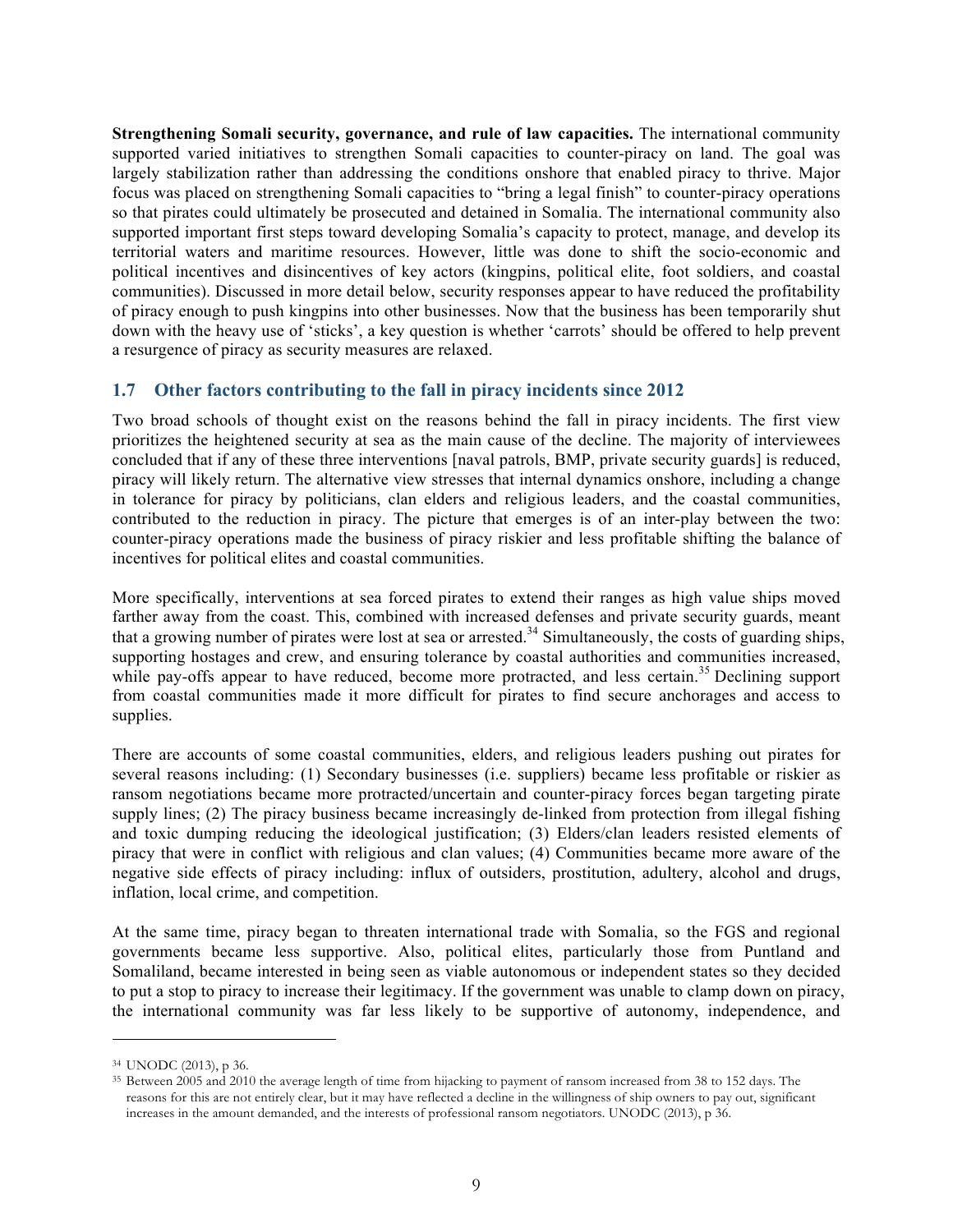**Strengthening Somali security, governance, and rule of law capacities.** The international community supported varied initiatives to strengthen Somali capacities to counter-piracy on land. The goal was largely stabilization rather than addressing the conditions onshore that enabled piracy to thrive. Major focus was placed on strengthening Somali capacities to "bring a legal finish" to counter-piracy operations so that pirates could ultimately be prosecuted and detained in Somalia. The international community also supported important first steps toward developing Somalia's capacity to protect, manage, and develop its territorial waters and maritime resources. However, little was done to shift the socio-economic and political incentives and disincentives of key actors (kingpins, political elite, foot soldiers, and coastal communities). Discussed in more detail below, security responses appear to have reduced the profitability of piracy enough to push kingpins into other businesses. Now that the business has been temporarily shut down with the heavy use of 'sticks', a key question is whether 'carrots' should be offered to help prevent a resurgence of piracy as security measures are relaxed.

## 1.7 Other factors contributing to the fall in piracy incidents since 2012

Two broad schools of thought exist on the reasons behind the fall in piracy incidents. The first view prioritizes the heightened security at sea as the main cause of the decline. The majority of interviewees concluded that if any of these three interventions [naval patrols, BMP, private security guards] is reduced, piracy will likely return. The alternative view stresses that internal dynamics onshore, including a change in tolerance for piracy by politicians, clan elders and religious leaders, and the coastal communities, contributed to the reduction in piracy. The picture that emerges is of an inter-play between the two: counter-piracy operations made the business of piracy riskier and less profitable shifting the balance of incentives for political elites and coastal communities.

More specifically, interventions at sea forced pirates to extend their ranges as high value ships moved farther away from the coast. This, combined with increased defenses and private security guards, meant that a growing number of pirates were lost at sea or arrested.[34] Simultaneously, the costs of guarding ships, supporting hostages and crew, and ensuring tolerance by coastal authorities and communities increased, while pay-offs appear to have reduced, become more protracted, and less certain.[35] Declining support from coastal communities made it more difficult for pirates to find secure anchorages and access to supplies.

There are accounts of some coastal communities, elders, and religious leaders pushing out pirates for several reasons including: (1) Secondary businesses (i.e. suppliers) became less profitable or riskier as ransom negotiations became more protracted/uncertain and counter-piracy forces began targeting pirate supply lines; (2) The piracy business became increasingly de-linked from protection from illegal fishing and toxic dumping reducing the ideological justification; (3) Elders/clan leaders resisted elements of piracy that were in conflict with religious and clan values; (4) Communities became more aware of the negative side effects of piracy including: influx of outsiders, prostitution, adultery, alcohol and drugs, inflation, local crime, and competition.

At the same time, piracy began to threaten international trade with Somalia, so the FGS and regional governments became less supportive. Also, political elites, particularly those from Puntland and Somaliland, became interested in being seen as viable autonomous or independent states so they decided to put a stop to piracy to increase their legitimacy. If the government was unable to clamp down on piracy, the international community was far less likely to be supportive of autonomy, independence, and

---

[34] UNODC (2013), p 36.

[35] Between 2005 and 2010 the average length of time from hijacking to payment of ransom increased from 38 to 152 days. The reasons for this are not entirely clear, but it may have reflected a decline in the willingness of ship owners to pay out, significant increases in the amount demanded, and the interests of professional ransom negotiators. UNODC (2013), p 36.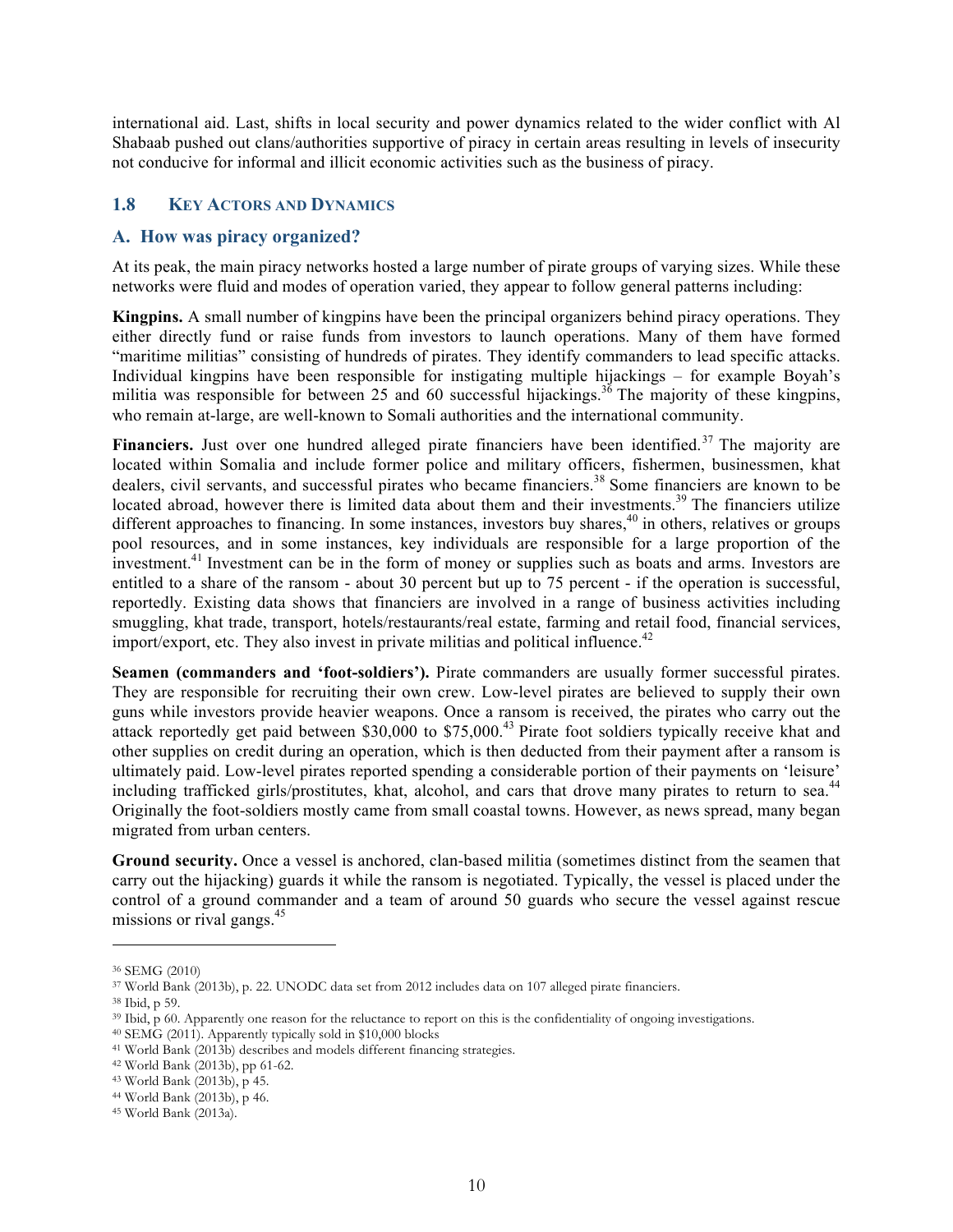international aid. Last, shifts in local security and power dynamics related to the wider conflict with Al Shabaab pushed out clans/authorities supportive of piracy in certain areas resulting in levels of insecurity not conducive for informal and illicit economic activities such as the business of piracy.

## 1.8 KEY ACTORS AND DYNAMICS

### A. How was piracy organized?

At its peak, the main piracy networks hosted a large number of pirate groups of varying sizes. While these networks were fluid and modes of operation varied, they appear to follow general patterns including:

**Kingpins.** A small number of kingpins have been the principal organizers behind piracy operations. They either directly fund or raise funds from investors to launch operations. Many of them have formed "maritime militias" consisting of hundreds of pirates. They identify commanders to lead specific attacks. Individual kingpins have been responsible for instigating multiple hijackings – for example Boyah's militia was responsible for between 25 and 60 successful hijackings.[36] The majority of these kingpins, who remain at-large, are well-known to Somali authorities and the international community.

**Financiers.** Just over one hundred alleged pirate financiers have been identified.[37] The majority are located within Somalia and include former police and military officers, fishermen, businessmen, khat dealers, civil servants, and successful pirates who became financiers.[38] Some financiers are known to be located abroad, however there is limited data about them and their investments.[39] The financiers utilize different approaches to financing. In some instances, investors buy shares,[40] in others, relatives or groups pool resources, and in some instances, key individuals are responsible for a large proportion of the investment.[41] Investment can be in the form of money or supplies such as boats and arms. Investors are entitled to a share of the ransom - about 30 percent but up to 75 percent - if the operation is successful, reportedly. Existing data shows that financiers are involved in a range of business activities including smuggling, khat trade, transport, hotels/restaurants/real estate, farming and retail food, financial services, import/export, etc. They also invest in private militias and political influence.[42]

**Seamen (commanders and 'foot-soldiers').** Pirate commanders are usually former successful pirates. They are responsible for recruiting their own crew. Low-level pirates are believed to supply their own guns while investors provide heavier weapons. Once a ransom is received, the pirates who carry out the attack reportedly get paid between $30,000 to $75,000.[43] Pirate foot soldiers typically receive khat and other supplies on credit during an operation, which is then deducted from their payment after a ransom is ultimately paid. Low-level pirates reported spending a considerable portion of their payments on 'leisure' including trafficked girls/prostitutes, khat, alcohol, and cars that drove many pirates to return to sea.[44] Originally the foot-soldiers mostly came from small coastal towns. However, as news spread, many began migrated from urban centers.

**Ground security.** Once a vessel is anchored, clan-based militia (sometimes distinct from the seamen that carry out the hijacking) guards it while the ransom is negotiated. Typically, the vessel is placed under the control of a ground commander and a team of around 50 guards who secure the vessel against rescue missions or rival gangs.[45]

---

[36] SEMG (2010)

[37] World Bank (2013b), p. 22. UNODC data set from 2012 includes data on 107 alleged pirate financiers.

[38] Ibid, p 59.

[39] Ibid, p 60. Apparently one reason for the reluctance to report on this is the confidentiality of ongoing investigations.

[40] SEMG (2011). Apparently typically sold in $10,000 blocks

[41] World Bank (2013b) describes and models different financing strategies.

[42] World Bank (2013b), pp 61-62.

[43] World Bank (2013b), p 45.

[44] World Bank (2013b), p 46.

[45] World Bank (2013a).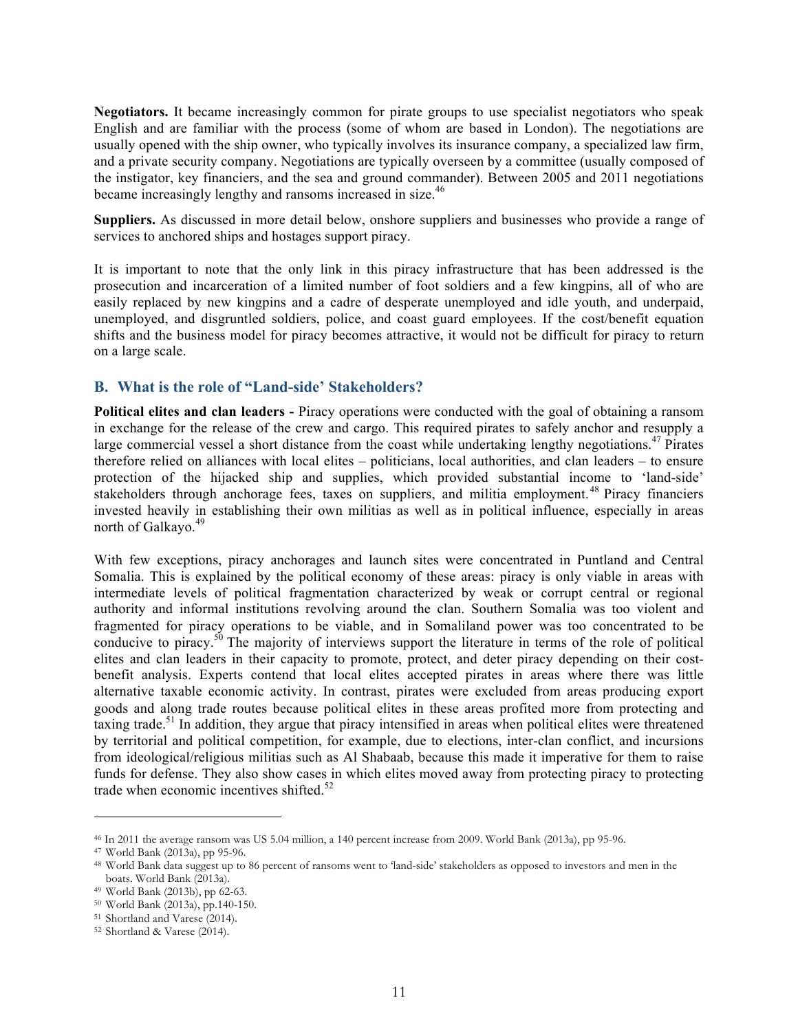**Negotiators.** It became increasingly common for pirate groups to use specialist negotiators who speak English and are familiar with the process (some of whom are based in London). The negotiations are usually opened with the ship owner, who typically involves its insurance company, a specialized law firm, and a private security company. Negotiations are typically overseen by a committee (usually composed of the instigator, key financiers, and the sea and ground commander). Between 2005 and 2011 negotiations became increasingly lengthy and ransoms increased in size.[46]

**Suppliers.** As discussed in more detail below, onshore suppliers and businesses who provide a range of services to anchored ships and hostages support piracy.

It is important to note that the only link in this piracy infrastructure that has been addressed is the prosecution and incarceration of a limited number of foot soldiers and a few kingpins, all of who are easily replaced by new kingpins and a cadre of desperate unemployed and idle youth, and underpaid, unemployed, and disgruntled soldiers, police, and coast guard employees. If the cost/benefit equation shifts and the business model for piracy becomes attractive, it would not be difficult for piracy to return on a large scale.

## B. What is the role of "Land-side' Stakeholders?

**Political elites and clan leaders -** Piracy operations were conducted with the goal of obtaining a ransom in exchange for the release of the crew and cargo. This required pirates to safely anchor and resupply a large commercial vessel a short distance from the coast while undertaking lengthy negotiations.[47] Pirates therefore relied on alliances with local elites – politicians, local authorities, and clan leaders – to ensure protection of the hijacked ship and supplies, which provided substantial income to 'land-side' stakeholders through anchorage fees, taxes on suppliers, and militia employment.[48] Piracy financiers invested heavily in establishing their own militias as well as in political influence, especially in areas north of Galkayo.[49]

With few exceptions, piracy anchorages and launch sites were concentrated in Puntland and Central Somalia. This is explained by the political economy of these areas: piracy is only viable in areas with intermediate levels of political fragmentation characterized by weak or corrupt central or regional authority and informal institutions revolving around the clan. Southern Somalia was too violent and fragmented for piracy operations to be viable, and in Somaliland power was too concentrated to be conducive to piracy.[50] The majority of interviews support the literature in terms of the role of political elites and clan leaders in their capacity to promote, protect, and deter piracy depending on their cost-benefit analysis. Experts contend that local elites accepted pirates in areas where there was little alternative taxable economic activity. In contrast, pirates were excluded from areas producing export goods and along trade routes because political elites in these areas profited more from protecting and taxing trade.[51] In addition, they argue that piracy intensified in areas when political elites were threatened by territorial and political competition, for example, due to elections, inter-clan conflict, and incursions from ideological/religious militias such as Al Shabaab, because this made it imperative for them to raise funds for defense. They also show cases in which elites moved away from protecting piracy to protecting trade when economic incentives shifted.[52]

---

[46] In 2011 the average ransom was US 5.04 million, a 140 percent increase from 2009. World Bank (2013a), pp 95-96.

[47] World Bank (2013a), pp 95-96.

[48] World Bank data suggest up to 86 percent of ransoms went to 'land-side' stakeholders as opposed to investors and men in the boats. World Bank (2013a).

[49] World Bank (2013b), pp 62-63.

[50] World Bank (2013a), pp.140-150.

[51] Shortland and Varese (2014).

[52] Shortland & Varese (2014).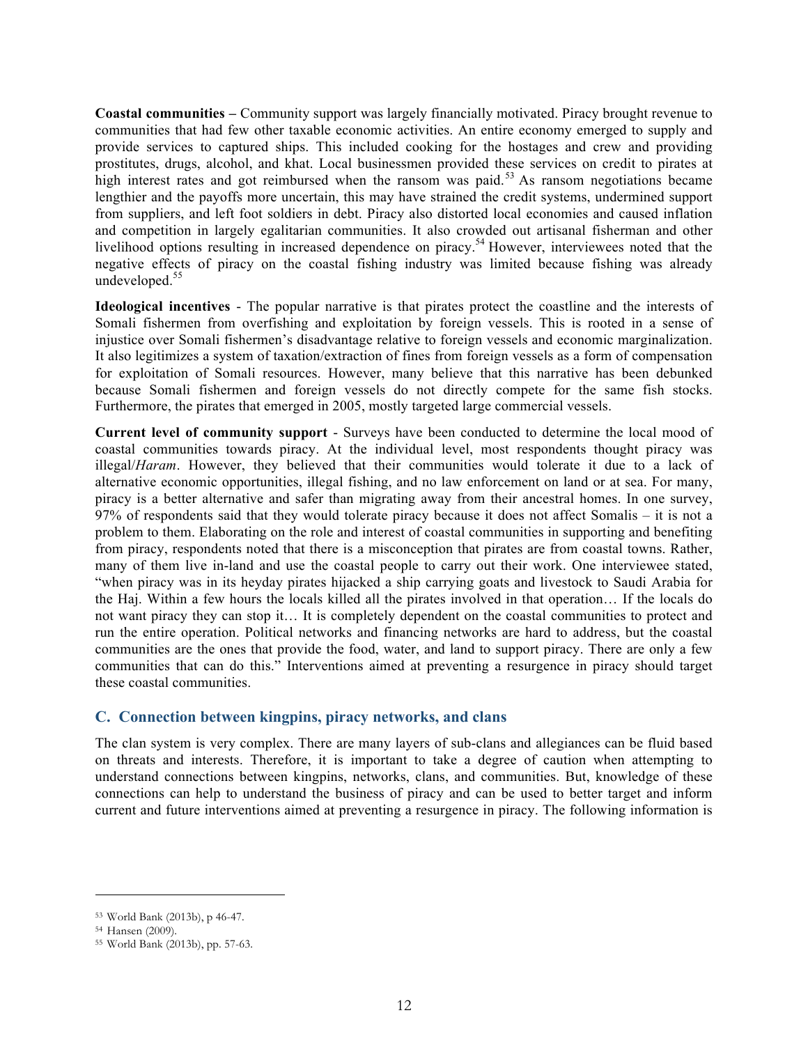**Coastal communities –** Community support was largely financially motivated. Piracy brought revenue to communities that had few other taxable economic activities. An entire economy emerged to supply and provide services to captured ships. This included cooking for the hostages and crew and providing prostitutes, drugs, alcohol, and khat. Local businessmen provided these services on credit to pirates at high interest rates and got reimbursed when the ransom was paid.[53] As ransom negotiations became lengthier and the payoffs more uncertain, this may have strained the credit systems, undermined support from suppliers, and left foot soldiers in debt. Piracy also distorted local economies and caused inflation and competition in largely egalitarian communities. It also crowded out artisanal fisherman and other livelihood options resulting in increased dependence on piracy.[54] However, interviewees noted that the negative effects of piracy on the coastal fishing industry was limited because fishing was already undeveloped.[55]

**Ideological incentives** - The popular narrative is that pirates protect the coastline and the interests of Somali fishermen from overfishing and exploitation by foreign vessels. This is rooted in a sense of injustice over Somali fishermen's disadvantage relative to foreign vessels and economic marginalization. It also legitimizes a system of taxation/extraction of fines from foreign vessels as a form of compensation for exploitation of Somali resources. However, many believe that this narrative has been debunked because Somali fishermen and foreign vessels do not directly compete for the same fish stocks. Furthermore, the pirates that emerged in 2005, mostly targeted large commercial vessels.

**Current level of community support** - Surveys have been conducted to determine the local mood of coastal communities towards piracy. At the individual level, most respondents thought piracy was illegal/*Haram*. However, they believed that their communities would tolerate it due to a lack of alternative economic opportunities, illegal fishing, and no law enforcement on land or at sea. For many, piracy is a better alternative and safer than migrating away from their ancestral homes. In one survey, 97% of respondents said that they would tolerate piracy because it does not affect Somalis – it is not a problem to them. Elaborating on the role and interest of coastal communities in supporting and benefiting from piracy, respondents noted that there is a misconception that pirates are from coastal towns. Rather, many of them live in-land and use the coastal people to carry out their work. One interviewee stated, "when piracy was in its heyday pirates hijacked a ship carrying goats and livestock to Saudi Arabia for the Haj. Within a few hours the locals killed all the pirates involved in that operation… If the locals do not want piracy they can stop it… It is completely dependent on the coastal communities to protect and run the entire operation. Political networks and financing networks are hard to address, but the coastal communities are the ones that provide the food, water, and land to support piracy. There are only a few communities that can do this." Interventions aimed at preventing a resurgence in piracy should target these coastal communities.

## C. Connection between kingpins, piracy networks, and clans

The clan system is very complex. There are many layers of sub-clans and allegiances can be fluid based on threats and interests. Therefore, it is important to take a degree of caution when attempting to understand connections between kingpins, networks, clans, and communities. But, knowledge of these connections can help to understand the business of piracy and can be used to better target and inform current and future interventions aimed at preventing a resurgence in piracy. The following information is

---

[53] World Bank (2013b), p 46-47.

[54] Hansen (2009).

[55] World Bank (2013b), pp. 57-63.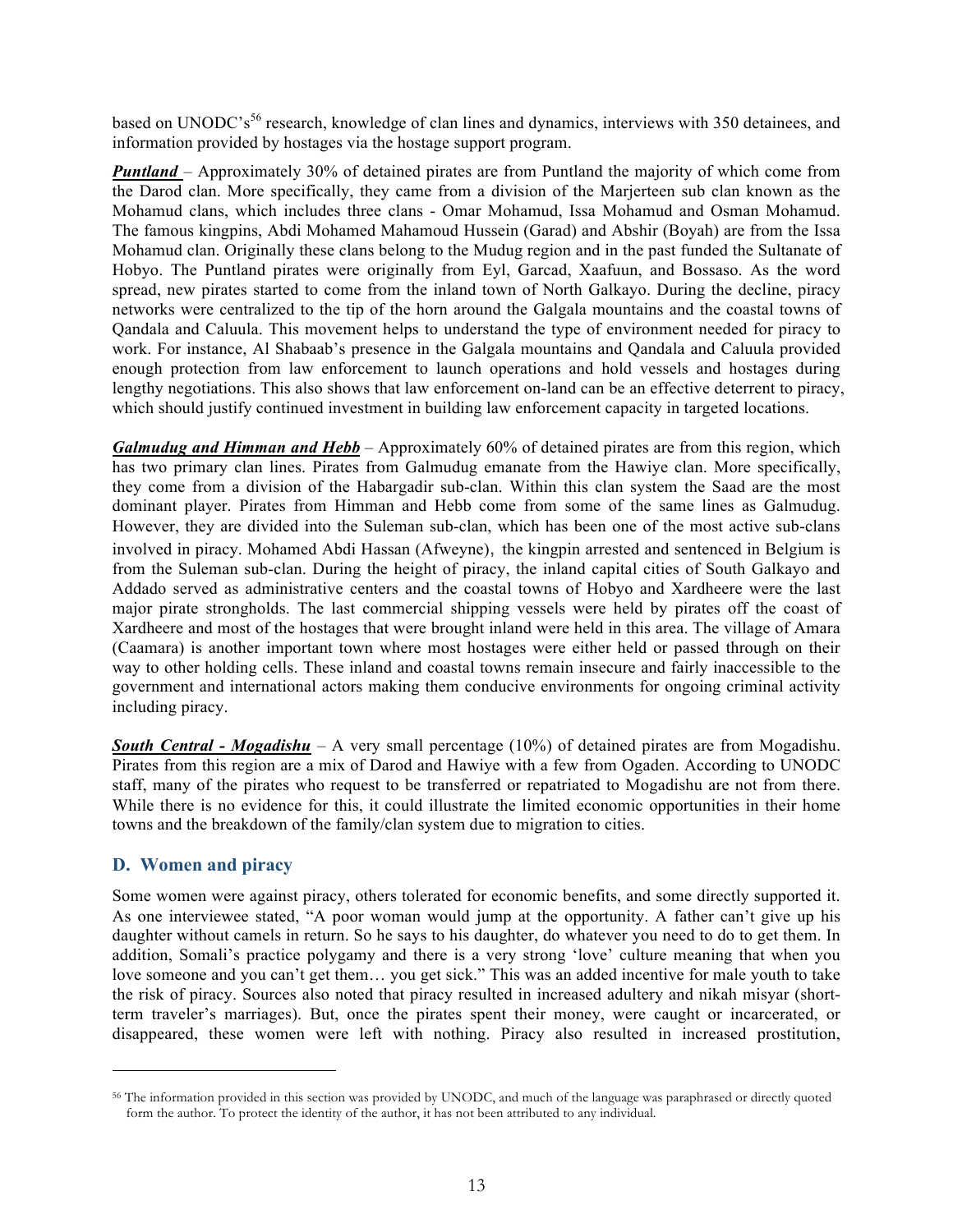based on UNODC's[56] research, knowledge of clan lines and dynamics, interviews with 350 detainees, and information provided by hostages via the hostage support program.

***Puntland*** – Approximately 30% of detained pirates are from Puntland the majority of which come from the Darod clan. More specifically, they came from a division of the Marjerteen sub clan known as the Mohamud clans, which includes three clans - Omar Mohamud, Issa Mohamud and Osman Mohamud. The famous kingpins, Abdi Mohamed Mahamoud Hussein (Garad) and Abshir (Boyah) are from the Issa Mohamud clan. Originally these clans belong to the Mudug region and in the past funded the Sultanate of Hobyo. The Puntland pirates were originally from Eyl, Garcad, Xaafuun, and Bossaso. As the word spread, new pirates started to come from the inland town of North Galkayo. During the decline, piracy networks were centralized to the tip of the horn around the Galgala mountains and the coastal towns of Qandala and Caluula. This movement helps to understand the type of environment needed for piracy to work. For instance, Al Shabaab's presence in the Galgala mountains and Qandala and Caluula provided enough protection from law enforcement to launch operations and hold vessels and hostages during lengthy negotiations. This also shows that law enforcement on-land can be an effective deterrent to piracy, which should justify continued investment in building law enforcement capacity in targeted locations.

***Galmudug and Himman and Hebb*** – Approximately 60% of detained pirates are from this region, which has two primary clan lines. Pirates from Galmudug emanate from the Hawiye clan. More specifically, they come from a division of the Habargadir sub-clan. Within this clan system the Saad are the most dominant player. Pirates from Himman and Hebb come from some of the same lines as Galmudug. However, they are divided into the Suleman sub-clan, which has been one of the most active sub-clans involved in piracy. Mohamed Abdi Hassan (Afweyne), the kingpin arrested and sentenced in Belgium is from the Suleman sub-clan. During the height of piracy, the inland capital cities of South Galkayo and Addado served as administrative centers and the coastal towns of Hobyo and Xardheere were the last major pirate strongholds. The last commercial shipping vessels were held by pirates off the coast of Xardheere and most of the hostages that were brought inland were held in this area. The village of Amara (Caamara) is another important town where most hostages were either held or passed through on their way to other holding cells. These inland and coastal towns remain insecure and fairly inaccessible to the government and international actors making them conducive environments for ongoing criminal activity including piracy.

***South Central - Mogadishu*** – A very small percentage (10%) of detained pirates are from Mogadishu. Pirates from this region are a mix of Darod and Hawiye with a few from Ogaden. According to UNODC staff, many of the pirates who request to be transferred or repatriated to Mogadishu are not from there. While there is no evidence for this, it could illustrate the limited economic opportunities in their home towns and the breakdown of the family/clan system due to migration to cities.

## D. Women and piracy

Some women were against piracy, others tolerated for economic benefits, and some directly supported it. As one interviewee stated, "A poor woman would jump at the opportunity. A father can't give up his daughter without camels in return. So he says to his daughter, do whatever you need to do to get them. In addition, Somali's practice polygamy and there is a very strong 'love' culture meaning that when you love someone and you can't get them… you get sick." This was an added incentive for male youth to take the risk of piracy. Sources also noted that piracy resulted in increased adultery and nikah misyar (short-term traveler's marriages). But, once the pirates spent their money, were caught or incarcerated, or disappeared, these women were left with nothing. Piracy also resulted in increased prostitution,

---

[56] The information provided in this section was provided by UNODC, and much of the language was paraphrased or directly quoted form the author. To protect the identity of the author, it has not been attributed to any individual.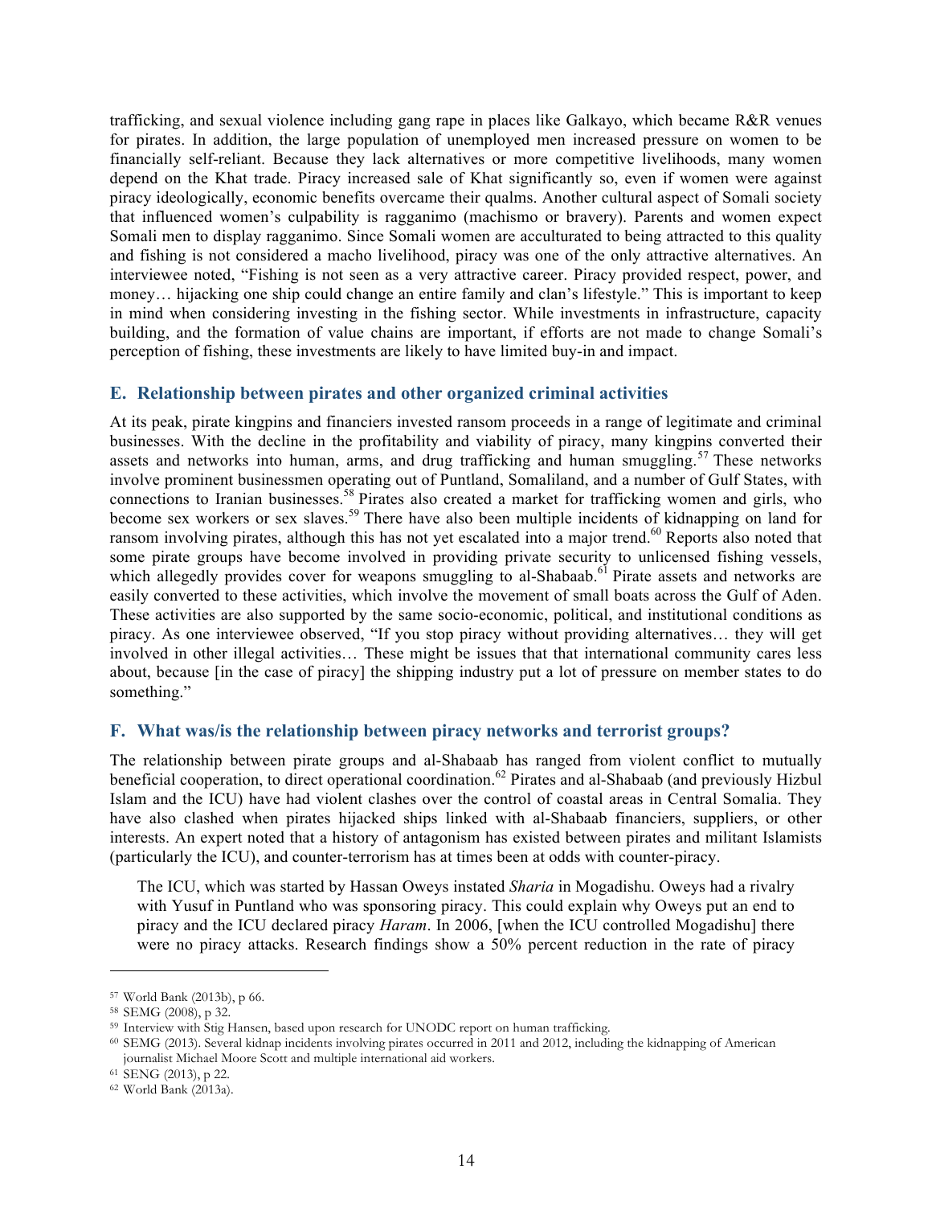trafficking, and sexual violence including gang rape in places like Galkayo, which became R&R venues for pirates. In addition, the large population of unemployed men increased pressure on women to be financially self-reliant. Because they lack alternatives or more competitive livelihoods, many women depend on the Khat trade. Piracy increased sale of Khat significantly so, even if women were against piracy ideologically, economic benefits overcame their qualms. Another cultural aspect of Somali society that influenced women's culpability is ragganimo (machismo or bravery). Parents and women expect Somali men to display ragganimo. Since Somali women are acculturated to being attracted to this quality and fishing is not considered a macho livelihood, piracy was one of the only attractive alternatives. An interviewee noted, "Fishing is not seen as a very attractive career. Piracy provided respect, power, and money… hijacking one ship could change an entire family and clan's lifestyle." This is important to keep in mind when considering investing in the fishing sector. While investments in infrastructure, capacity building, and the formation of value chains are important, if efforts are not made to change Somali's perception of fishing, these investments are likely to have limited buy-in and impact.

## E. Relationship between pirates and other organized criminal activities

At its peak, pirate kingpins and financiers invested ransom proceeds in a range of legitimate and criminal businesses. With the decline in the profitability and viability of piracy, many kingpins converted their assets and networks into human, arms, and drug trafficking and human smuggling.[57] These networks involve prominent businessmen operating out of Puntland, Somaliland, and a number of Gulf States, with connections to Iranian businesses.[58] Pirates also created a market for trafficking women and girls, who become sex workers or sex slaves.[59] There have also been multiple incidents of kidnapping on land for ransom involving pirates, although this has not yet escalated into a major trend.[60] Reports also noted that some pirate groups have become involved in providing private security to unlicensed fishing vessels, which allegedly provides cover for weapons smuggling to al-Shabaab.[61] Pirate assets and networks are easily converted to these activities, which involve the movement of small boats across the Gulf of Aden. These activities are also supported by the same socio-economic, political, and institutional conditions as piracy. As one interviewee observed, "If you stop piracy without providing alternatives… they will get involved in other illegal activities… These might be issues that that international community cares less about, because [in the case of piracy] the shipping industry put a lot of pressure on member states to do something."

## F. What was/is the relationship between piracy networks and terrorist groups?

The relationship between pirate groups and al-Shabaab has ranged from violent conflict to mutually beneficial cooperation, to direct operational coordination.[62] Pirates and al-Shabaab (and previously Hizbul Islam and the ICU) have had violent clashes over the control of coastal areas in Central Somalia. They have also clashed when pirates hijacked ships linked with al-Shabaab financiers, suppliers, or other interests. An expert noted that a history of antagonism has existed between pirates and militant Islamists (particularly the ICU), and counter-terrorism has at times been at odds with counter-piracy.

> The ICU, which was started by Hassan Oweys instated *Sharia* in Mogadishu. Oweys had a rivalry with Yusuf in Puntland who was sponsoring piracy. This could explain why Oweys put an end to piracy and the ICU declared piracy *Haram*. In 2006, [when the ICU controlled Mogadishu] there were no piracy attacks. Research findings show a 50% percent reduction in the rate of piracy

---

[57] World Bank (2013b), p 66.

[58] SEMG (2008), p 32.

[59] Interview with Stig Hansen, based upon research for UNODC report on human trafficking.

[60] SEMG (2013). Several kidnap incidents involving pirates occurred in 2011 and 2012, including the kidnapping of American journalist Michael Moore Scott and multiple international aid workers.

[61] SENG (2013), p 22.

[62] World Bank (2013a).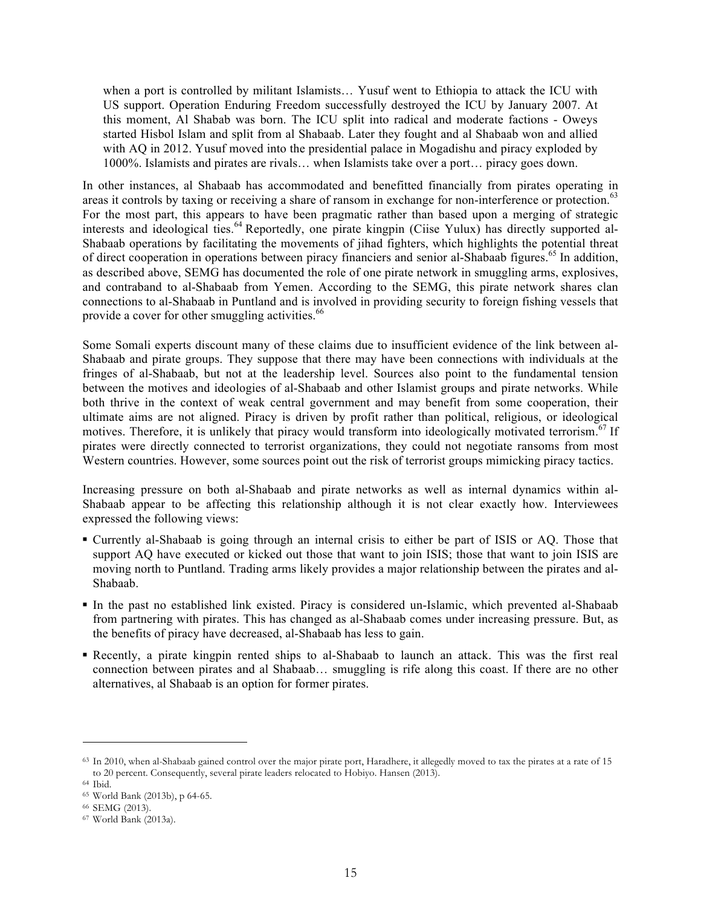> when a port is controlled by militant Islamists… Yusuf went to Ethiopia to attack the ICU with US support. Operation Enduring Freedom successfully destroyed the ICU by January 2007. At this moment, Al Shabab was born. The ICU split into radical and moderate factions - Oweys started Hisbol Islam and split from al Shabaab. Later they fought and al Shabaab won and allied with AQ in 2012. Yusuf moved into the presidential palace in Mogadishu and piracy exploded by 1000%. Islamists and pirates are rivals… when Islamists take over a port… piracy goes down.

In other instances, al Shabaab has accommodated and benefitted financially from pirates operating in areas it controls by taxing or receiving a share of ransom in exchange for non-interference or protection.[63] For the most part, this appears to have been pragmatic rather than based upon a merging of strategic interests and ideological ties.[64] Reportedly, one pirate kingpin (Ciise Yulux) has directly supported al-Shabaab operations by facilitating the movements of jihad fighters, which highlights the potential threat of direct cooperation in operations between piracy financiers and senior al-Shabaab figures.[65] In addition, as described above, SEMG has documented the role of one pirate network in smuggling arms, explosives, and contraband to al-Shabaab from Yemen. According to the SEMG, this pirate network shares clan connections to al-Shabaab in Puntland and is involved in providing security to foreign fishing vessels that provide a cover for other smuggling activities.[66]

Some Somali experts discount many of these claims due to insufficient evidence of the link between al-Shabaab and pirate groups. They suppose that there may have been connections with individuals at the fringes of al-Shabaab, but not at the leadership level. Sources also point to the fundamental tension between the motives and ideologies of al-Shabaab and other Islamist groups and pirate networks. While both thrive in the context of weak central government and may benefit from some cooperation, their ultimate aims are not aligned. Piracy is driven by profit rather than political, religious, or ideological motives. Therefore, it is unlikely that piracy would transform into ideologically motivated terrorism.[67] If pirates were directly connected to terrorist organizations, they could not negotiate ransoms from most Western countries. However, some sources point out the risk of terrorist groups mimicking piracy tactics.

Increasing pressure on both al-Shabaab and pirate networks as well as internal dynamics within al-Shabaab appear to be affecting this relationship although it is not clear exactly how. Interviewees expressed the following views:

- Currently al-Shabaab is going through an internal crisis to either be part of ISIS or AQ. Those that support AQ have executed or kicked out those that want to join ISIS; those that want to join ISIS are moving north to Puntland. Trading arms likely provides a major relationship between the pirates and al-Shabaab.
- In the past no established link existed. Piracy is considered un-Islamic, which prevented al-Shabaab from partnering with pirates. This has changed as al-Shabaab comes under increasing pressure. But, as the benefits of piracy have decreased, al-Shabaab has less to gain.
- Recently, a pirate kingpin rented ships to al-Shabaab to launch an attack. This was the first real connection between pirates and al Shabaab… smuggling is rife along this coast. If there are no other alternatives, al Shabaab is an option for former pirates.

---

[63] In 2010, when al-Shabaab gained control over the major pirate port, Haradhere, it allegedly moved to tax the pirates at a rate of 15 to 20 percent. Consequently, several pirate leaders relocated to Hobiyo. Hansen (2013).

[64] Ibid.

[65] World Bank (2013b), p 64-65.

[66] SEMG (2013).

[67] World Bank (2013a).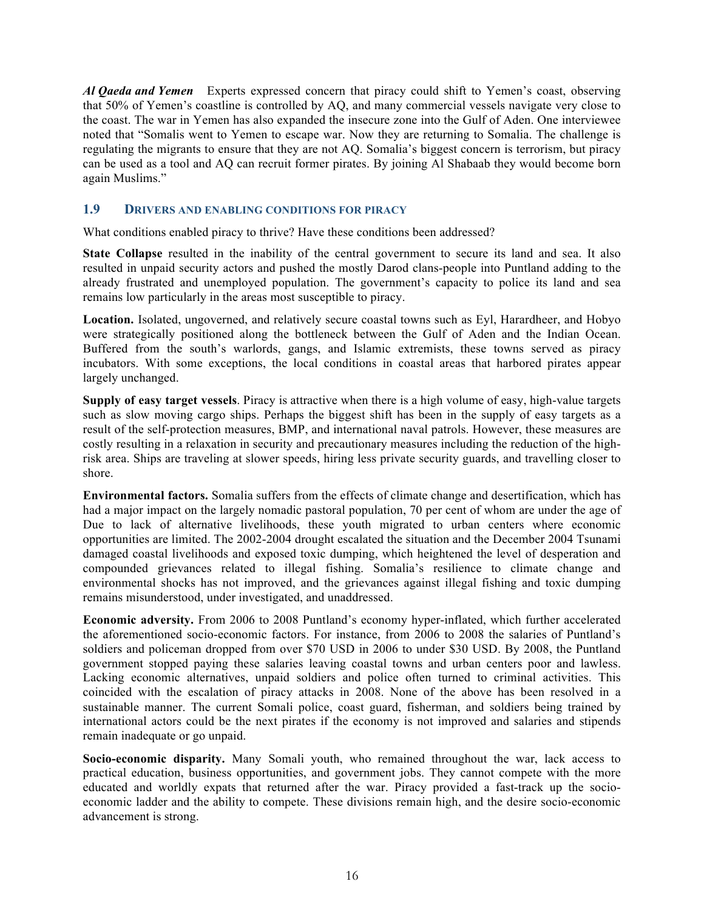***Al Qaeda and Yemen*** Experts expressed concern that piracy could shift to Yemen's coast, observing that 50% of Yemen's coastline is controlled by AQ, and many commercial vessels navigate very close to the coast. The war in Yemen has also expanded the insecure zone into the Gulf of Aden. One interviewee noted that "Somalis went to Yemen to escape war. Now they are returning to Somalia. The challenge is regulating the migrants to ensure that they are not AQ. Somalia's biggest concern is terrorism, but piracy can be used as a tool and AQ can recruit former pirates. By joining Al Shabaab they would become born again Muslims."

### 1.9 DRIVERS AND ENABLING CONDITIONS FOR PIRACY

What conditions enabled piracy to thrive? Have these conditions been addressed?

**State Collapse** resulted in the inability of the central government to secure its land and sea. It also resulted in unpaid security actors and pushed the mostly Darod clans-people into Puntland adding to the already frustrated and unemployed population. The government's capacity to police its land and sea remains low particularly in the areas most susceptible to piracy.

**Location.** Isolated, ungoverned, and relatively secure coastal towns such as Eyl, Harardheer, and Hobyo were strategically positioned along the bottleneck between the Gulf of Aden and the Indian Ocean. Buffered from the south's warlords, gangs, and Islamic extremists, these towns served as piracy incubators. With some exceptions, the local conditions in coastal areas that harbored pirates appear largely unchanged.

**Supply of easy target vessels**. Piracy is attractive when there is a high volume of easy, high-value targets such as slow moving cargo ships. Perhaps the biggest shift has been in the supply of easy targets as a result of the self-protection measures, BMP, and international naval patrols. However, these measures are costly resulting in a relaxation in security and precautionary measures including the reduction of the high-risk area. Ships are traveling at slower speeds, hiring less private security guards, and travelling closer to shore.

**Environmental factors.** Somalia suffers from the effects of climate change and desertification, which has had a major impact on the largely nomadic pastoral population, 70 per cent of whom are under the age of Due to lack of alternative livelihoods, these youth migrated to urban centers where economic opportunities are limited. The 2002-2004 drought escalated the situation and the December 2004 Tsunami damaged coastal livelihoods and exposed toxic dumping, which heightened the level of desperation and compounded grievances related to illegal fishing. Somalia's resilience to climate change and environmental shocks has not improved, and the grievances against illegal fishing and toxic dumping remains misunderstood, under investigated, and unaddressed.

**Economic adversity.** From 2006 to 2008 Puntland's economy hyper-inflated, which further accelerated the aforementioned socio-economic factors. For instance, from 2006 to 2008 the salaries of Puntland's soldiers and policeman dropped from over $70 USD in 2006 to under $30 USD. By 2008, the Puntland government stopped paying these salaries leaving coastal towns and urban centers poor and lawless. Lacking economic alternatives, unpaid soldiers and police often turned to criminal activities. This coincided with the escalation of piracy attacks in 2008. None of the above has been resolved in a sustainable manner. The current Somali police, coast guard, fisherman, and soldiers being trained by international actors could be the next pirates if the economy is not improved and salaries and stipends remain inadequate or go unpaid.

**Socio-economic disparity.** Many Somali youth, who remained throughout the war, lack access to practical education, business opportunities, and government jobs. They cannot compete with the more educated and worldly expats that returned after the war. Piracy provided a fast-track up the socio-economic ladder and the ability to compete. These divisions remain high, and the desire socio-economic advancement is strong.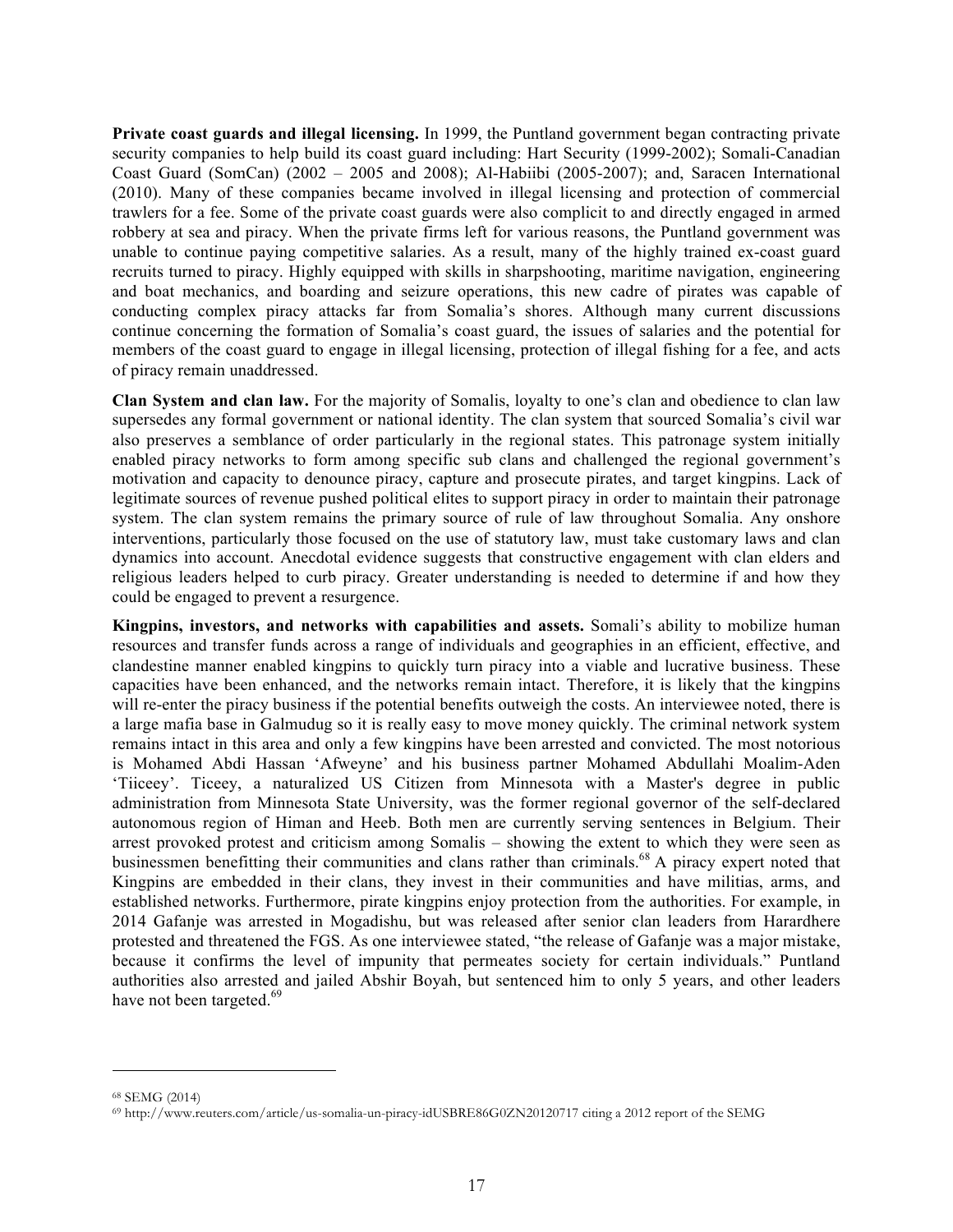**Private coast guards and illegal licensing.** In 1999, the Puntland government began contracting private security companies to help build its coast guard including: Hart Security (1999-2002); Somali-Canadian Coast Guard (SomCan) (2002 – 2005 and 2008); Al-Habiibi (2005-2007); and, Saracen International (2010). Many of these companies became involved in illegal licensing and protection of commercial trawlers for a fee. Some of the private coast guards were also complicit to and directly engaged in armed robbery at sea and piracy. When the private firms left for various reasons, the Puntland government was unable to continue paying competitive salaries. As a result, many of the highly trained ex-coast guard recruits turned to piracy. Highly equipped with skills in sharpshooting, maritime navigation, engineering and boat mechanics, and boarding and seizure operations, this new cadre of pirates was capable of conducting complex piracy attacks far from Somalia's shores. Although many current discussions continue concerning the formation of Somalia's coast guard, the issues of salaries and the potential for members of the coast guard to engage in illegal licensing, protection of illegal fishing for a fee, and acts of piracy remain unaddressed.

**Clan System and clan law.** For the majority of Somalis, loyalty to one's clan and obedience to clan law supersedes any formal government or national identity. The clan system that sourced Somalia's civil war also preserves a semblance of order particularly in the regional states. This patronage system initially enabled piracy networks to form among specific sub clans and challenged the regional government's motivation and capacity to denounce piracy, capture and prosecute pirates, and target kingpins. Lack of legitimate sources of revenue pushed political elites to support piracy in order to maintain their patronage system. The clan system remains the primary source of rule of law throughout Somalia. Any onshore interventions, particularly those focused on the use of statutory law, must take customary laws and clan dynamics into account. Anecdotal evidence suggests that constructive engagement with clan elders and religious leaders helped to curb piracy. Greater understanding is needed to determine if and how they could be engaged to prevent a resurgence.

**Kingpins, investors, and networks with capabilities and assets.** Somali's ability to mobilize human resources and transfer funds across a range of individuals and geographies in an efficient, effective, and clandestine manner enabled kingpins to quickly turn piracy into a viable and lucrative business. These capacities have been enhanced, and the networks remain intact. Therefore, it is likely that the kingpins will re-enter the piracy business if the potential benefits outweigh the costs. An interviewee noted, there is a large mafia base in Galmudug so it is really easy to move money quickly. The criminal network system remains intact in this area and only a few kingpins have been arrested and convicted. The most notorious is Mohamed Abdi Hassan 'Afweyne' and his business partner Mohamed Abdullahi Moalim-Aden 'Tiiceey'. Ticeey, a naturalized US Citizen from Minnesota with a Master's degree in public administration from Minnesota State University, was the former regional governor of the self-declared autonomous region of Himan and Heeb. Both men are currently serving sentences in Belgium. Their arrest provoked protest and criticism among Somalis – showing the extent to which they were seen as businessmen benefitting their communities and clans rather than criminals.[68] A piracy expert noted that Kingpins are embedded in their clans, they invest in their communities and have militias, arms, and established networks. Furthermore, pirate kingpins enjoy protection from the authorities. For example, in 2014 Gafanje was arrested in Mogadishu, but was released after senior clan leaders from Harardhere protested and threatened the FGS. As one interviewee stated, "the release of Gafanje was a major mistake, because it confirms the level of impunity that permeates society for certain individuals." Puntland authorities also arrested and jailed Abshir Boyah, but sentenced him to only 5 years, and other leaders have not been targeted.[69]

---

[68] SEMG (2014)

[69] http://www.reuters.com/article/us-somalia-un-piracy-idUSBRE86G0ZN20120717 citing a 2012 report of the SEMG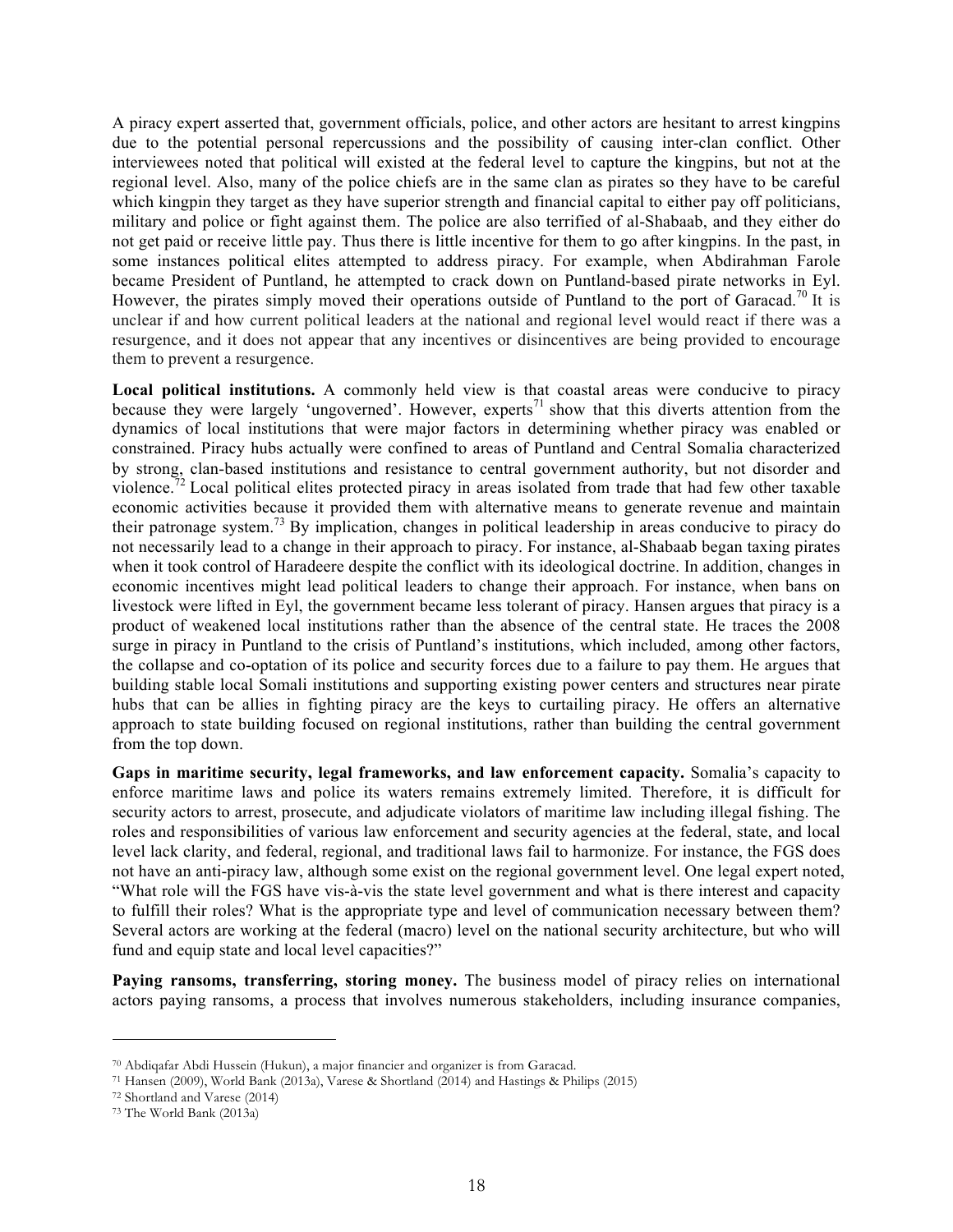A piracy expert asserted that, government officials, police, and other actors are hesitant to arrest kingpins due to the potential personal repercussions and the possibility of causing inter-clan conflict. Other interviewees noted that political will existed at the federal level to capture the kingpins, but not at the regional level. Also, many of the police chiefs are in the same clan as pirates so they have to be careful which kingpin they target as they have superior strength and financial capital to either pay off politicians, military and police or fight against them. The police are also terrified of al-Shabaab, and they either do not get paid or receive little pay. Thus there is little incentive for them to go after kingpins. In the past, in some instances political elites attempted to address piracy. For example, when Abdirahman Farole became President of Puntland, he attempted to crack down on Puntland-based pirate networks in Eyl. However, the pirates simply moved their operations outside of Puntland to the port of Garacad.[70] It is unclear if and how current political leaders at the national and regional level would react if there was a resurgence, and it does not appear that any incentives or disincentives are being provided to encourage them to prevent a resurgence.

**Local political institutions.** A commonly held view is that coastal areas were conducive to piracy because they were largely 'ungoverned'. However, experts[71] show that this diverts attention from the dynamics of local institutions that were major factors in determining whether piracy was enabled or constrained. Piracy hubs actually were confined to areas of Puntland and Central Somalia characterized by strong, clan-based institutions and resistance to central government authority, but not disorder and violence.[72] Local political elites protected piracy in areas isolated from trade that had few other taxable economic activities because it provided them with alternative means to generate revenue and maintain their patronage system.[73] By implication, changes in political leadership in areas conducive to piracy do not necessarily lead to a change in their approach to piracy. For instance, al-Shabaab began taxing pirates when it took control of Haradeere despite the conflict with its ideological doctrine. In addition, changes in economic incentives might lead political leaders to change their approach. For instance, when bans on livestock were lifted in Eyl, the government became less tolerant of piracy. Hansen argues that piracy is a product of weakened local institutions rather than the absence of the central state. He traces the 2008 surge in piracy in Puntland to the crisis of Puntland's institutions, which included, among other factors, the collapse and co-optation of its police and security forces due to a failure to pay them. He argues that building stable local Somali institutions and supporting existing power centers and structures near pirate hubs that can be allies in fighting piracy are the keys to curtailing piracy. He offers an alternative approach to state building focused on regional institutions, rather than building the central government from the top down.

**Gaps in maritime security, legal frameworks, and law enforcement capacity.** Somalia's capacity to enforce maritime laws and police its waters remains extremely limited. Therefore, it is difficult for security actors to arrest, prosecute, and adjudicate violators of maritime law including illegal fishing. The roles and responsibilities of various law enforcement and security agencies at the federal, state, and local level lack clarity, and federal, regional, and traditional laws fail to harmonize. For instance, the FGS does not have an anti-piracy law, although some exist on the regional government level. One legal expert noted, "What role will the FGS have vis-à-vis the state level government and what is there interest and capacity to fulfill their roles? What is the appropriate type and level of communication necessary between them? Several actors are working at the federal (macro) level on the national security architecture, but who will fund and equip state and local level capacities?"

**Paying ransoms, transferring, storing money.** The business model of piracy relies on international actors paying ransoms, a process that involves numerous stakeholders, including insurance companies,

---

[70] Abdiqafar Abdi Hussein (Hukun), a major financier and organizer is from Garacad.

[71] Hansen (2009), World Bank (2013a), Varese & Shortland (2014) and Hastings & Philips (2015)

[72] Shortland and Varese (2014)

[73] The World Bank (2013a)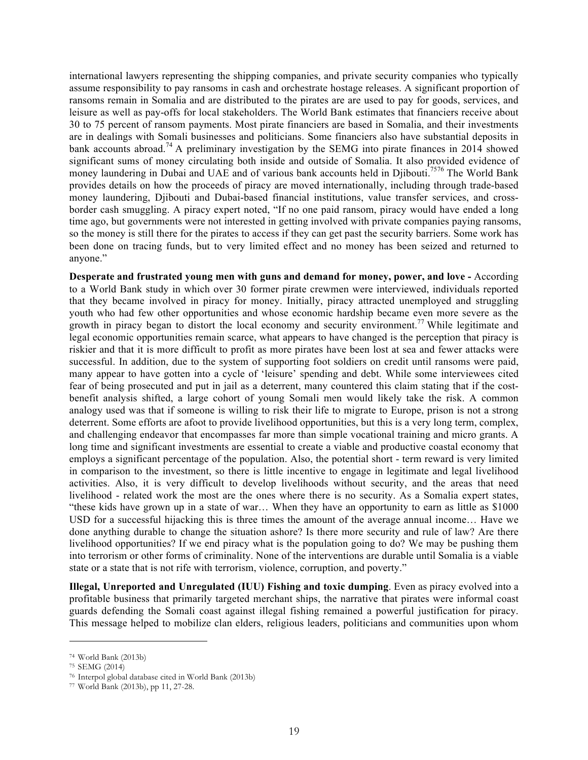international lawyers representing the shipping companies, and private security companies who typically assume responsibility to pay ransoms in cash and orchestrate hostage releases. A significant proportion of ransoms remain in Somalia and are distributed to the pirates are are used to pay for goods, services, and leisure as well as pay-offs for local stakeholders. The World Bank estimates that financiers receive about 30 to 75 percent of ransom payments. Most pirate financiers are based in Somalia, and their investments are in dealings with Somali businesses and politicians. Some financiers also have substantial deposits in bank accounts abroad.[74] A preliminary investigation by the SEMG into pirate finances in 2014 showed significant sums of money circulating both inside and outside of Somalia. It also provided evidence of money laundering in Dubai and UAE and of various bank accounts held in Djibouti.[75][76] The World Bank provides details on how the proceeds of piracy are moved internationally, including through trade-based money laundering, Djibouti and Dubai-based financial institutions, value transfer services, and cross-border cash smuggling. A piracy expert noted, "If no one paid ransom, piracy would have ended a long time ago, but governments were not interested in getting involved with private companies paying ransoms, so the money is still there for the pirates to access if they can get past the security barriers. Some work has been done on tracing funds, but to very limited effect and no money has been seized and returned to anyone."

**Desperate and frustrated young men with guns and demand for money, power, and love -** According to a World Bank study in which over 30 former pirate crewmen were interviewed, individuals reported that they became involved in piracy for money. Initially, piracy attracted unemployed and struggling youth who had few other opportunities and whose economic hardship became even more severe as the growth in piracy began to distort the local economy and security environment.[77] While legitimate and legal economic opportunities remain scarce, what appears to have changed is the perception that piracy is riskier and that it is more difficult to profit as more pirates have been lost at sea and fewer attacks were successful. In addition, due to the system of supporting foot soldiers on credit until ransoms were paid, many appear to have gotten into a cycle of 'leisure' spending and debt. While some interviewees cited fear of being prosecuted and put in jail as a deterrent, many countered this claim stating that if the cost-benefit analysis shifted, a large cohort of young Somali men would likely take the risk. A common analogy used was that if someone is willing to risk their life to migrate to Europe, prison is not a strong deterrent. Some efforts are afoot to provide livelihood opportunities, but this is a very long term, complex, and challenging endeavor that encompasses far more than simple vocational training and micro grants. A long time and significant investments are essential to create a viable and productive coastal economy that employs a significant percentage of the population. Also, the potential short - term reward is very limited in comparison to the investment, so there is little incentive to engage in legitimate and legal livelihood activities. Also, it is very difficult to develop livelihoods without security, and the areas that need livelihood - related work the most are the ones where there is no security. As a Somalia expert states, "these kids have grown up in a state of war… When they have an opportunity to earn as little as $1000 USD for a successful hijacking this is three times the amount of the average annual income… Have we done anything durable to change the situation ashore? Is there more security and rule of law? Are there livelihood opportunities? If we end piracy what is the population going to do? We may be pushing them into terrorism or other forms of criminality. None of the interventions are durable until Somalia is a viable state or a state that is not rife with terrorism, violence, corruption, and poverty."

**Illegal, Unreported and Unregulated (IUU) Fishing and toxic dumping**. Even as piracy evolved into a profitable business that primarily targeted merchant ships, the narrative that pirates were informal coast guards defending the Somali coast against illegal fishing remained a powerful justification for piracy. This message helped to mobilize clan elders, religious leaders, politicians and communities upon whom

---

[74] World Bank (2013b)
[75] SEMG (2014)
[76] Interpol global database cited in World Bank (2013b)
[77] World Bank (2013b), pp 11, 27-28.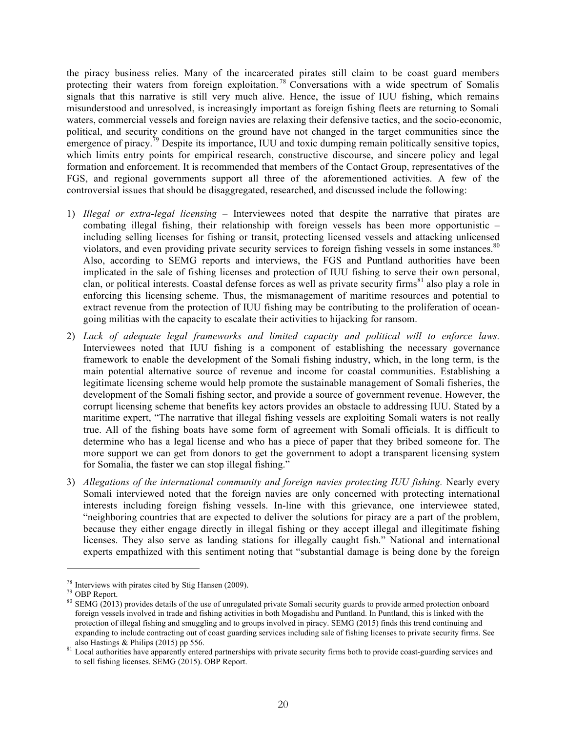the piracy business relies. Many of the incarcerated pirates still claim to be coast guard members protecting their waters from foreign exploitation.[78] Conversations with a wide spectrum of Somalis signals that this narrative is still very much alive. Hence, the issue of IUU fishing, which remains misunderstood and unresolved, is increasingly important as foreign fishing fleets are returning to Somali waters, commercial vessels and foreign navies are relaxing their defensive tactics, and the socio-economic, political, and security conditions on the ground have not changed in the target communities since the emergence of piracy.[79] Despite its importance, IUU and toxic dumping remain politically sensitive topics, which limits entry points for empirical research, constructive discourse, and sincere policy and legal formation and enforcement. It is recommended that members of the Contact Group, representatives of the FGS, and regional governments support all three of the aforementioned activities. A few of the controversial issues that should be disaggregated, researched, and discussed include the following:

1) *Illegal or extra-legal licensing* – Interviewees noted that despite the narrative that pirates are combating illegal fishing, their relationship with foreign vessels has been more opportunistic – including selling licenses for fishing or transit, protecting licensed vessels and attacking unlicensed violators, and even providing private security services to foreign fishing vessels in some instances.[80] Also, according to SEMG reports and interviews, the FGS and Puntland authorities have been implicated in the sale of fishing licenses and protection of IUU fishing to serve their own personal, clan, or political interests. Coastal defense forces as well as private security firms[81] also play a role in enforcing this licensing scheme. Thus, the mismanagement of maritime resources and potential to extract revenue from the protection of IUU fishing may be contributing to the proliferation of ocean-going militias with the capacity to escalate their activities to hijacking for ransom.

2) *Lack of adequate legal frameworks and limited capacity and political will to enforce laws.* Interviewees noted that IUU fishing is a component of establishing the necessary governance framework to enable the development of the Somali fishing industry, which, in the long term, is the main potential alternative source of revenue and income for coastal communities. Establishing a legitimate licensing scheme would help promote the sustainable management of Somali fisheries, the development of the Somali fishing sector, and provide a source of government revenue. However, the corrupt licensing scheme that benefits key actors provides an obstacle to addressing IUU. Stated by a maritime expert, "The narrative that illegal fishing vessels are exploiting Somali waters is not really true. All of the fishing boats have some form of agreement with Somali officials. It is difficult to determine who has a legal license and who has a piece of paper that they bribed someone for. The more support we can get from donors to get the government to adopt a transparent licensing system for Somalia, the faster we can stop illegal fishing."

3) *Allegations of the international community and foreign navies protecting IUU fishing.* Nearly every Somali interviewed noted that the foreign navies are only concerned with protecting international interests including foreign fishing vessels. In-line with this grievance, one interviewee stated, "neighboring countries that are expected to deliver the solutions for piracy are a part of the problem, because they either engage directly in illegal fishing or they accept illegal and illegitimate fishing licenses. They also serve as landing stations for illegally caught fish." National and international experts empathized with this sentiment noting that "substantial damage is being done by the foreign

---

[78] Interviews with pirates cited by Stig Hansen (2009).

[79] OBP Report.

[80] SEMG (2013) provides details of the use of unregulated private Somali security guards to provide armed protection onboard foreign vessels involved in trade and fishing activities in both Mogadishu and Puntland. In Puntland, this is linked with the protection of illegal fishing and smuggling and to groups involved in piracy. SEMG (2015) finds this trend continuing and expanding to include contracting out of coast guarding services including sale of fishing licenses to private security firms. See also Hastings & Philips (2015) pp 556.

[81] Local authorities have apparently entered partnerships with private security firms both to provide coast-guarding services and to sell fishing licenses. SEMG (2015). OBP Report.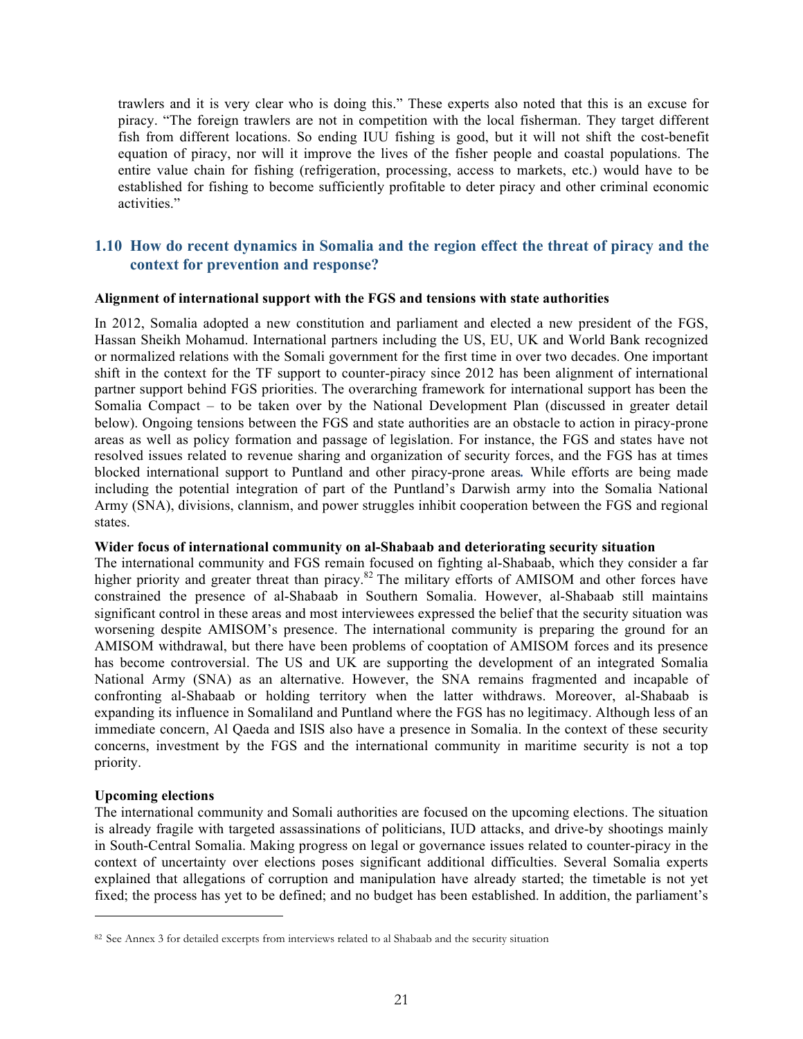trawlers and it is very clear who is doing this." These experts also noted that this is an excuse for piracy. "The foreign trawlers are not in competition with the local fisherman. They target different fish from different locations. So ending IUU fishing is good, but it will not shift the cost-benefit equation of piracy, nor will it improve the lives of the fisher people and coastal populations. The entire value chain for fishing (refrigeration, processing, access to markets, etc.) would have to be established for fishing to become sufficiently profitable to deter piracy and other criminal economic activities."

## 1.10 How do recent dynamics in Somalia and the region effect the threat of piracy and the context for prevention and response?

**Alignment of international support with the FGS and tensions with state authorities**

In 2012, Somalia adopted a new constitution and parliament and elected a new president of the FGS, Hassan Sheikh Mohamud. International partners including the US, EU, UK and World Bank recognized or normalized relations with the Somali government for the first time in over two decades. One important shift in the context for the TF support to counter-piracy since 2012 has been alignment of international partner support behind FGS priorities. The overarching framework for international support has been the Somalia Compact – to be taken over by the National Development Plan (discussed in greater detail below). Ongoing tensions between the FGS and state authorities are an obstacle to action in piracy-prone areas as well as policy formation and passage of legislation. For instance, the FGS and states have not resolved issues related to revenue sharing and organization of security forces, and the FGS has at times blocked international support to Puntland and other piracy-prone areas**.** While efforts are being made including the potential integration of part of the Puntland's Darwish army into the Somalia National Army (SNA), divisions, clannism, and power struggles inhibit cooperation between the FGS and regional states.

**Wider focus of international community on al-Shabaab and deteriorating security situation**

The international community and FGS remain focused on fighting al-Shabaab, which they consider a far higher priority and greater threat than piracy.[82] The military efforts of AMISOM and other forces have constrained the presence of al-Shabaab in Southern Somalia. However, al-Shabaab still maintains significant control in these areas and most interviewees expressed the belief that the security situation was worsening despite AMISOM's presence. The international community is preparing the ground for an AMISOM withdrawal, but there have been problems of cooptation of AMISOM forces and its presence has become controversial. The US and UK are supporting the development of an integrated Somalia National Army (SNA) as an alternative. However, the SNA remains fragmented and incapable of confronting al-Shabaab or holding territory when the latter withdraws. Moreover, al-Shabaab is expanding its influence in Somaliland and Puntland where the FGS has no legitimacy. Although less of an immediate concern, Al Qaeda and ISIS also have a presence in Somalia. In the context of these security concerns, investment by the FGS and the international community in maritime security is not a top priority.

**Upcoming elections**

The international community and Somali authorities are focused on the upcoming elections. The situation is already fragile with targeted assassinations of politicians, IUD attacks, and drive-by shootings mainly in South-Central Somalia. Making progress on legal or governance issues related to counter-piracy in the context of uncertainty over elections poses significant additional difficulties. Several Somalia experts explained that allegations of corruption and manipulation have already started; the timetable is not yet fixed; the process has yet to be defined; and no budget has been established. In addition, the parliament's

---

[82] See Annex 3 for detailed excerpts from interviews related to al Shabaab and the security situation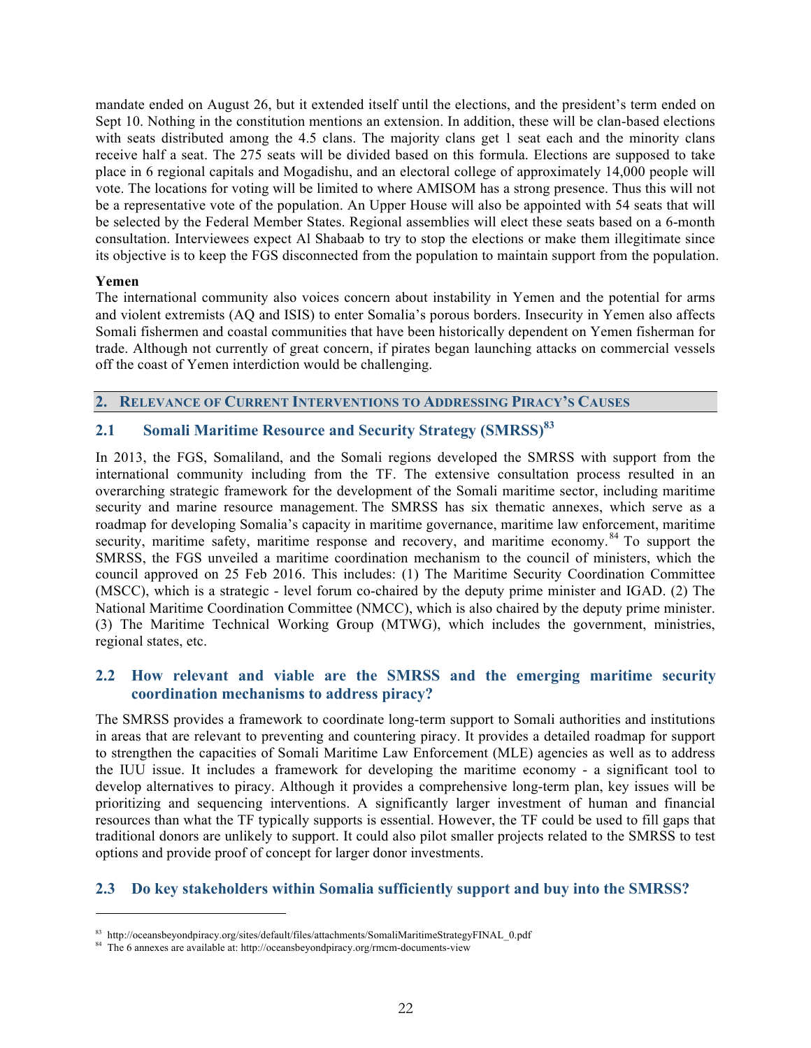mandate ended on August 26, but it extended itself until the elections, and the president's term ended on Sept 10. Nothing in the constitution mentions an extension. In addition, these will be clan-based elections with seats distributed among the 4.5 clans. The majority clans get 1 seat each and the minority clans receive half a seat. The 275 seats will be divided based on this formula. Elections are supposed to take place in 6 regional capitals and Mogadishu, and an electoral college of approximately 14,000 people will vote. The locations for voting will be limited to where AMISOM has a strong presence. Thus this will not be a representative vote of the population. An Upper House will also be appointed with 54 seats that will be selected by the Federal Member States. Regional assemblies will elect these seats based on a 6-month consultation. Interviewees expect Al Shabaab to try to stop the elections or make them illegitimate since its objective is to keep the FGS disconnected from the population to maintain support from the population.

**Yemen**

The international community also voices concern about instability in Yemen and the potential for arms and violent extremists (AQ and ISIS) to enter Somalia's porous borders. Insecurity in Yemen also affects Somali fishermen and coastal communities that have been historically dependent on Yemen fisherman for trade. Although not currently of great concern, if pirates began launching attacks on commercial vessels off the coast of Yemen interdiction would be challenging.

## 2. RELEVANCE OF CURRENT INTERVENTIONS TO ADDRESSING PIRACY'S CAUSES

### 2.1 Somali Maritime Resource and Security Strategy (SMRSS)[83]

In 2013, the FGS, Somaliland, and the Somali regions developed the SMRSS with support from the international community including from the TF. The extensive consultation process resulted in an overarching strategic framework for the development of the Somali maritime sector, including maritime security and marine resource management. The SMRSS has six thematic annexes, which serve as a roadmap for developing Somalia's capacity in maritime governance, maritime law enforcement, maritime security, maritime safety, maritime response and recovery, and maritime economy.[84] To support the SMRSS, the FGS unveiled a maritime coordination mechanism to the council of ministers, which the council approved on 25 Feb 2016. This includes: (1) The Maritime Security Coordination Committee (MSCC), which is a strategic - level forum co-chaired by the deputy prime minister and IGAD. (2) The National Maritime Coordination Committee (NMCC), which is also chaired by the deputy prime minister. (3) The Maritime Technical Working Group (MTWG), which includes the government, ministries, regional states, etc.

### 2.2 How relevant and viable are the SMRSS and the emerging maritime security coordination mechanisms to address piracy?

The SMRSS provides a framework to coordinate long-term support to Somali authorities and institutions in areas that are relevant to preventing and countering piracy. It provides a detailed roadmap for support to strengthen the capacities of Somali Maritime Law Enforcement (MLE) agencies as well as to address the IUU issue. It includes a framework for developing the maritime economy - a significant tool to develop alternatives to piracy. Although it provides a comprehensive long-term plan, key issues will be prioritizing and sequencing interventions. A significantly larger investment of human and financial resources than what the TF typically supports is essential. However, the TF could be used to fill gaps that traditional donors are unlikely to support. It could also pilot smaller projects related to the SMRSS to test options and provide proof of concept for larger donor investments.

### 2.3 Do key stakeholders within Somalia sufficiently support and buy into the SMRSS?

---

[83] http://oceansbeyondpiracy.org/sites/default/files/attachments/SomaliMaritimeStrategyFINAL_0.pdf

[84] The 6 annexes are available at: http://oceansbeyondpiracy.org/rmcm-documents-view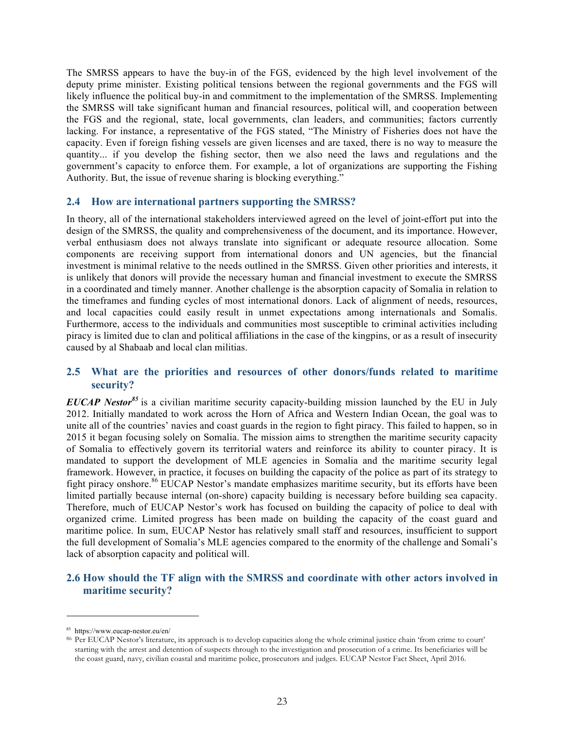The SMRSS appears to have the buy-in of the FGS, evidenced by the high level involvement of the deputy prime minister. Existing political tensions between the regional governments and the FGS will likely influence the political buy-in and commitment to the implementation of the SMRSS. Implementing the SMRSS will take significant human and financial resources, political will, and cooperation between the FGS and the regional, state, local governments, clan leaders, and communities; factors currently lacking. For instance, a representative of the FGS stated, "The Ministry of Fisheries does not have the capacity. Even if foreign fishing vessels are given licenses and are taxed, there is no way to measure the quantity... if you develop the fishing sector, then we also need the laws and regulations and the government's capacity to enforce them. For example, a lot of organizations are supporting the Fishing Authority. But, the issue of revenue sharing is blocking everything."

## 2.4 How are international partners supporting the SMRSS?

In theory, all of the international stakeholders interviewed agreed on the level of joint-effort put into the design of the SMRSS, the quality and comprehensiveness of the document, and its importance. However, verbal enthusiasm does not always translate into significant or adequate resource allocation. Some components are receiving support from international donors and UN agencies, but the financial investment is minimal relative to the needs outlined in the SMRSS. Given other priorities and interests, it is unlikely that donors will provide the necessary human and financial investment to execute the SMRSS in a coordinated and timely manner. Another challenge is the absorption capacity of Somalia in relation to the timeframes and funding cycles of most international donors. Lack of alignment of needs, resources, and local capacities could easily result in unmet expectations among internationals and Somalis. Furthermore, access to the individuals and communities most susceptible to criminal activities including piracy is limited due to clan and political affiliations in the case of the kingpins, or as a result of insecurity caused by al Shabaab and local clan militias.

## 2.5 What are the priorities and resources of other donors/funds related to maritime security?

***EUCAP Nestor***[85] is a civilian maritime security capacity-building mission launched by the EU in July 2012. Initially mandated to work across the Horn of Africa and Western Indian Ocean, the goal was to unite all of the countries' navies and coast guards in the region to fight piracy. This failed to happen, so in 2015 it began focusing solely on Somalia. The mission aims to strengthen the maritime security capacity of Somalia to effectively govern its territorial waters and reinforce its ability to counter piracy. It is mandated to support the development of MLE agencies in Somalia and the maritime security legal framework. However, in practice, it focuses on building the capacity of the police as part of its strategy to fight piracy onshore.[86] EUCAP Nestor's mandate emphasizes maritime security, but its efforts have been limited partially because internal (on-shore) capacity building is necessary before building sea capacity. Therefore, much of EUCAP Nestor's work has focused on building the capacity of police to deal with organized crime. Limited progress has been made on building the capacity of the coast guard and maritime police. In sum, EUCAP Nestor has relatively small staff and resources, insufficient to support the full development of Somalia's MLE agencies compared to the enormity of the challenge and Somali's lack of absorption capacity and political will.

## 2.6 How should the TF align with the SMRSS and coordinate with other actors involved in maritime security?

---

[85] https://www.eucap-nestor.eu/en/

[86] Per EUCAP Nestor's literature, its approach is to develop capacities along the whole criminal justice chain 'from crime to court' starting with the arrest and detention of suspects through to the investigation and prosecution of a crime. Its beneficiaries will be the coast guard, navy, civilian coastal and maritime police, prosecutors and judges. EUCAP Nestor Fact Sheet, April 2016.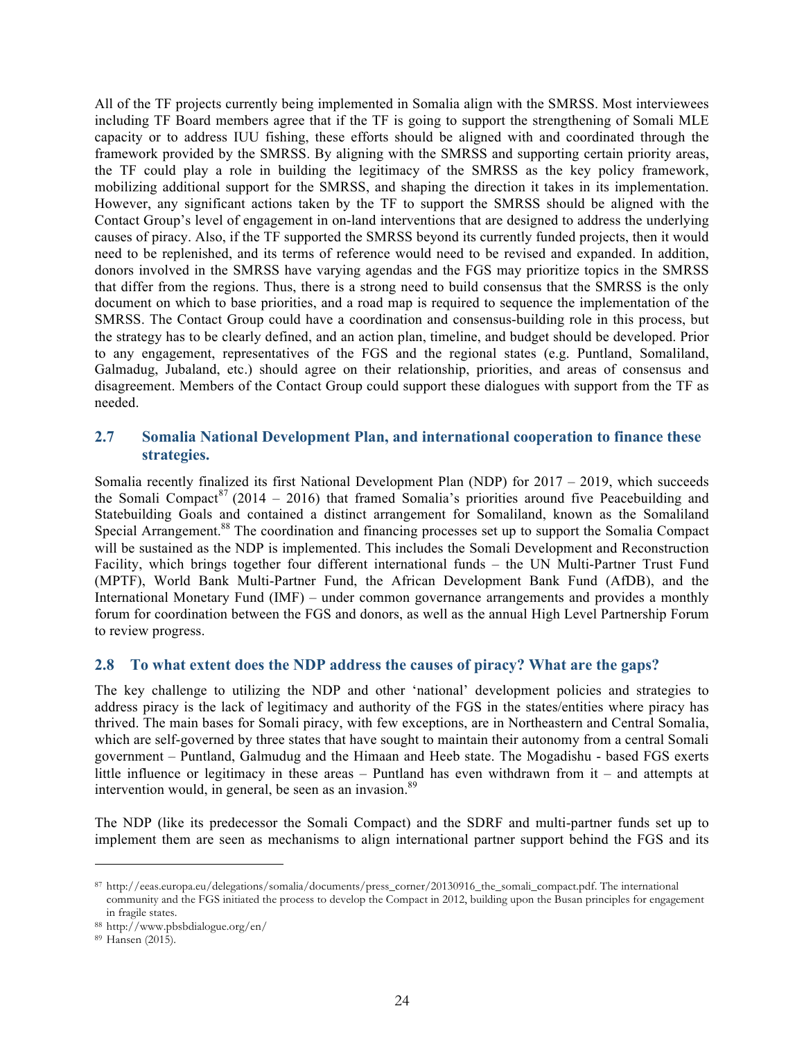All of the TF projects currently being implemented in Somalia align with the SMRSS. Most interviewees including TF Board members agree that if the TF is going to support the strengthening of Somali MLE capacity or to address IUU fishing, these efforts should be aligned with and coordinated through the framework provided by the SMRSS. By aligning with the SMRSS and supporting certain priority areas, the TF could play a role in building the legitimacy of the SMRSS as the key policy framework, mobilizing additional support for the SMRSS, and shaping the direction it takes in its implementation. However, any significant actions taken by the TF to support the SMRSS should be aligned with the Contact Group's level of engagement in on-land interventions that are designed to address the underlying causes of piracy. Also, if the TF supported the SMRSS beyond its currently funded projects, then it would need to be replenished, and its terms of reference would need to be revised and expanded. In addition, donors involved in the SMRSS have varying agendas and the FGS may prioritize topics in the SMRSS that differ from the regions. Thus, there is a strong need to build consensus that the SMRSS is the only document on which to base priorities, and a road map is required to sequence the implementation of the SMRSS. The Contact Group could have a coordination and consensus-building role in this process, but the strategy has to be clearly defined, and an action plan, timeline, and budget should be developed. Prior to any engagement, representatives of the FGS and the regional states (e.g. Puntland, Somaliland, Galmadug, Jubaland, etc.) should agree on their relationship, priorities, and areas of consensus and disagreement. Members of the Contact Group could support these dialogues with support from the TF as needed.

## 2.7 Somalia National Development Plan, and international cooperation to finance these strategies.

Somalia recently finalized its first National Development Plan (NDP) for 2017 – 2019, which succeeds the Somali Compact[87] (2014 – 2016) that framed Somalia's priorities around five Peacebuilding and Statebuilding Goals and contained a distinct arrangement for Somaliland, known as the Somaliland Special Arrangement.[88] The coordination and financing processes set up to support the Somalia Compact will be sustained as the NDP is implemented. This includes the Somali Development and Reconstruction Facility, which brings together four different international funds – the UN Multi-Partner Trust Fund (MPTF), World Bank Multi-Partner Fund, the African Development Bank Fund (AfDB), and the International Monetary Fund (IMF) – under common governance arrangements and provides a monthly forum for coordination between the FGS and donors, as well as the annual High Level Partnership Forum to review progress.

## 2.8 To what extent does the NDP address the causes of piracy? What are the gaps?

The key challenge to utilizing the NDP and other 'national' development policies and strategies to address piracy is the lack of legitimacy and authority of the FGS in the states/entities where piracy has thrived. The main bases for Somali piracy, with few exceptions, are in Northeastern and Central Somalia, which are self-governed by three states that have sought to maintain their autonomy from a central Somali government – Puntland, Galmudug and the Himaan and Heeb state. The Mogadishu - based FGS exerts little influence or legitimacy in these areas – Puntland has even withdrawn from it – and attempts at intervention would, in general, be seen as an invasion.[89]

The NDP (like its predecessor the Somali Compact) and the SDRF and multi-partner funds set up to implement them are seen as mechanisms to align international partner support behind the FGS and its

---

[87] http://eeas.europa.eu/delegations/somalia/documents/press_corner/20130916_the_somali_compact.pdf. The international community and the FGS initiated the process to develop the Compact in 2012, building upon the Busan principles for engagement in fragile states.

[88] http://www.pbsbdialogue.org/en/

[89] Hansen (2015).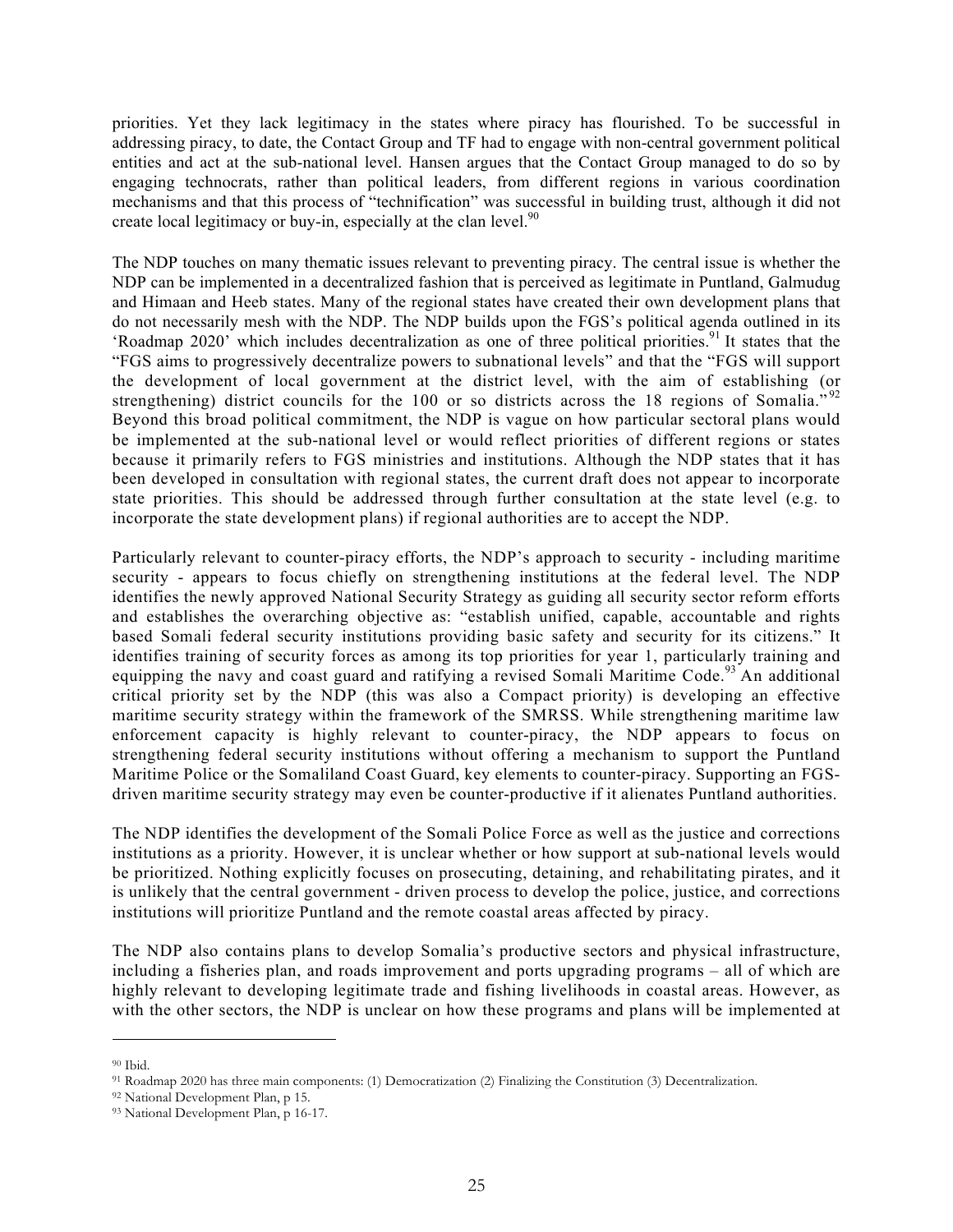priorities. Yet they lack legitimacy in the states where piracy has flourished. To be successful in addressing piracy, to date, the Contact Group and TF had to engage with non-central government political entities and act at the sub-national level. Hansen argues that the Contact Group managed to do so by engaging technocrats, rather than political leaders, from different regions in various coordination mechanisms and that this process of "technification" was successful in building trust, although it did not create local legitimacy or buy-in, especially at the clan level.[90]

The NDP touches on many thematic issues relevant to preventing piracy. The central issue is whether the NDP can be implemented in a decentralized fashion that is perceived as legitimate in Puntland, Galmudug and Himaan and Heeb states. Many of the regional states have created their own development plans that do not necessarily mesh with the NDP. The NDP builds upon the FGS's political agenda outlined in its 'Roadmap 2020' which includes decentralization as one of three political priorities.[91] It states that the "FGS aims to progressively decentralize powers to subnational levels" and that the "FGS will support the development of local government at the district level, with the aim of establishing (or strengthening) district councils for the 100 or so districts across the 18 regions of Somalia."[92] Beyond this broad political commitment, the NDP is vague on how particular sectoral plans would be implemented at the sub-national level or would reflect priorities of different regions or states because it primarily refers to FGS ministries and institutions. Although the NDP states that it has been developed in consultation with regional states, the current draft does not appear to incorporate state priorities. This should be addressed through further consultation at the state level (e.g. to incorporate the state development plans) if regional authorities are to accept the NDP.

Particularly relevant to counter-piracy efforts, the NDP's approach to security - including maritime security - appears to focus chiefly on strengthening institutions at the federal level. The NDP identifies the newly approved National Security Strategy as guiding all security sector reform efforts and establishes the overarching objective as: "establish unified, capable, accountable and rights based Somali federal security institutions providing basic safety and security for its citizens." It identifies training of security forces as among its top priorities for year 1, particularly training and equipping the navy and coast guard and ratifying a revised Somali Maritime Code.[93] An additional critical priority set by the NDP (this was also a Compact priority) is developing an effective maritime security strategy within the framework of the SMRSS. While strengthening maritime law enforcement capacity is highly relevant to counter-piracy, the NDP appears to focus on strengthening federal security institutions without offering a mechanism to support the Puntland Maritime Police or the Somaliland Coast Guard, key elements to counter-piracy. Supporting an FGS-driven maritime security strategy may even be counter-productive if it alienates Puntland authorities.

The NDP identifies the development of the Somali Police Force as well as the justice and corrections institutions as a priority. However, it is unclear whether or how support at sub-national levels would be prioritized. Nothing explicitly focuses on prosecuting, detaining, and rehabilitating pirates, and it is unlikely that the central government - driven process to develop the police, justice, and corrections institutions will prioritize Puntland and the remote coastal areas affected by piracy.

The NDP also contains plans to develop Somalia's productive sectors and physical infrastructure, including a fisheries plan, and roads improvement and ports upgrading programs – all of which are highly relevant to developing legitimate trade and fishing livelihoods in coastal areas. However, as with the other sectors, the NDP is unclear on how these programs and plans will be implemented at

---

[90] Ibid.

[91] Roadmap 2020 has three main components: (1) Democratization (2) Finalizing the Constitution (3) Decentralization.

[92] National Development Plan, p 15.

[93] National Development Plan, p 16-17.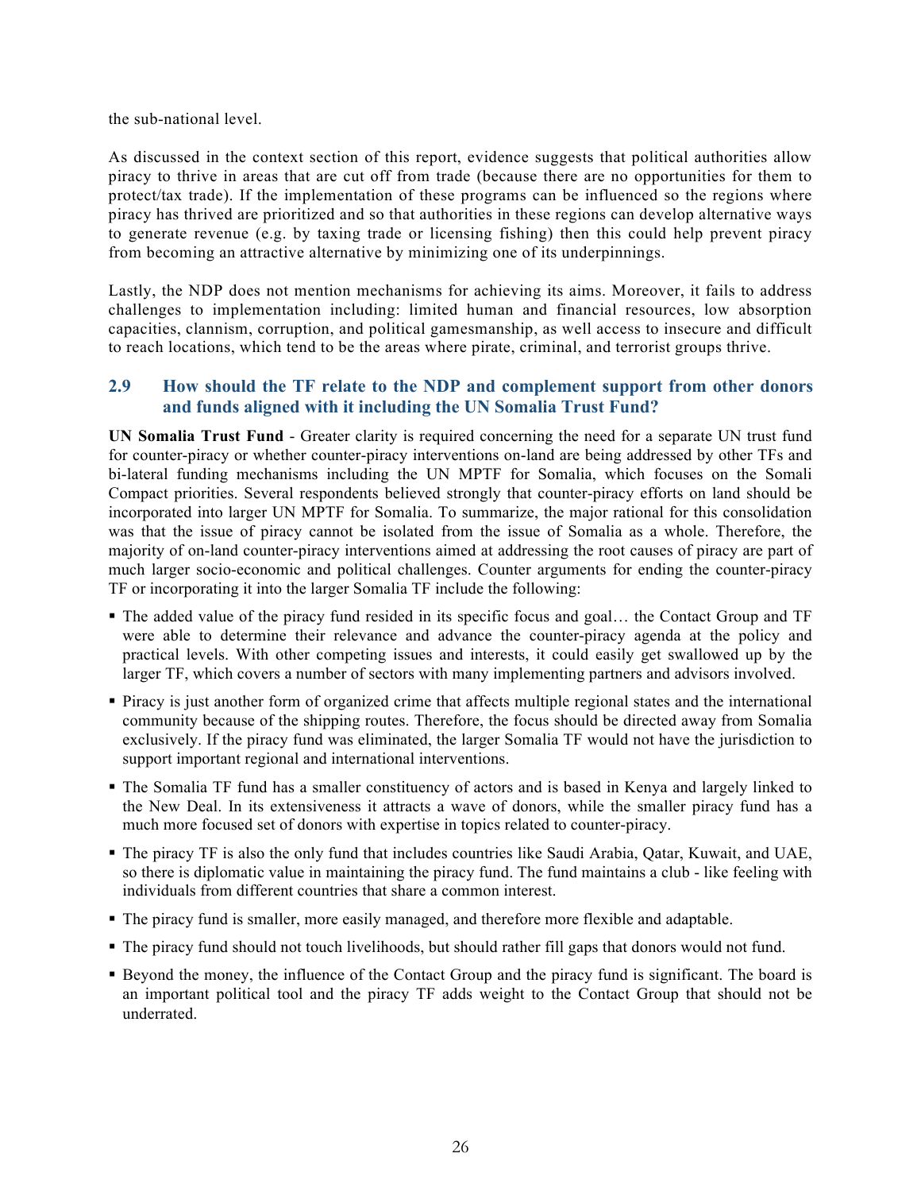the sub-national level.

As discussed in the context section of this report, evidence suggests that political authorities allow piracy to thrive in areas that are cut off from trade (because there are no opportunities for them to protect/tax trade). If the implementation of these programs can be influenced so the regions where piracy has thrived are prioritized and so that authorities in these regions can develop alternative ways to generate revenue (e.g. by taxing trade or licensing fishing) then this could help prevent piracy from becoming an attractive alternative by minimizing one of its underpinnings.

Lastly, the NDP does not mention mechanisms for achieving its aims. Moreover, it fails to address challenges to implementation including: limited human and financial resources, low absorption capacities, clannism, corruption, and political gamesmanship, as well access to insecure and difficult to reach locations, which tend to be the areas where pirate, criminal, and terrorist groups thrive.

## 2.9 How should the TF relate to the NDP and complement support from other donors and funds aligned with it including the UN Somalia Trust Fund?

**UN Somalia Trust Fund** - Greater clarity is required concerning the need for a separate UN trust fund for counter-piracy or whether counter-piracy interventions on-land are being addressed by other TFs and bi-lateral funding mechanisms including the UN MPTF for Somalia, which focuses on the Somali Compact priorities. Several respondents believed strongly that counter-piracy efforts on land should be incorporated into larger UN MPTF for Somalia. To summarize, the major rational for this consolidation was that the issue of piracy cannot be isolated from the issue of Somalia as a whole. Therefore, the majority of on-land counter-piracy interventions aimed at addressing the root causes of piracy are part of much larger socio-economic and political challenges. Counter arguments for ending the counter-piracy TF or incorporating it into the larger Somalia TF include the following:

- The added value of the piracy fund resided in its specific focus and goal… the Contact Group and TF were able to determine their relevance and advance the counter-piracy agenda at the policy and practical levels. With other competing issues and interests, it could easily get swallowed up by the larger TF, which covers a number of sectors with many implementing partners and advisors involved.
- Piracy is just another form of organized crime that affects multiple regional states and the international community because of the shipping routes. Therefore, the focus should be directed away from Somalia exclusively. If the piracy fund was eliminated, the larger Somalia TF would not have the jurisdiction to support important regional and international interventions.
- The Somalia TF fund has a smaller constituency of actors and is based in Kenya and largely linked to the New Deal. In its extensiveness it attracts a wave of donors, while the smaller piracy fund has a much more focused set of donors with expertise in topics related to counter-piracy.
- The piracy TF is also the only fund that includes countries like Saudi Arabia, Qatar, Kuwait, and UAE, so there is diplomatic value in maintaining the piracy fund. The fund maintains a club - like feeling with individuals from different countries that share a common interest.
- The piracy fund is smaller, more easily managed, and therefore more flexible and adaptable.
- The piracy fund should not touch livelihoods, but should rather fill gaps that donors would not fund.
- Beyond the money, the influence of the Contact Group and the piracy fund is significant. The board is an important political tool and the piracy TF adds weight to the Contact Group that should not be underrated.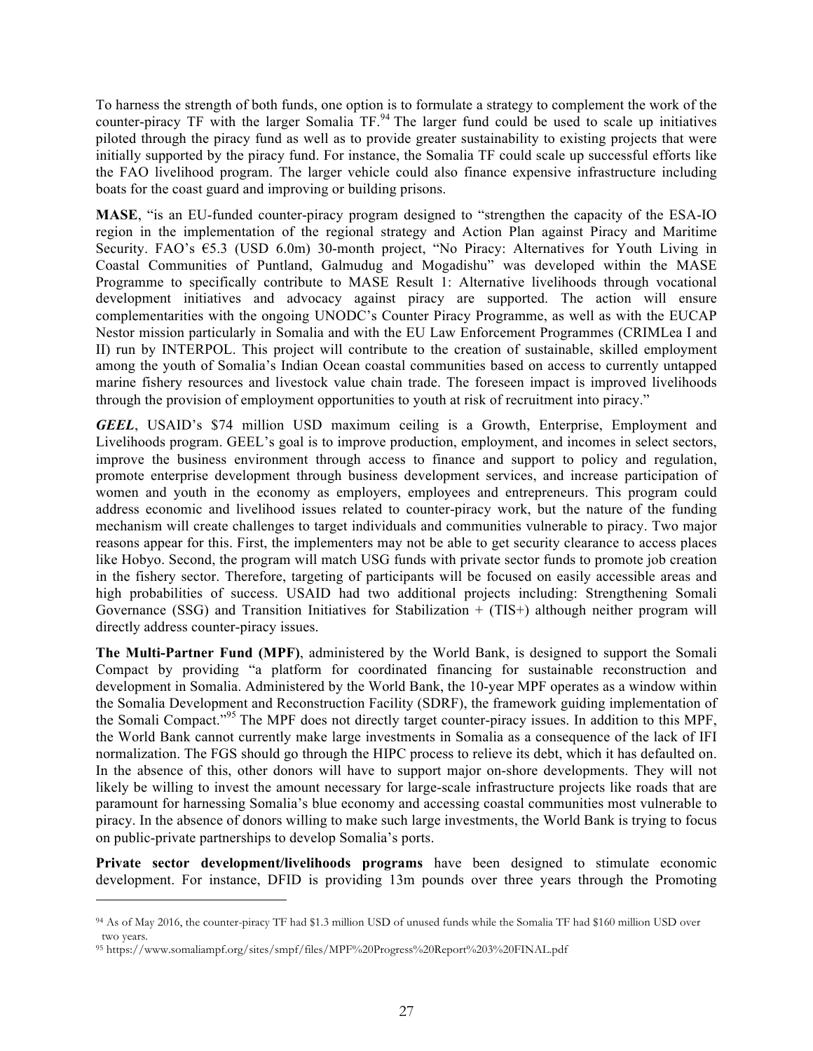To harness the strength of both funds, one option is to formulate a strategy to complement the work of the counter-piracy TF with the larger Somalia TF.[94] The larger fund could be used to scale up initiatives piloted through the piracy fund as well as to provide greater sustainability to existing projects that were initially supported by the piracy fund. For instance, the Somalia TF could scale up successful efforts like the FAO livelihood program. The larger vehicle could also finance expensive infrastructure including boats for the coast guard and improving or building prisons.

**MASE**, "is an EU-funded counter-piracy program designed to "strengthen the capacity of the ESA-IO region in the implementation of the regional strategy and Action Plan against Piracy and Maritime Security. FAO's €5.3 (USD 6.0m) 30-month project, "No Piracy: Alternatives for Youth Living in Coastal Communities of Puntland, Galmudug and Mogadishu" was developed within the MASE Programme to specifically contribute to MASE Result 1: Alternative livelihoods through vocational development initiatives and advocacy against piracy are supported. The action will ensure complementarities with the ongoing UNODC's Counter Piracy Programme, as well as with the EUCAP Nestor mission particularly in Somalia and with the EU Law Enforcement Programmes (CRIMLea I and II) run by INTERPOL. This project will contribute to the creation of sustainable, skilled employment among the youth of Somalia's Indian Ocean coastal communities based on access to currently untapped marine fishery resources and livestock value chain trade. The foreseen impact is improved livelihoods through the provision of employment opportunities to youth at risk of recruitment into piracy."

***GEEL***, USAID's $74 million USD maximum ceiling is a Growth, Enterprise, Employment and Livelihoods program. GEEL's goal is to improve production, employment, and incomes in select sectors, improve the business environment through access to finance and support to policy and regulation, promote enterprise development through business development services, and increase participation of women and youth in the economy as employers, employees and entrepreneurs. This program could address economic and livelihood issues related to counter-piracy work, but the nature of the funding mechanism will create challenges to target individuals and communities vulnerable to piracy. Two major reasons appear for this. First, the implementers may not be able to get security clearance to access places like Hobyo. Second, the program will match USG funds with private sector funds to promote job creation in the fishery sector. Therefore, targeting of participants will be focused on easily accessible areas and high probabilities of success. USAID had two additional projects including: Strengthening Somali Governance (SSG) and Transition Initiatives for Stabilization + (TIS+) although neither program will directly address counter-piracy issues.

**The Multi-Partner Fund (MPF)**, administered by the World Bank, is designed to support the Somali Compact by providing "a platform for coordinated financing for sustainable reconstruction and development in Somalia. Administered by the World Bank, the 10-year MPF operates as a window within the Somalia Development and Reconstruction Facility (SDRF), the framework guiding implementation of the Somali Compact."[95] The MPF does not directly target counter-piracy issues. In addition to this MPF, the World Bank cannot currently make large investments in Somalia as a consequence of the lack of IFI normalization. The FGS should go through the HIPC process to relieve its debt, which it has defaulted on. In the absence of this, other donors will have to support major on-shore developments. They will not likely be willing to invest the amount necessary for large-scale infrastructure projects like roads that are paramount for harnessing Somalia's blue economy and accessing coastal communities most vulnerable to piracy. In the absence of donors willing to make such large investments, the World Bank is trying to focus on public-private partnerships to develop Somalia's ports.

**Private sector development/livelihoods programs** have been designed to stimulate economic development. For instance, DFID is providing 13m pounds over three years through the Promoting

---

[94] As of May 2016, the counter-piracy TF had $1.3 million USD of unused funds while the Somalia TF had $160 million USD over two years.

[95] https://www.somaliampf.org/sites/smpf/files/MPF%20Progress%20Report%203%20FINAL.pdf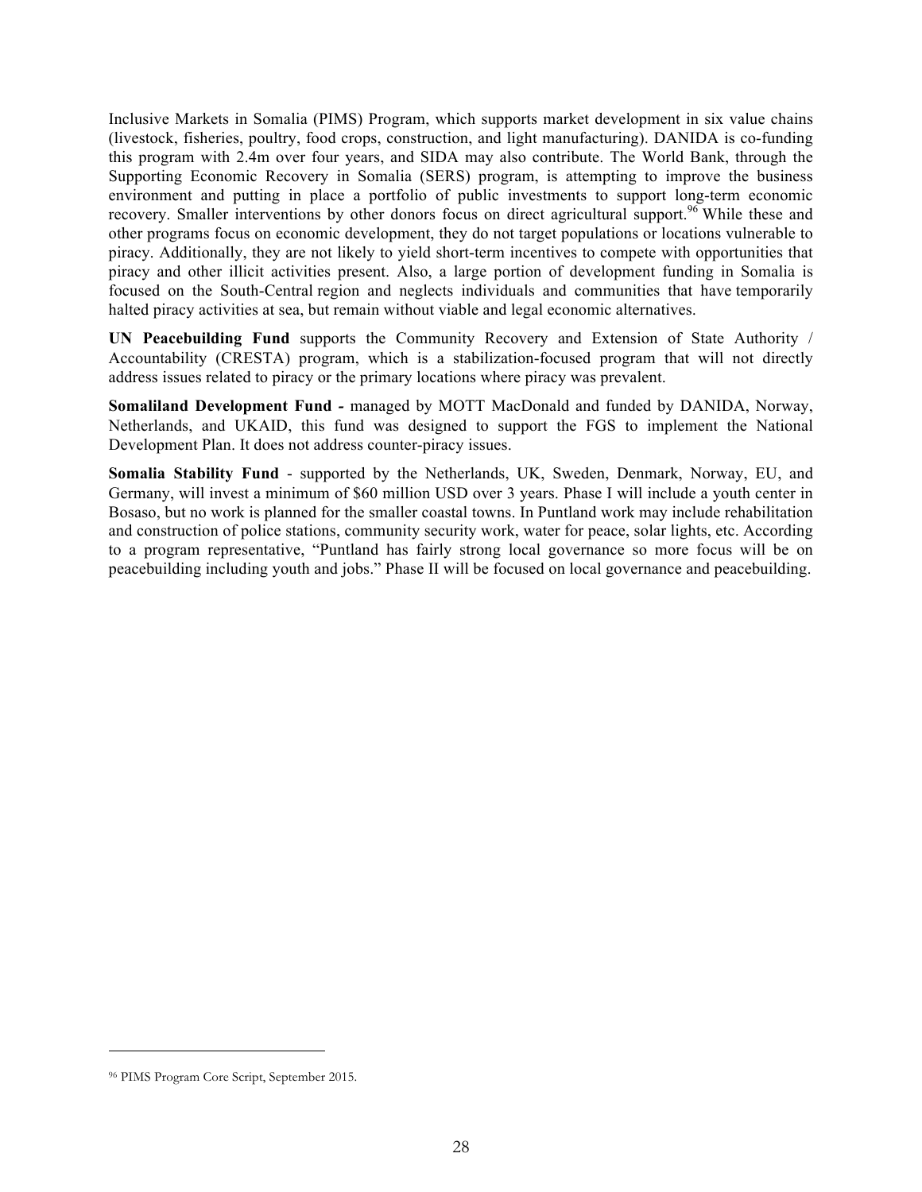Inclusive Markets in Somalia (PIMS) Program, which supports market development in six value chains (livestock, fisheries, poultry, food crops, construction, and light manufacturing). DANIDA is co-funding this program with 2.4m over four years, and SIDA may also contribute. The World Bank, through the Supporting Economic Recovery in Somalia (SERS) program, is attempting to improve the business environment and putting in place a portfolio of public investments to support long-term economic recovery. Smaller interventions by other donors focus on direct agricultural support.[96] While these and other programs focus on economic development, they do not target populations or locations vulnerable to piracy. Additionally, they are not likely to yield short-term incentives to compete with opportunities that piracy and other illicit activities present. Also, a large portion of development funding in Somalia is focused on the South-Central region and neglects individuals and communities that have temporarily halted piracy activities at sea, but remain without viable and legal economic alternatives.

**UN Peacebuilding Fund** supports the Community Recovery and Extension of State Authority / Accountability (CRESTA) program, which is a stabilization-focused program that will not directly address issues related to piracy or the primary locations where piracy was prevalent.

**Somaliland Development Fund -** managed by MOTT MacDonald and funded by DANIDA, Norway, Netherlands, and UKAID, this fund was designed to support the FGS to implement the National Development Plan. It does not address counter-piracy issues.

**Somalia Stability Fund** - supported by the Netherlands, UK, Sweden, Denmark, Norway, EU, and Germany, will invest a minimum of $60 million USD over 3 years. Phase I will include a youth center in Bosaso, but no work is planned for the smaller coastal towns. In Puntland work may include rehabilitation and construction of police stations, community security work, water for peace, solar lights, etc. According to a program representative, "Puntland has fairly strong local governance so more focus will be on peacebuilding including youth and jobs." Phase II will be focused on local governance and peacebuilding.

---

[96] PIMS Program Core Script, September 2015.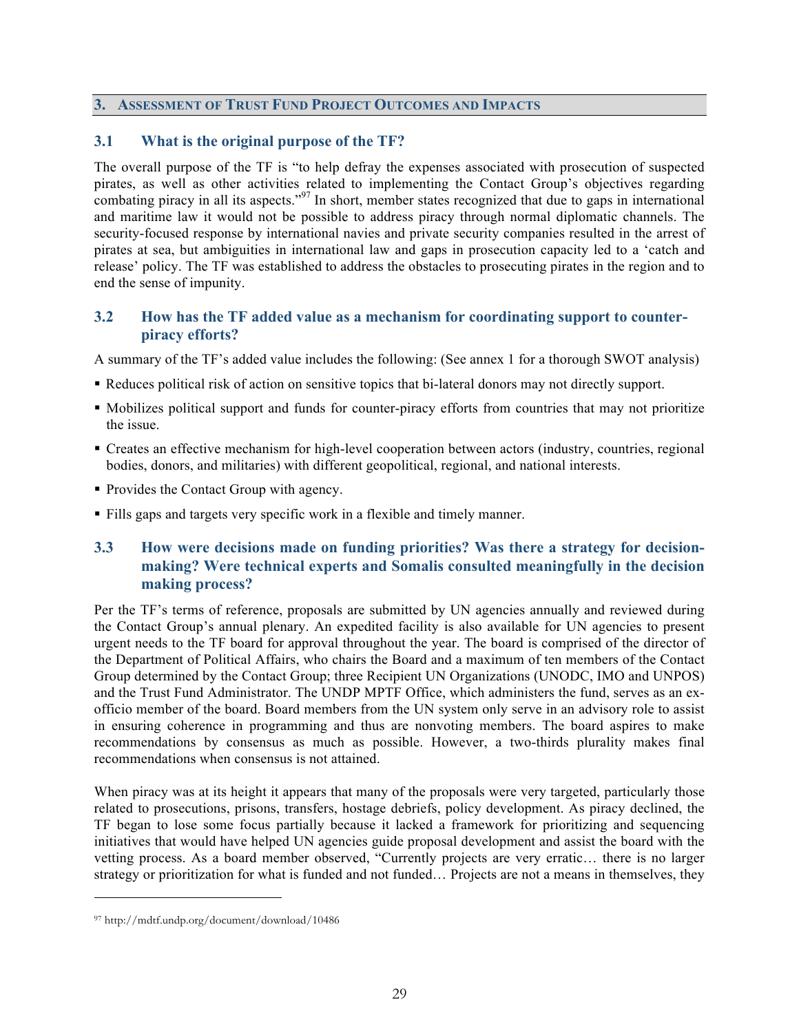## 3. Assessment of Trust Fund Project Outcomes and Impacts

### 3.1 What is the original purpose of the TF?

The overall purpose of the TF is "to help defray the expenses associated with prosecution of suspected pirates, as well as other activities related to implementing the Contact Group's objectives regarding combating piracy in all its aspects."[97] In short, member states recognized that due to gaps in international and maritime law it would not be possible to address piracy through normal diplomatic channels. The security-focused response by international navies and private security companies resulted in the arrest of pirates at sea, but ambiguities in international law and gaps in prosecution capacity led to a 'catch and release' policy. The TF was established to address the obstacles to prosecuting pirates in the region and to end the sense of impunity.

### 3.2 How has the TF added value as a mechanism for coordinating support to counter-piracy efforts?

A summary of the TF's added value includes the following: (See annex 1 for a thorough SWOT analysis)

- Reduces political risk of action on sensitive topics that bi-lateral donors may not directly support.
- Mobilizes political support and funds for counter-piracy efforts from countries that may not prioritize the issue.
- Creates an effective mechanism for high-level cooperation between actors (industry, countries, regional bodies, donors, and militaries) with different geopolitical, regional, and national interests.
- Provides the Contact Group with agency.
- Fills gaps and targets very specific work in a flexible and timely manner.

### 3.3 How were decisions made on funding priorities? Was there a strategy for decision-making? Were technical experts and Somalis consulted meaningfully in the decision making process?

Per the TF's terms of reference, proposals are submitted by UN agencies annually and reviewed during the Contact Group's annual plenary. An expedited facility is also available for UN agencies to present urgent needs to the TF board for approval throughout the year. The board is comprised of the director of the Department of Political Affairs, who chairs the Board and a maximum of ten members of the Contact Group determined by the Contact Group; three Recipient UN Organizations (UNODC, IMO and UNPOS) and the Trust Fund Administrator. The UNDP MPTF Office, which administers the fund, serves as an ex-officio member of the board. Board members from the UN system only serve in an advisory role to assist in ensuring coherence in programming and thus are nonvoting members. The board aspires to make recommendations by consensus as much as possible. However, a two-thirds plurality makes final recommendations when consensus is not attained.

When piracy was at its height it appears that many of the proposals were very targeted, particularly those related to prosecutions, prisons, transfers, hostage debriefs, policy development. As piracy declined, the TF began to lose some focus partially because it lacked a framework for prioritizing and sequencing initiatives that would have helped UN agencies guide proposal development and assist the board with the vetting process. As a board member observed, "Currently projects are very erratic… there is no larger strategy or prioritization for what is funded and not funded… Projects are not a means in themselves, they

[97] http://mdtf.undp.org/document/download/10486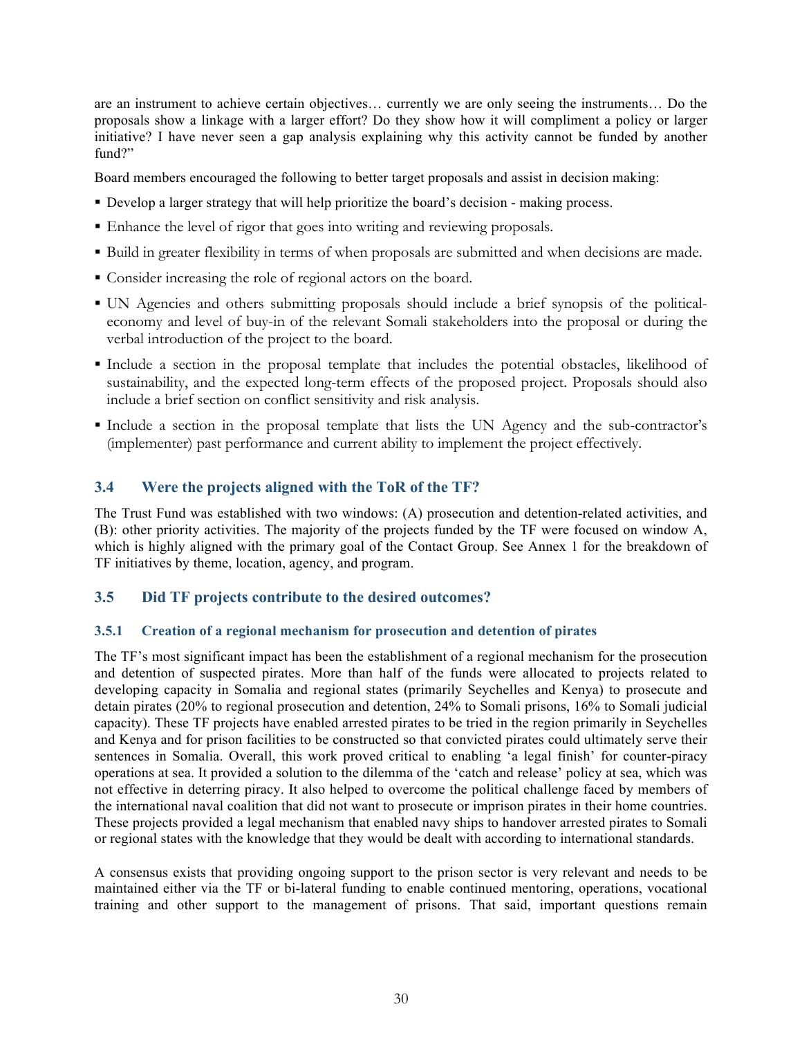are an instrument to achieve certain objectives… currently we are only seeing the instruments… Do the proposals show a linkage with a larger effort? Do they show how it will compliment a policy or larger initiative? I have never seen a gap analysis explaining why this activity cannot be funded by another fund?"

Board members encouraged the following to better target proposals and assist in decision making:

- Develop a larger strategy that will help prioritize the board's decision - making process.
- Enhance the level of rigor that goes into writing and reviewing proposals.
- Build in greater flexibility in terms of when proposals are submitted and when decisions are made.
- Consider increasing the role of regional actors on the board.
- UN Agencies and others submitting proposals should include a brief synopsis of the political-economy and level of buy-in of the relevant Somali stakeholders into the proposal or during the verbal introduction of the project to the board.
- Include a section in the proposal template that includes the potential obstacles, likelihood of sustainability, and the expected long-term effects of the proposed project. Proposals should also include a brief section on conflict sensitivity and risk analysis.
- Include a section in the proposal template that lists the UN Agency and the sub-contractor's (implementer) past performance and current ability to implement the project effectively.

## 3.4 Were the projects aligned with the ToR of the TF?

The Trust Fund was established with two windows: (A) prosecution and detention-related activities, and (B): other priority activities. The majority of the projects funded by the TF were focused on window A, which is highly aligned with the primary goal of the Contact Group. See Annex 1 for the breakdown of TF initiatives by theme, location, agency, and program.

## 3.5 Did TF projects contribute to the desired outcomes?

### 3.5.1 Creation of a regional mechanism for prosecution and detention of pirates

The TF's most significant impact has been the establishment of a regional mechanism for the prosecution and detention of suspected pirates. More than half of the funds were allocated to projects related to developing capacity in Somalia and regional states (primarily Seychelles and Kenya) to prosecute and detain pirates (20% to regional prosecution and detention, 24% to Somali prisons, 16% to Somali judicial capacity). These TF projects have enabled arrested pirates to be tried in the region primarily in Seychelles and Kenya and for prison facilities to be constructed so that convicted pirates could ultimately serve their sentences in Somalia. Overall, this work proved critical to enabling 'a legal finish' for counter-piracy operations at sea. It provided a solution to the dilemma of the 'catch and release' policy at sea, which was not effective in deterring piracy. It also helped to overcome the political challenge faced by members of the international naval coalition that did not want to prosecute or imprison pirates in their home countries. These projects provided a legal mechanism that enabled navy ships to handover arrested pirates to Somali or regional states with the knowledge that they would be dealt with according to international standards.

A consensus exists that providing ongoing support to the prison sector is very relevant and needs to be maintained either via the TF or bi-lateral funding to enable continued mentoring, operations, vocational training and other support to the management of prisons. That said, important questions remain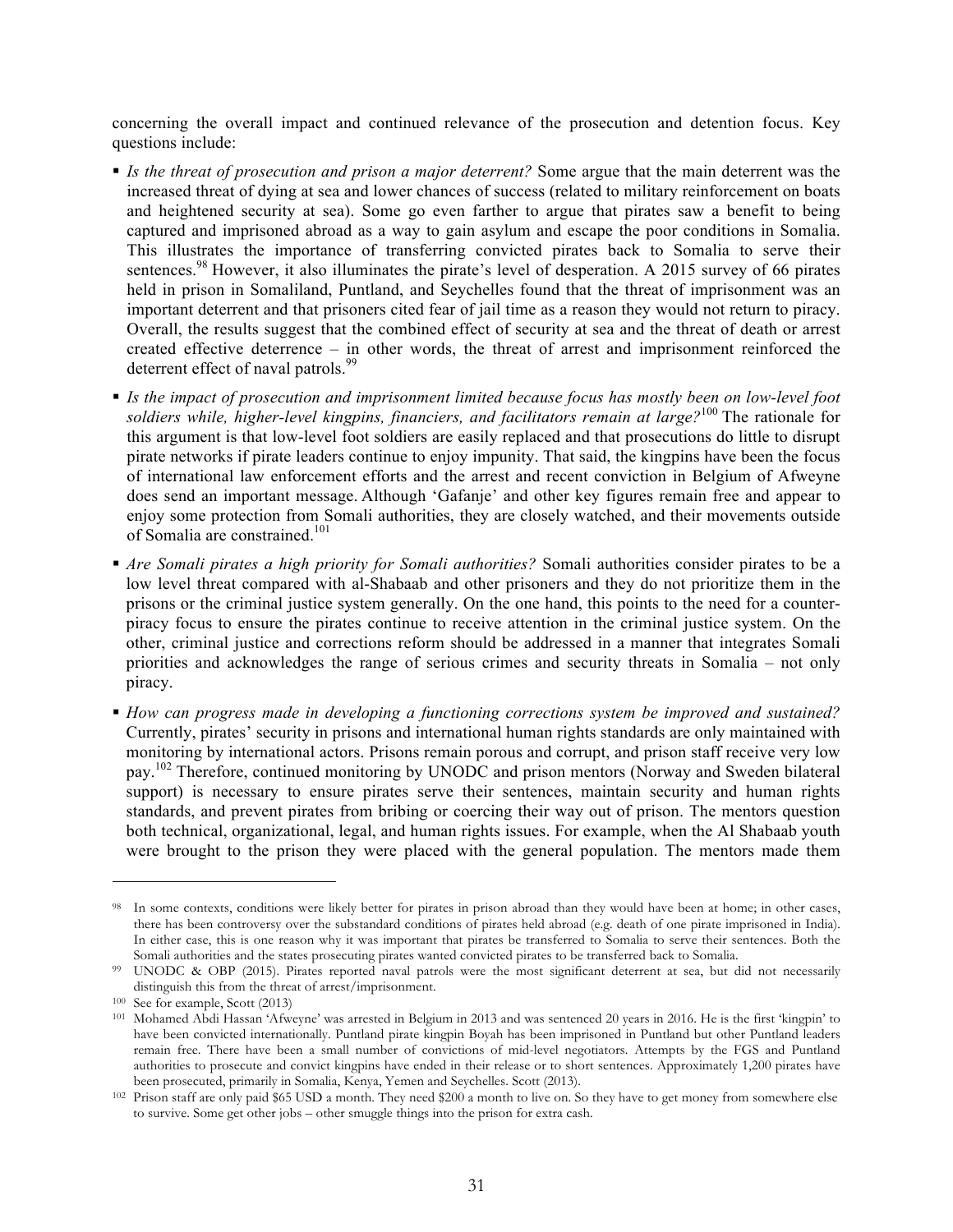concerning the overall impact and continued relevance of the prosecution and detention focus. Key questions include:

- *Is the threat of prosecution and prison a major deterrent?* Some argue that the main deterrent was the increased threat of dying at sea and lower chances of success (related to military reinforcement on boats and heightened security at sea). Some go even farther to argue that pirates saw a benefit to being captured and imprisoned abroad as a way to gain asylum and escape the poor conditions in Somalia. This illustrates the importance of transferring convicted pirates back to Somalia to serve their sentences.[98] However, it also illuminates the pirate's level of desperation. A 2015 survey of 66 pirates held in prison in Somaliland, Puntland, and Seychelles found that the threat of imprisonment was an important deterrent and that prisoners cited fear of jail time as a reason they would not return to piracy. Overall, the results suggest that the combined effect of security at sea and the threat of death or arrest created effective deterrence – in other words, the threat of arrest and imprisonment reinforced the deterrent effect of naval patrols.[99]
- *Is the impact of prosecution and imprisonment limited because focus has mostly been on low-level foot soldiers while, higher-level kingpins, financiers, and facilitators remain at large?*[100] The rationale for this argument is that low-level foot soldiers are easily replaced and that prosecutions do little to disrupt pirate networks if pirate leaders continue to enjoy impunity. That said, the kingpins have been the focus of international law enforcement efforts and the arrest and recent conviction in Belgium of Afweyne does send an important message. Although 'Gafanje' and other key figures remain free and appear to enjoy some protection from Somali authorities, they are closely watched, and their movements outside of Somalia are constrained.[101]
- *Are Somali pirates a high priority for Somali authorities?* Somali authorities consider pirates to be a low level threat compared with al-Shabaab and other prisoners and they do not prioritize them in the prisons or the criminal justice system generally. On the one hand, this points to the need for a counter-piracy focus to ensure the pirates continue to receive attention in the criminal justice system. On the other, criminal justice and corrections reform should be addressed in a manner that integrates Somali priorities and acknowledges the range of serious crimes and security threats in Somalia – not only piracy.
- *How can progress made in developing a functioning corrections system be improved and sustained?* Currently, pirates' security in prisons and international human rights standards are only maintained with monitoring by international actors. Prisons remain porous and corrupt, and prison staff receive very low pay.[102] Therefore, continued monitoring by UNODC and prison mentors (Norway and Sweden bilateral support) is necessary to ensure pirates serve their sentences, maintain security and human rights standards, and prevent pirates from bribing or coercing their way out of prison. The mentors question both technical, organizational, legal, and human rights issues. For example, when the Al Shabaab youth were brought to the prison they were placed with the general population. The mentors made them

---

[98] In some contexts, conditions were likely better for pirates in prison abroad than they would have been at home; in other cases, there has been controversy over the substandard conditions of pirates held abroad (e.g. death of one pirate imprisoned in India). In either case, this is one reason why it was important that pirates be transferred to Somalia to serve their sentences. Both the Somali authorities and the states prosecuting pirates wanted convicted pirates to be transferred back to Somalia.

[99] UNODC & OBP (2015). Pirates reported naval patrols were the most significant deterrent at sea, but did not necessarily distinguish this from the threat of arrest/imprisonment.

[100] See for example, Scott (2013)

[101] Mohamed Abdi Hassan 'Afweyne' was arrested in Belgium in 2013 and was sentenced 20 years in 2016. He is the first 'kingpin' to have been convicted internationally. Puntland pirate kingpin Boyah has been imprisoned in Puntland but other Puntland leaders remain free. There have been a small number of convictions of mid-level negotiators. Attempts by the FGS and Puntland authorities to prosecute and convict kingpins have ended in their release or to short sentences. Approximately 1,200 pirates have been prosecuted, primarily in Somalia, Kenya, Yemen and Seychelles. Scott (2013).

[102] Prison staff are only paid $65 USD a month. They need $200 a month to live on. So they have to get money from somewhere else to survive. Some get other jobs – other smuggle things into the prison for extra cash.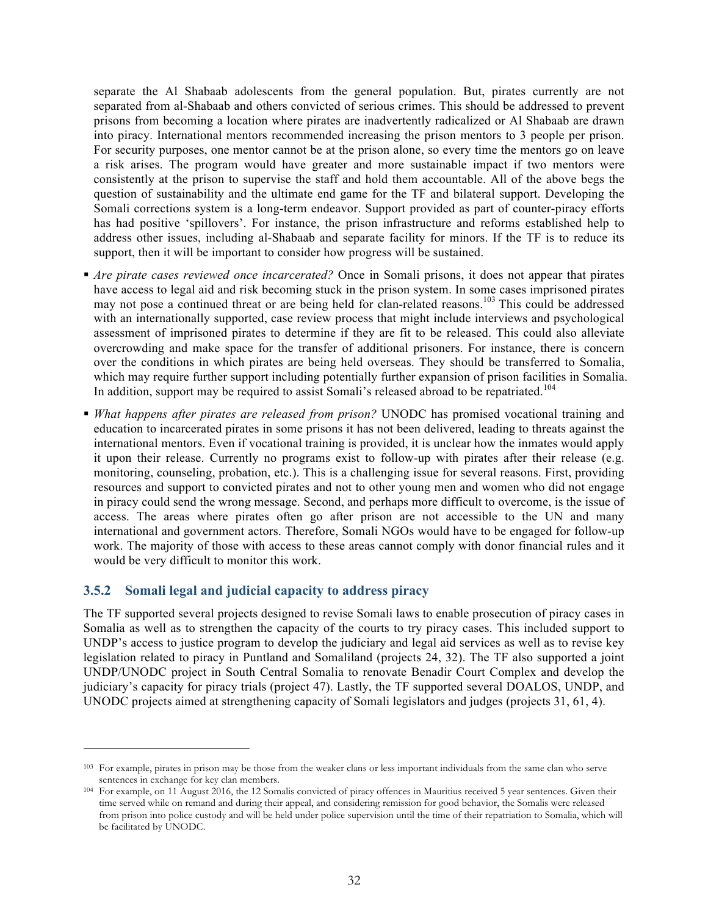separate the Al Shabaab adolescents from the general population. But, pirates currently are not separated from al-Shabaab and others convicted of serious crimes. This should be addressed to prevent prisons from becoming a location where pirates are inadvertently radicalized or Al Shabaab are drawn into piracy. International mentors recommended increasing the prison mentors to 3 people per prison. For security purposes, one mentor cannot be at the prison alone, so every time the mentors go on leave a risk arises. The program would have greater and more sustainable impact if two mentors were consistently at the prison to supervise the staff and hold them accountable. All of the above begs the question of sustainability and the ultimate end game for the TF and bilateral support. Developing the Somali corrections system is a long-term endeavor. Support provided as part of counter-piracy efforts has had positive 'spillovers'. For instance, the prison infrastructure and reforms established help to address other issues, including al-Shabaab and separate facility for minors. If the TF is to reduce its support, then it will be important to consider how progress will be sustained.

- *Are pirate cases reviewed once incarcerated?* Once in Somali prisons, it does not appear that pirates have access to legal aid and risk becoming stuck in the prison system. In some cases imprisoned pirates may not pose a continued threat or are being held for clan-related reasons.[103] This could be addressed with an internationally supported, case review process that might include interviews and psychological assessment of imprisoned pirates to determine if they are fit to be released. This could also alleviate overcrowding and make space for the transfer of additional prisoners. For instance, there is concern over the conditions in which pirates are being held overseas. They should be transferred to Somalia, which may require further support including potentially further expansion of prison facilities in Somalia. In addition, support may be required to assist Somali's released abroad to be repatriated.[104]
- *What happens after pirates are released from prison?* UNODC has promised vocational training and education to incarcerated pirates in some prisons it has not been delivered, leading to threats against the international mentors. Even if vocational training is provided, it is unclear how the inmates would apply it upon their release. Currently no programs exist to follow-up with pirates after their release (e.g. monitoring, counseling, probation, etc.). This is a challenging issue for several reasons. First, providing resources and support to convicted pirates and not to other young men and women who did not engage in piracy could send the wrong message. Second, and perhaps more difficult to overcome, is the issue of access. The areas where pirates often go after prison are not accessible to the UN and many international and government actors. Therefore, Somali NGOs would have to be engaged for follow-up work. The majority of those with access to these areas cannot comply with donor financial rules and it would be very difficult to monitor this work.

### 3.5.2 Somali legal and judicial capacity to address piracy

The TF supported several projects designed to revise Somali laws to enable prosecution of piracy cases in Somalia as well as to strengthen the capacity of the courts to try piracy cases. This included support to UNDP's access to justice program to develop the judiciary and legal aid services as well as to revise key legislation related to piracy in Puntland and Somaliland (projects 24, 32). The TF also supported a joint UNDP/UNODC project in South Central Somalia to renovate Benadir Court Complex and develop the judiciary's capacity for piracy trials (project 47). Lastly, the TF supported several DOALOS, UNDP, and UNODC projects aimed at strengthening capacity of Somali legislators and judges (projects 31, 61, 4).

---

[103] For example, pirates in prison may be those from the weaker clans or less important individuals from the same clan who serve sentences in exchange for key clan members.

[104] For example, on 11 August 2016, the 12 Somalis convicted of piracy offences in Mauritius received 5 year sentences. Given their time served while on remand and during their appeal, and considering remission for good behavior, the Somalis were released from prison into police custody and will be held under police supervision until the time of their repatriation to Somalia, which will be facilitated by UNODC.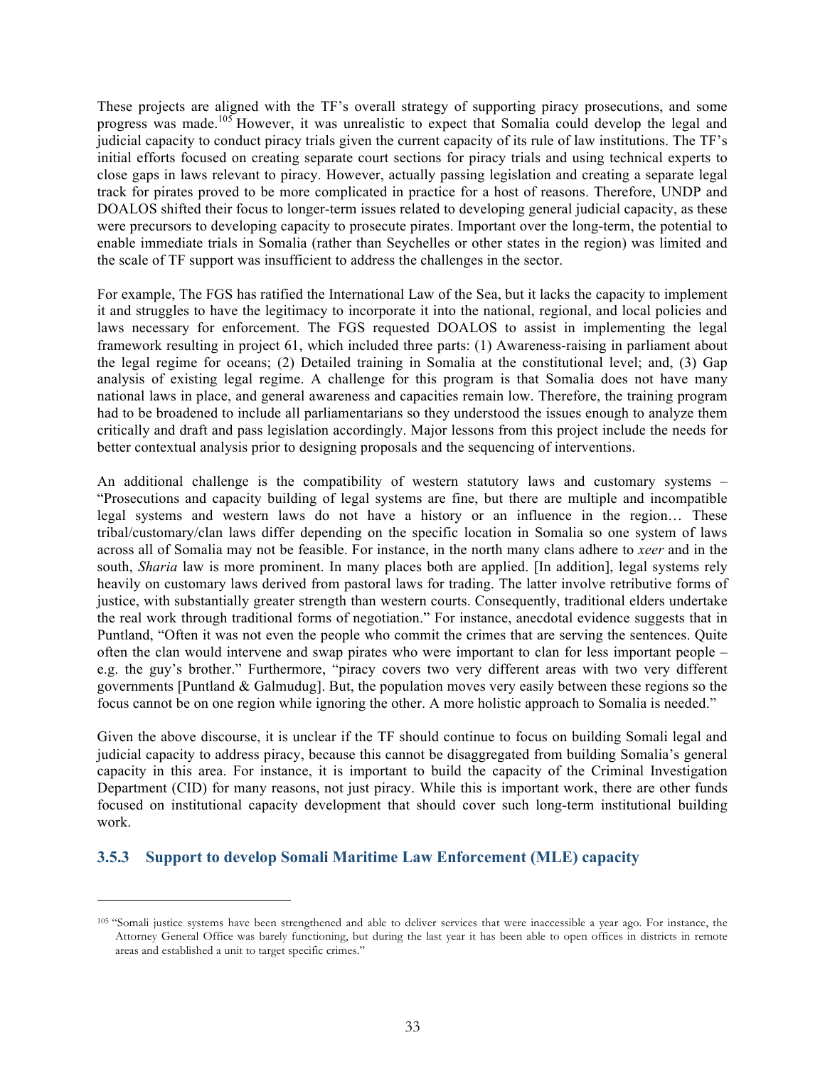These projects are aligned with the TF's overall strategy of supporting piracy prosecutions, and some progress was made.[105] However, it was unrealistic to expect that Somalia could develop the legal and judicial capacity to conduct piracy trials given the current capacity of its rule of law institutions. The TF's initial efforts focused on creating separate court sections for piracy trials and using technical experts to close gaps in laws relevant to piracy. However, actually passing legislation and creating a separate legal track for pirates proved to be more complicated in practice for a host of reasons. Therefore, UNDP and DOALOS shifted their focus to longer-term issues related to developing general judicial capacity, as these were precursors to developing capacity to prosecute pirates. Important over the long-term, the potential to enable immediate trials in Somalia (rather than Seychelles or other states in the region) was limited and the scale of TF support was insufficient to address the challenges in the sector.

For example, The FGS has ratified the International Law of the Sea, but it lacks the capacity to implement it and struggles to have the legitimacy to incorporate it into the national, regional, and local policies and laws necessary for enforcement. The FGS requested DOALOS to assist in implementing the legal framework resulting in project 61, which included three parts: (1) Awareness-raising in parliament about the legal regime for oceans; (2) Detailed training in Somalia at the constitutional level; and, (3) Gap analysis of existing legal regime. A challenge for this program is that Somalia does not have many national laws in place, and general awareness and capacities remain low. Therefore, the training program had to be broadened to include all parliamentarians so they understood the issues enough to analyze them critically and draft and pass legislation accordingly. Major lessons from this project include the needs for better contextual analysis prior to designing proposals and the sequencing of interventions.

An additional challenge is the compatibility of western statutory laws and customary systems – "Prosecutions and capacity building of legal systems are fine, but there are multiple and incompatible legal systems and western laws do not have a history or an influence in the region… These tribal/customary/clan laws differ depending on the specific location in Somalia so one system of laws across all of Somalia may not be feasible. For instance, in the north many clans adhere to *xeer* and in the south, *Sharia* law is more prominent. In many places both are applied. [In addition], legal systems rely heavily on customary laws derived from pastoral laws for trading. The latter involve retributive forms of justice, with substantially greater strength than western courts. Consequently, traditional elders undertake the real work through traditional forms of negotiation." For instance, anecdotal evidence suggests that in Puntland, "Often it was not even the people who commit the crimes that are serving the sentences. Quite often the clan would intervene and swap pirates who were important to clan for less important people – e.g. the guy's brother." Furthermore, "piracy covers two very different areas with two very different governments [Puntland & Galmudug]. But, the population moves very easily between these regions so the focus cannot be on one region while ignoring the other. A more holistic approach to Somalia is needed."

Given the above discourse, it is unclear if the TF should continue to focus on building Somali legal and judicial capacity to address piracy, because this cannot be disaggregated from building Somalia's general capacity in this area. For instance, it is important to build the capacity of the Criminal Investigation Department (CID) for many reasons, not just piracy. While this is important work, there are other funds focused on institutional capacity development that should cover such long-term institutional building work.

### 3.5.3 Support to develop Somali Maritime Law Enforcement (MLE) capacity

---

[105] "Somali justice systems have been strengthened and able to deliver services that were inaccessible a year ago. For instance, the Attorney General Office was barely functioning, but during the last year it has been able to open offices in districts in remote areas and established a unit to target specific crimes."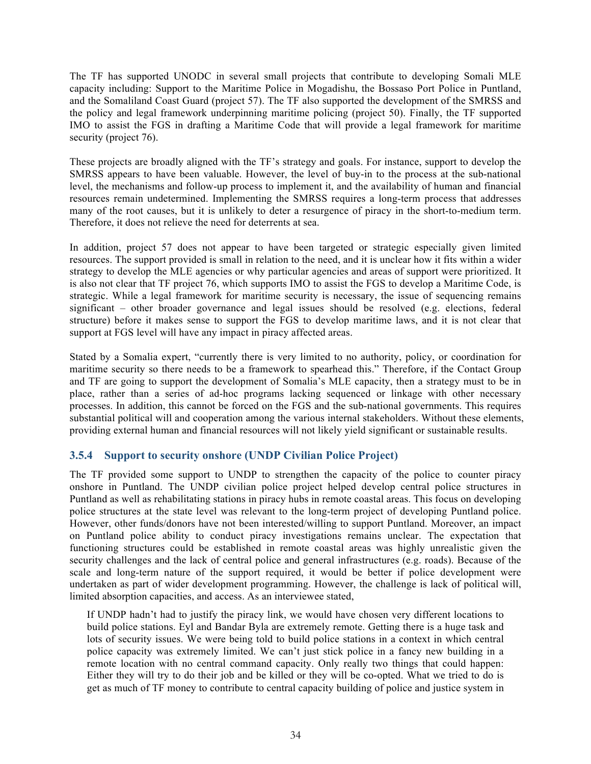The TF has supported UNODC in several small projects that contribute to developing Somali MLE capacity including: Support to the Maritime Police in Mogadishu, the Bossaso Port Police in Puntland, and the Somaliland Coast Guard (project 57). The TF also supported the development of the SMRSS and the policy and legal framework underpinning maritime policing (project 50). Finally, the TF supported IMO to assist the FGS in drafting a Maritime Code that will provide a legal framework for maritime security (project 76).

These projects are broadly aligned with the TF's strategy and goals. For instance, support to develop the SMRSS appears to have been valuable. However, the level of buy-in to the process at the sub-national level, the mechanisms and follow-up process to implement it, and the availability of human and financial resources remain undetermined. Implementing the SMRSS requires a long-term process that addresses many of the root causes, but it is unlikely to deter a resurgence of piracy in the short-to-medium term. Therefore, it does not relieve the need for deterrents at sea.

In addition, project 57 does not appear to have been targeted or strategic especially given limited resources. The support provided is small in relation to the need, and it is unclear how it fits within a wider strategy to develop the MLE agencies or why particular agencies and areas of support were prioritized. It is also not clear that TF project 76, which supports IMO to assist the FGS to develop a Maritime Code, is strategic. While a legal framework for maritime security is necessary, the issue of sequencing remains significant – other broader governance and legal issues should be resolved (e.g. elections, federal structure) before it makes sense to support the FGS to develop maritime laws, and it is not clear that support at FGS level will have any impact in piracy affected areas.

Stated by a Somalia expert, "currently there is very limited to no authority, policy, or coordination for maritime security so there needs to be a framework to spearhead this." Therefore, if the Contact Group and TF are going to support the development of Somalia's MLE capacity, then a strategy must to be in place, rather than a series of ad-hoc programs lacking sequenced or linkage with other necessary processes. In addition, this cannot be forced on the FGS and the sub-national governments. This requires substantial political will and cooperation among the various internal stakeholders. Without these elements, providing external human and financial resources will not likely yield significant or sustainable results.

### 3.5.4 Support to security onshore (UNDP Civilian Police Project)

The TF provided some support to UNDP to strengthen the capacity of the police to counter piracy onshore in Puntland. The UNDP civilian police project helped develop central police structures in Puntland as well as rehabilitating stations in piracy hubs in remote coastal areas. This focus on developing police structures at the state level was relevant to the long-term project of developing Puntland police. However, other funds/donors have not been interested/willing to support Puntland. Moreover, an impact on Puntland police ability to conduct piracy investigations remains unclear. The expectation that functioning structures could be established in remote coastal areas was highly unrealistic given the security challenges and the lack of central police and general infrastructures (e.g. roads). Because of the scale and long-term nature of the support required, it would be better if police development were undertaken as part of wider development programming. However, the challenge is lack of political will, limited absorption capacities, and access. As an interviewee stated,

> If UNDP hadn't had to justify the piracy link, we would have chosen very different locations to build police stations. Eyl and Bandar Byla are extremely remote. Getting there is a huge task and lots of security issues. We were being told to build police stations in a context in which central police capacity was extremely limited. We can't just stick police in a fancy new building in a remote location with no central command capacity. Only really two things that could happen: Either they will try to do their job and be killed or they will be co-opted. What we tried to do is get as much of TF money to contribute to central capacity building of police and justice system in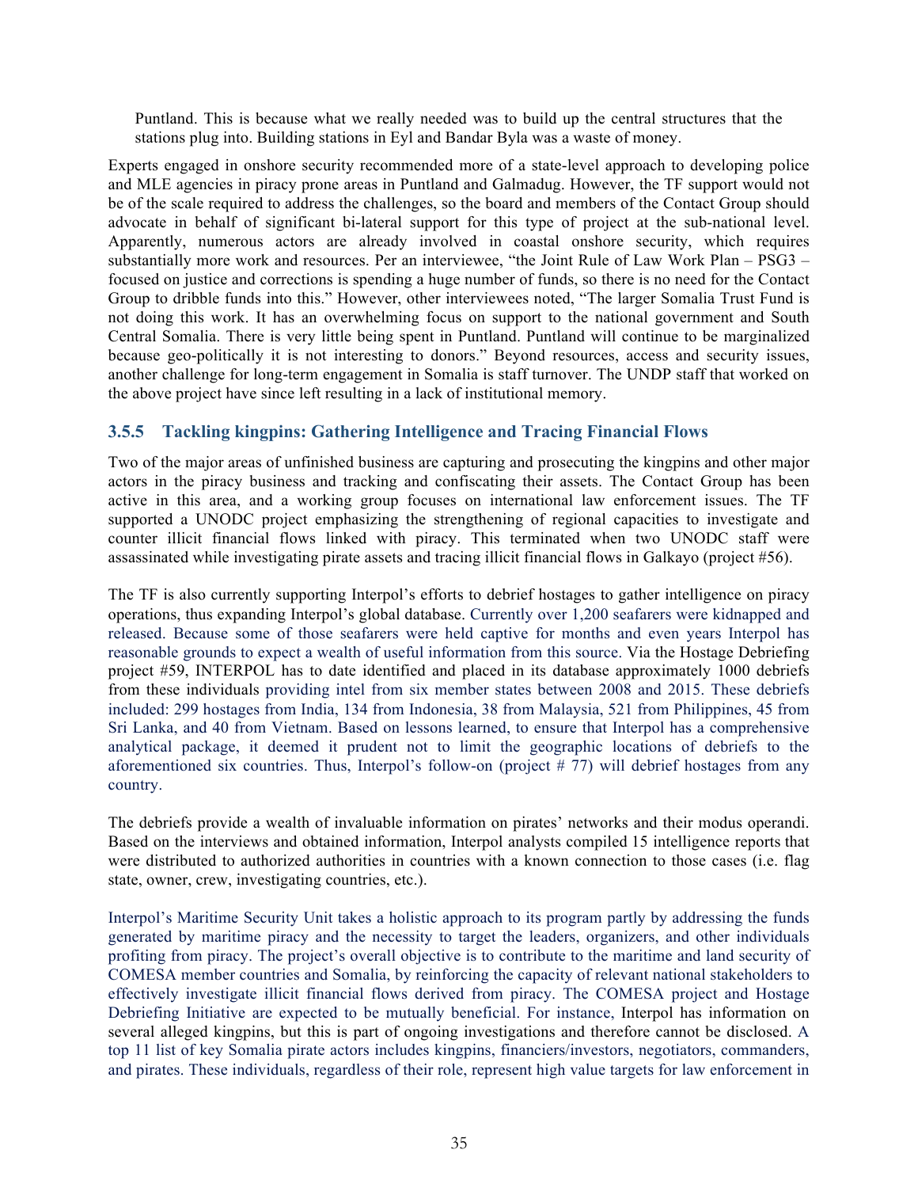Puntland. This is because what we really needed was to build up the central structures that the stations plug into. Building stations in Eyl and Bandar Byla was a waste of money.

Experts engaged in onshore security recommended more of a state-level approach to developing police and MLE agencies in piracy prone areas in Puntland and Galmadug. However, the TF support would not be of the scale required to address the challenges, so the board and members of the Contact Group should advocate in behalf of significant bi-lateral support for this type of project at the sub-national level. Apparently, numerous actors are already involved in coastal onshore security, which requires substantially more work and resources. Per an interviewee, "the Joint Rule of Law Work Plan – PSG3 – focused on justice and corrections is spending a huge number of funds, so there is no need for the Contact Group to dribble funds into this." However, other interviewees noted, "The larger Somalia Trust Fund is not doing this work. It has an overwhelming focus on support to the national government and South Central Somalia. There is very little being spent in Puntland. Puntland will continue to be marginalized because geo-politically it is not interesting to donors." Beyond resources, access and security issues, another challenge for long-term engagement in Somalia is staff turnover. The UNDP staff that worked on the above project have since left resulting in a lack of institutional memory.

### 3.5.5 Tackling kingpins: Gathering Intelligence and Tracing Financial Flows

Two of the major areas of unfinished business are capturing and prosecuting the kingpins and other major actors in the piracy business and tracking and confiscating their assets. The Contact Group has been active in this area, and a working group focuses on international law enforcement issues. The TF supported a UNODC project emphasizing the strengthening of regional capacities to investigate and counter illicit financial flows linked with piracy. This terminated when two UNODC staff were assassinated while investigating pirate assets and tracing illicit financial flows in Galkayo (project #56).

The TF is also currently supporting Interpol's efforts to debrief hostages to gather intelligence on piracy operations, thus expanding Interpol's global database. Currently over 1,200 seafarers were kidnapped and released. Because some of those seafarers were held captive for months and even years Interpol has reasonable grounds to expect a wealth of useful information from this source. Via the Hostage Debriefing project #59, INTERPOL has to date identified and placed in its database approximately 1000 debriefs from these individuals providing intel from six member states between 2008 and 2015. These debriefs included: 299 hostages from India, 134 from Indonesia, 38 from Malaysia, 521 from Philippines, 45 from Sri Lanka, and 40 from Vietnam. Based on lessons learned, to ensure that Interpol has a comprehensive analytical package, it deemed it prudent not to limit the geographic locations of debriefs to the aforementioned six countries. Thus, Interpol's follow-on (project # 77) will debrief hostages from any country.

The debriefs provide a wealth of invaluable information on pirates' networks and their modus operandi. Based on the interviews and obtained information, Interpol analysts compiled 15 intelligence reports that were distributed to authorized authorities in countries with a known connection to those cases (i.e. flag state, owner, crew, investigating countries, etc.).

Interpol's Maritime Security Unit takes a holistic approach to its program partly by addressing the funds generated by maritime piracy and the necessity to target the leaders, organizers, and other individuals profiting from piracy. The project's overall objective is to contribute to the maritime and land security of COMESA member countries and Somalia, by reinforcing the capacity of relevant national stakeholders to effectively investigate illicit financial flows derived from piracy. The COMESA project and Hostage Debriefing Initiative are expected to be mutually beneficial. For instance, Interpol has information on several alleged kingpins, but this is part of ongoing investigations and therefore cannot be disclosed. A top 11 list of key Somalia pirate actors includes kingpins, financiers/investors, negotiators, commanders, and pirates. These individuals, regardless of their role, represent high value targets for law enforcement in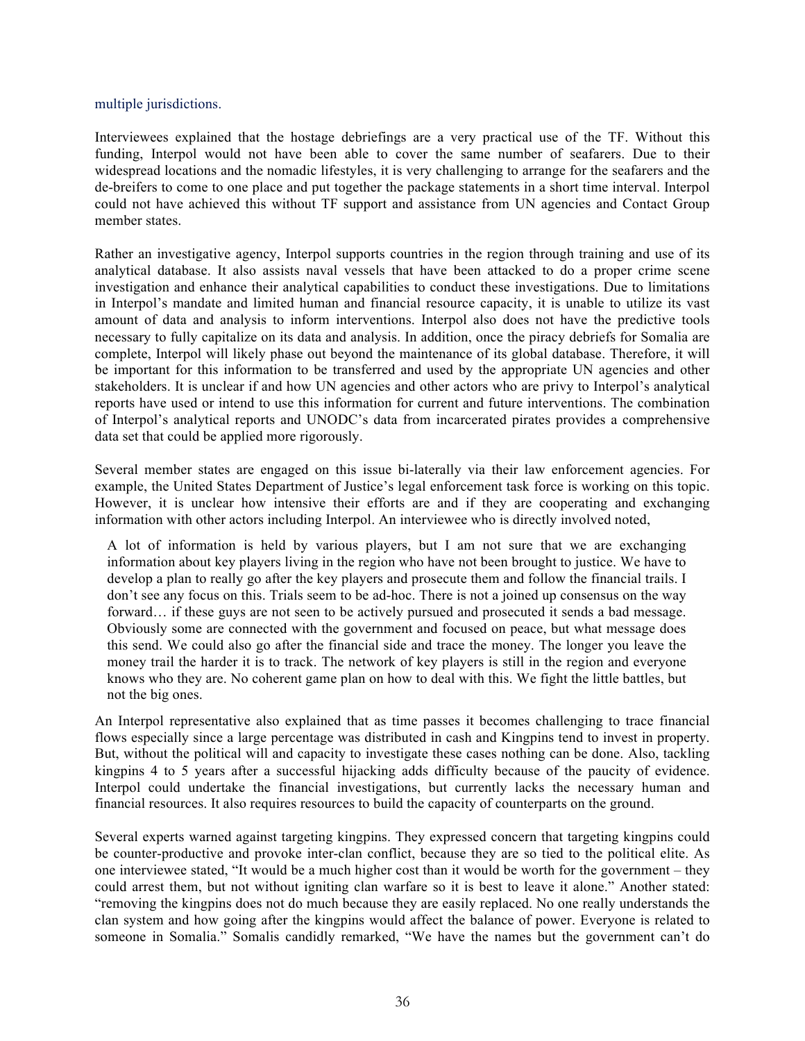multiple jurisdictions.

Interviewees explained that the hostage debriefings are a very practical use of the TF. Without this funding, Interpol would not have been able to cover the same number of seafarers. Due to their widespread locations and the nomadic lifestyles, it is very challenging to arrange for the seafarers and the de-breifers to come to one place and put together the package statements in a short time interval. Interpol could not have achieved this without TF support and assistance from UN agencies and Contact Group member states.

Rather an investigative agency, Interpol supports countries in the region through training and use of its analytical database. It also assists naval vessels that have been attacked to do a proper crime scene investigation and enhance their analytical capabilities to conduct these investigations. Due to limitations in Interpol's mandate and limited human and financial resource capacity, it is unable to utilize its vast amount of data and analysis to inform interventions. Interpol also does not have the predictive tools necessary to fully capitalize on its data and analysis. In addition, once the piracy debriefs for Somalia are complete, Interpol will likely phase out beyond the maintenance of its global database. Therefore, it will be important for this information to be transferred and used by the appropriate UN agencies and other stakeholders. It is unclear if and how UN agencies and other actors who are privy to Interpol's analytical reports have used or intend to use this information for current and future interventions. The combination of Interpol's analytical reports and UNODC's data from incarcerated pirates provides a comprehensive data set that could be applied more rigorously.

Several member states are engaged on this issue bi-laterally via their law enforcement agencies. For example, the United States Department of Justice's legal enforcement task force is working on this topic. However, it is unclear how intensive their efforts are and if they are cooperating and exchanging information with other actors including Interpol. An interviewee who is directly involved noted,

> A lot of information is held by various players, but I am not sure that we are exchanging information about key players living in the region who have not been brought to justice. We have to develop a plan to really go after the key players and prosecute them and follow the financial trails. I don't see any focus on this. Trials seem to be ad-hoc. There is not a joined up consensus on the way forward… if these guys are not seen to be actively pursued and prosecuted it sends a bad message. Obviously some are connected with the government and focused on peace, but what message does this send. We could also go after the financial side and trace the money. The longer you leave the money trail the harder it is to track. The network of key players is still in the region and everyone knows who they are. No coherent game plan on how to deal with this. We fight the little battles, but not the big ones.

An Interpol representative also explained that as time passes it becomes challenging to trace financial flows especially since a large percentage was distributed in cash and Kingpins tend to invest in property. But, without the political will and capacity to investigate these cases nothing can be done. Also, tackling kingpins 4 to 5 years after a successful hijacking adds difficulty because of the paucity of evidence. Interpol could undertake the financial investigations, but currently lacks the necessary human and financial resources. It also requires resources to build the capacity of counterparts on the ground.

Several experts warned against targeting kingpins. They expressed concern that targeting kingpins could be counter-productive and provoke inter-clan conflict, because they are so tied to the political elite. As one interviewee stated, "It would be a much higher cost than it would be worth for the government – they could arrest them, but not without igniting clan warfare so it is best to leave it alone." Another stated: "removing the kingpins does not do much because they are easily replaced. No one really understands the clan system and how going after the kingpins would affect the balance of power. Everyone is related to someone in Somalia." Somalis candidly remarked, "We have the names but the government can't do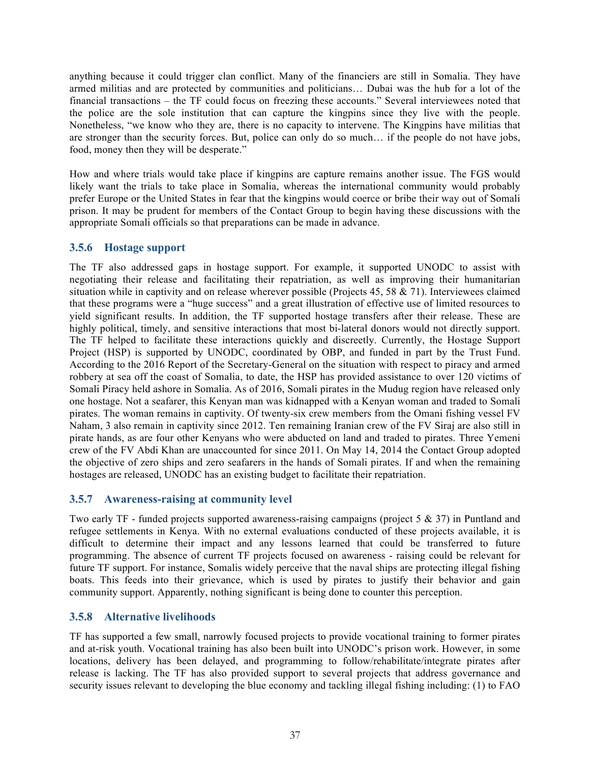anything because it could trigger clan conflict. Many of the financiers are still in Somalia. They have armed militias and are protected by communities and politicians… Dubai was the hub for a lot of the financial transactions – the TF could focus on freezing these accounts." Several interviewees noted that the police are the sole institution that can capture the kingpins since they live with the people. Nonetheless, "we know who they are, there is no capacity to intervene. The Kingpins have militias that are stronger than the security forces. But, police can only do so much… if the people do not have jobs, food, money then they will be desperate."

How and where trials would take place if kingpins are capture remains another issue. The FGS would likely want the trials to take place in Somalia, whereas the international community would probably prefer Europe or the United States in fear that the kingpins would coerce or bribe their way out of Somali prison. It may be prudent for members of the Contact Group to begin having these discussions with the appropriate Somali officials so that preparations can be made in advance.

### 3.5.6 Hostage support

The TF also addressed gaps in hostage support. For example, it supported UNODC to assist with negotiating their release and facilitating their repatriation, as well as improving their humanitarian situation while in captivity and on release wherever possible (Projects 45, 58 & 71). Interviewees claimed that these programs were a "huge success" and a great illustration of effective use of limited resources to yield significant results. In addition, the TF supported hostage transfers after their release. These are highly political, timely, and sensitive interactions that most bi-lateral donors would not directly support. The TF helped to facilitate these interactions quickly and discreetly. Currently, the Hostage Support Project (HSP) is supported by UNODC, coordinated by OBP, and funded in part by the Trust Fund. According to the 2016 Report of the Secretary-General on the situation with respect to piracy and armed robbery at sea off the coast of Somalia, to date, the HSP has provided assistance to over 120 victims of Somali Piracy held ashore in Somalia. As of 2016, Somali pirates in the Mudug region have released only one hostage. Not a seafarer, this Kenyan man was kidnapped with a Kenyan woman and traded to Somali pirates. The woman remains in captivity. Of twenty-six crew members from the Omani fishing vessel FV Naham, 3 also remain in captivity since 2012. Ten remaining Iranian crew of the FV Siraj are also still in pirate hands, as are four other Kenyans who were abducted on land and traded to pirates. Three Yemeni crew of the FV Abdi Khan are unaccounted for since 2011. On May 14, 2014 the Contact Group adopted the objective of zero ships and zero seafarers in the hands of Somali pirates. If and when the remaining hostages are released, UNODC has an existing budget to facilitate their repatriation.

### 3.5.7 Awareness-raising at community level

Two early TF - funded projects supported awareness-raising campaigns (project 5 & 37) in Puntland and refugee settlements in Kenya. With no external evaluations conducted of these projects available, it is difficult to determine their impact and any lessons learned that could be transferred to future programming. The absence of current TF projects focused on awareness - raising could be relevant for future TF support. For instance, Somalis widely perceive that the naval ships are protecting illegal fishing boats. This feeds into their grievance, which is used by pirates to justify their behavior and gain community support. Apparently, nothing significant is being done to counter this perception.

### 3.5.8 Alternative livelihoods

TF has supported a few small, narrowly focused projects to provide vocational training to former pirates and at-risk youth. Vocational training has also been built into UNODC's prison work. However, in some locations, delivery has been delayed, and programming to follow/rehabilitate/integrate pirates after release is lacking. The TF has also provided support to several projects that address governance and security issues relevant to developing the blue economy and tackling illegal fishing including: (1) to FAO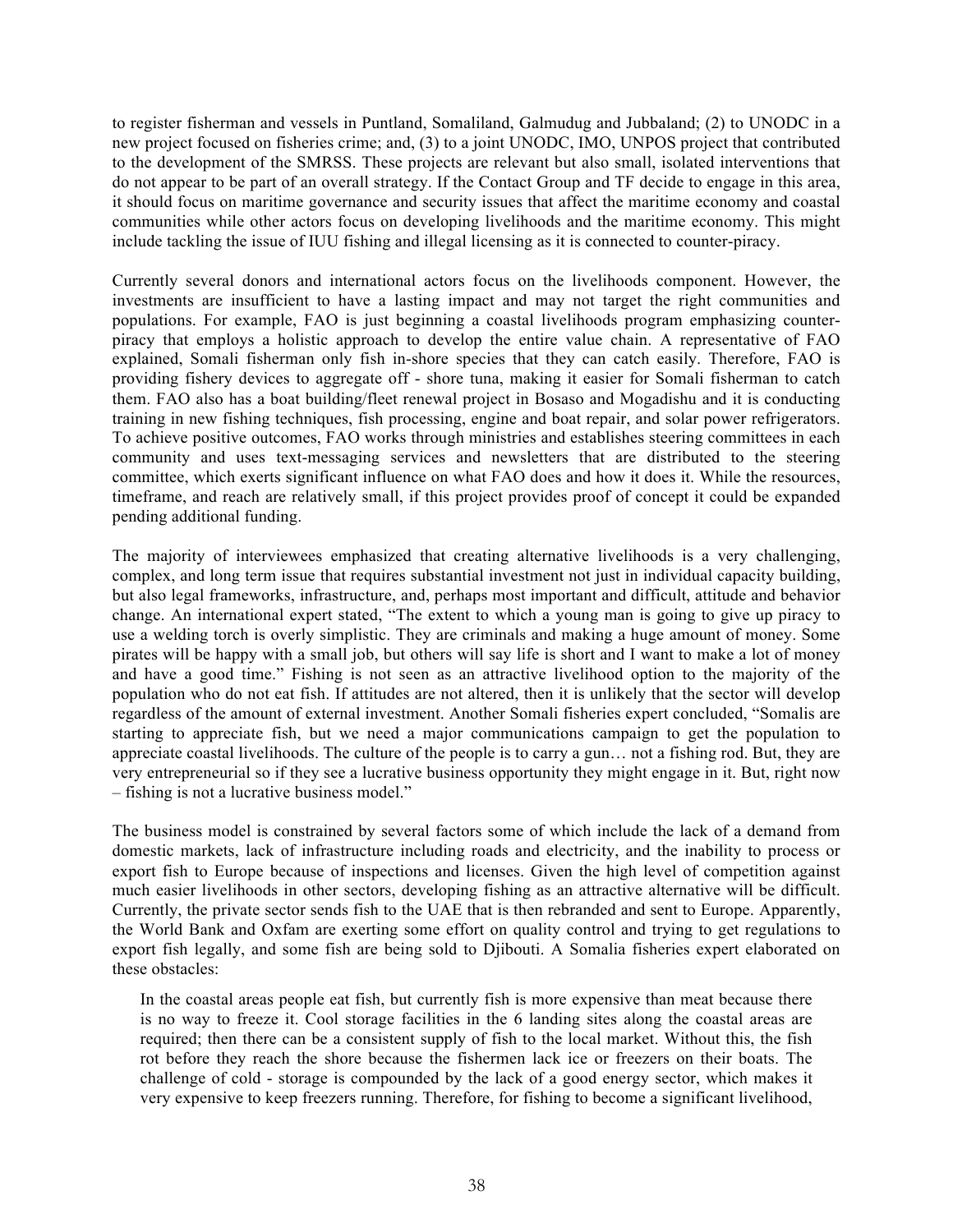to register fisherman and vessels in Puntland, Somaliland, Galmudug and Jubbaland; (2) to UNODC in a new project focused on fisheries crime; and, (3) to a joint UNODC, IMO, UNPOS project that contributed to the development of the SMRSS. These projects are relevant but also small, isolated interventions that do not appear to be part of an overall strategy. If the Contact Group and TF decide to engage in this area, it should focus on maritime governance and security issues that affect the maritime economy and coastal communities while other actors focus on developing livelihoods and the maritime economy. This might include tackling the issue of IUU fishing and illegal licensing as it is connected to counter-piracy.

Currently several donors and international actors focus on the livelihoods component. However, the investments are insufficient to have a lasting impact and may not target the right communities and populations. For example, FAO is just beginning a coastal livelihoods program emphasizing counter-piracy that employs a holistic approach to develop the entire value chain. A representative of FAO explained, Somali fisherman only fish in-shore species that they can catch easily. Therefore, FAO is providing fishery devices to aggregate off - shore tuna, making it easier for Somali fisherman to catch them. FAO also has a boat building/fleet renewal project in Bosaso and Mogadishu and it is conducting training in new fishing techniques, fish processing, engine and boat repair, and solar power refrigerators. To achieve positive outcomes, FAO works through ministries and establishes steering committees in each community and uses text-messaging services and newsletters that are distributed to the steering committee, which exerts significant influence on what FAO does and how it does it. While the resources, timeframe, and reach are relatively small, if this project provides proof of concept it could be expanded pending additional funding.

The majority of interviewees emphasized that creating alternative livelihoods is a very challenging, complex, and long term issue that requires substantial investment not just in individual capacity building, but also legal frameworks, infrastructure, and, perhaps most important and difficult, attitude and behavior change. An international expert stated, "The extent to which a young man is going to give up piracy to use a welding torch is overly simplistic. They are criminals and making a huge amount of money. Some pirates will be happy with a small job, but others will say life is short and I want to make a lot of money and have a good time." Fishing is not seen as an attractive livelihood option to the majority of the population who do not eat fish. If attitudes are not altered, then it is unlikely that the sector will develop regardless of the amount of external investment. Another Somali fisheries expert concluded, "Somalis are starting to appreciate fish, but we need a major communications campaign to get the population to appreciate coastal livelihoods. The culture of the people is to carry a gun… not a fishing rod. But, they are very entrepreneurial so if they see a lucrative business opportunity they might engage in it. But, right now – fishing is not a lucrative business model."

The business model is constrained by several factors some of which include the lack of a demand from domestic markets, lack of infrastructure including roads and electricity, and the inability to process or export fish to Europe because of inspections and licenses. Given the high level of competition against much easier livelihoods in other sectors, developing fishing as an attractive alternative will be difficult. Currently, the private sector sends fish to the UAE that is then rebranded and sent to Europe. Apparently, the World Bank and Oxfam are exerting some effort on quality control and trying to get regulations to export fish legally, and some fish are being sold to Djibouti. A Somalia fisheries expert elaborated on these obstacles:

> In the coastal areas people eat fish, but currently fish is more expensive than meat because there is no way to freeze it. Cool storage facilities in the 6 landing sites along the coastal areas are required; then there can be a consistent supply of fish to the local market. Without this, the fish rot before they reach the shore because the fishermen lack ice or freezers on their boats. The challenge of cold - storage is compounded by the lack of a good energy sector, which makes it very expensive to keep freezers running. Therefore, for fishing to become a significant livelihood,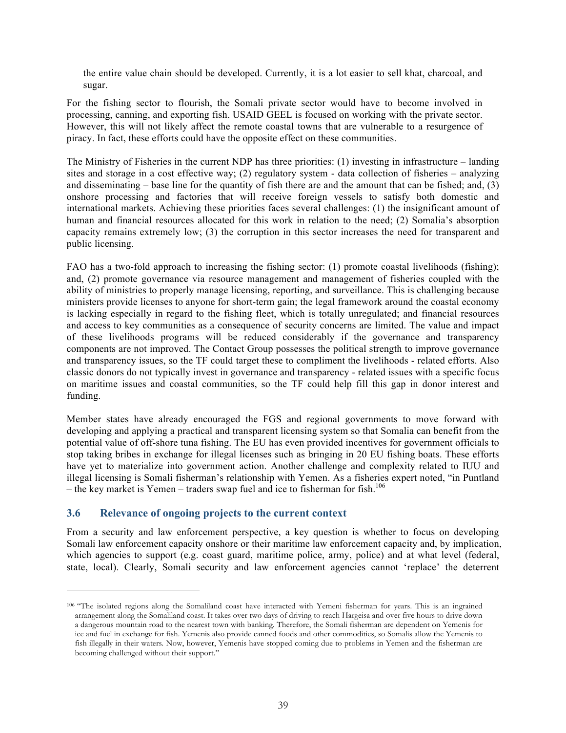the entire value chain should be developed. Currently, it is a lot easier to sell khat, charcoal, and sugar.

For the fishing sector to flourish, the Somali private sector would have to become involved in processing, canning, and exporting fish. USAID GEEL is focused on working with the private sector. However, this will not likely affect the remote coastal towns that are vulnerable to a resurgence of piracy. In fact, these efforts could have the opposite effect on these communities.

The Ministry of Fisheries in the current NDP has three priorities: (1) investing in infrastructure – landing sites and storage in a cost effective way; (2) regulatory system - data collection of fisheries – analyzing and disseminating – base line for the quantity of fish there are and the amount that can be fished; and, (3) onshore processing and factories that will receive foreign vessels to satisfy both domestic and international markets. Achieving these priorities faces several challenges: (1) the insignificant amount of human and financial resources allocated for this work in relation to the need; (2) Somalia's absorption capacity remains extremely low; (3) the corruption in this sector increases the need for transparent and public licensing.

FAO has a two-fold approach to increasing the fishing sector: (1) promote coastal livelihoods (fishing); and, (2) promote governance via resource management and management of fisheries coupled with the ability of ministries to properly manage licensing, reporting, and surveillance. This is challenging because ministers provide licenses to anyone for short-term gain; the legal framework around the coastal economy is lacking especially in regard to the fishing fleet, which is totally unregulated; and financial resources and access to key communities as a consequence of security concerns are limited. The value and impact of these livelihoods programs will be reduced considerably if the governance and transparency components are not improved. The Contact Group possesses the political strength to improve governance and transparency issues, so the TF could target these to compliment the livelihoods - related efforts. Also classic donors do not typically invest in governance and transparency - related issues with a specific focus on maritime issues and coastal communities, so the TF could help fill this gap in donor interest and funding.

Member states have already encouraged the FGS and regional governments to move forward with developing and applying a practical and transparent licensing system so that Somalia can benefit from the potential value of off-shore tuna fishing. The EU has even provided incentives for government officials to stop taking bribes in exchange for illegal licenses such as bringing in 20 EU fishing boats. These efforts have yet to materialize into government action. Another challenge and complexity related to IUU and illegal licensing is Somali fisherman's relationship with Yemen. As a fisheries expert noted, "in Puntland – the key market is Yemen – traders swap fuel and ice to fisherman for fish.[106]

### 3.6 Relevance of ongoing projects to the current context

From a security and law enforcement perspective, a key question is whether to focus on developing Somali law enforcement capacity onshore or their maritime law enforcement capacity and, by implication, which agencies to support (e.g. coast guard, maritime police, army, police) and at what level (federal, state, local). Clearly, Somali security and law enforcement agencies cannot 'replace' the deterrent

---

[106] "The isolated regions along the Somaliland coast have interacted with Yemeni fisherman for years. This is an ingrained arrangement along the Somaliland coast. It takes over two days of driving to reach Hargeisa and over five hours to drive down a dangerous mountain road to the nearest town with banking. Therefore, the Somali fisherman are dependent on Yemenis for ice and fuel in exchange for fish. Yemenis also provide canned foods and other commodities, so Somalis allow the Yemenis to fish illegally in their waters. Now, however, Yemenis have stopped coming due to problems in Yemen and the fisherman are becoming challenged without their support."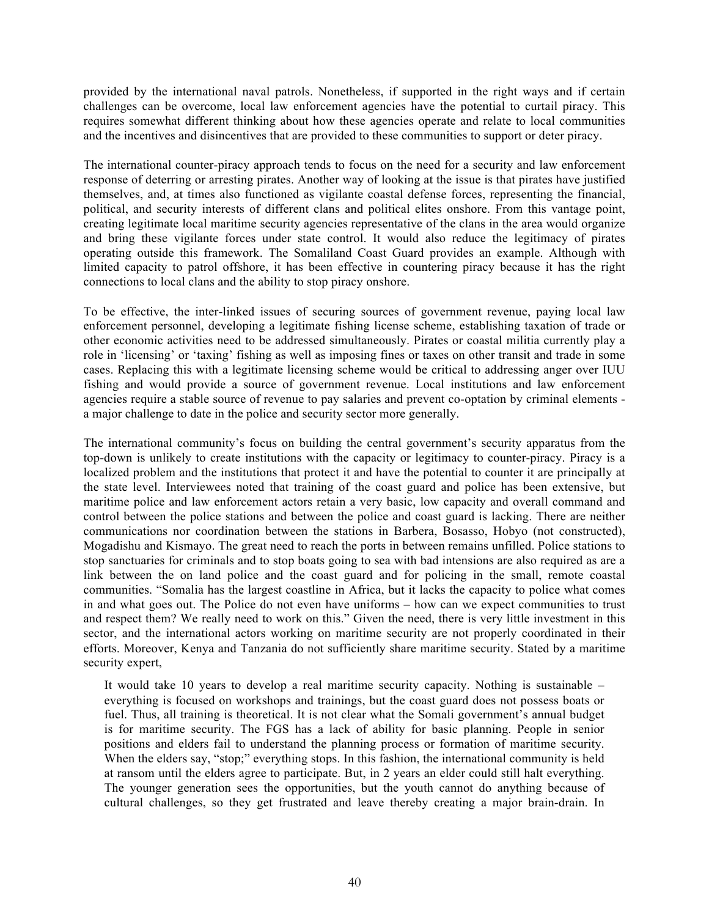provided by the international naval patrols. Nonetheless, if supported in the right ways and if certain challenges can be overcome, local law enforcement agencies have the potential to curtail piracy. This requires somewhat different thinking about how these agencies operate and relate to local communities and the incentives and disincentives that are provided to these communities to support or deter piracy.

The international counter-piracy approach tends to focus on the need for a security and law enforcement response of deterring or arresting pirates. Another way of looking at the issue is that pirates have justified themselves, and, at times also functioned as vigilante coastal defense forces, representing the financial, political, and security interests of different clans and political elites onshore. From this vantage point, creating legitimate local maritime security agencies representative of the clans in the area would organize and bring these vigilante forces under state control. It would also reduce the legitimacy of pirates operating outside this framework. The Somaliland Coast Guard provides an example. Although with limited capacity to patrol offshore, it has been effective in countering piracy because it has the right connections to local clans and the ability to stop piracy onshore.

To be effective, the inter-linked issues of securing sources of government revenue, paying local law enforcement personnel, developing a legitimate fishing license scheme, establishing taxation of trade or other economic activities need to be addressed simultaneously. Pirates or coastal militia currently play a role in 'licensing' or 'taxing' fishing as well as imposing fines or taxes on other transit and trade in some cases. Replacing this with a legitimate licensing scheme would be critical to addressing anger over IUU fishing and would provide a source of government revenue. Local institutions and law enforcement agencies require a stable source of revenue to pay salaries and prevent co-optation by criminal elements - a major challenge to date in the police and security sector more generally.

The international community's focus on building the central government's security apparatus from the top-down is unlikely to create institutions with the capacity or legitimacy to counter-piracy. Piracy is a localized problem and the institutions that protect it and have the potential to counter it are principally at the state level. Interviewees noted that training of the coast guard and police has been extensive, but maritime police and law enforcement actors retain a very basic, low capacity and overall command and control between the police stations and between the police and coast guard is lacking. There are neither communications nor coordination between the stations in Barbera, Bosasso, Hobyo (not constructed), Mogadishu and Kismayo. The great need to reach the ports in between remains unfilled. Police stations to stop sanctuaries for criminals and to stop boats going to sea with bad intensions are also required as are a link between the on land police and the coast guard and for policing in the small, remote coastal communities. "Somalia has the largest coastline in Africa, but it lacks the capacity to police what comes in and what goes out. The Police do not even have uniforms – how can we expect communities to trust and respect them? We really need to work on this." Given the need, there is very little investment in this sector, and the international actors working on maritime security are not properly coordinated in their efforts. Moreover, Kenya and Tanzania do not sufficiently share maritime security. Stated by a maritime security expert,

> It would take 10 years to develop a real maritime security capacity. Nothing is sustainable – everything is focused on workshops and trainings, but the coast guard does not possess boats or fuel. Thus, all training is theoretical. It is not clear what the Somali government's annual budget is for maritime security. The FGS has a lack of ability for basic planning. People in senior positions and elders fail to understand the planning process or formation of maritime security. When the elders say, "stop;" everything stops. In this fashion, the international community is held at ransom until the elders agree to participate. But, in 2 years an elder could still halt everything. The younger generation sees the opportunities, but the youth cannot do anything because of cultural challenges, so they get frustrated and leave thereby creating a major brain-drain. In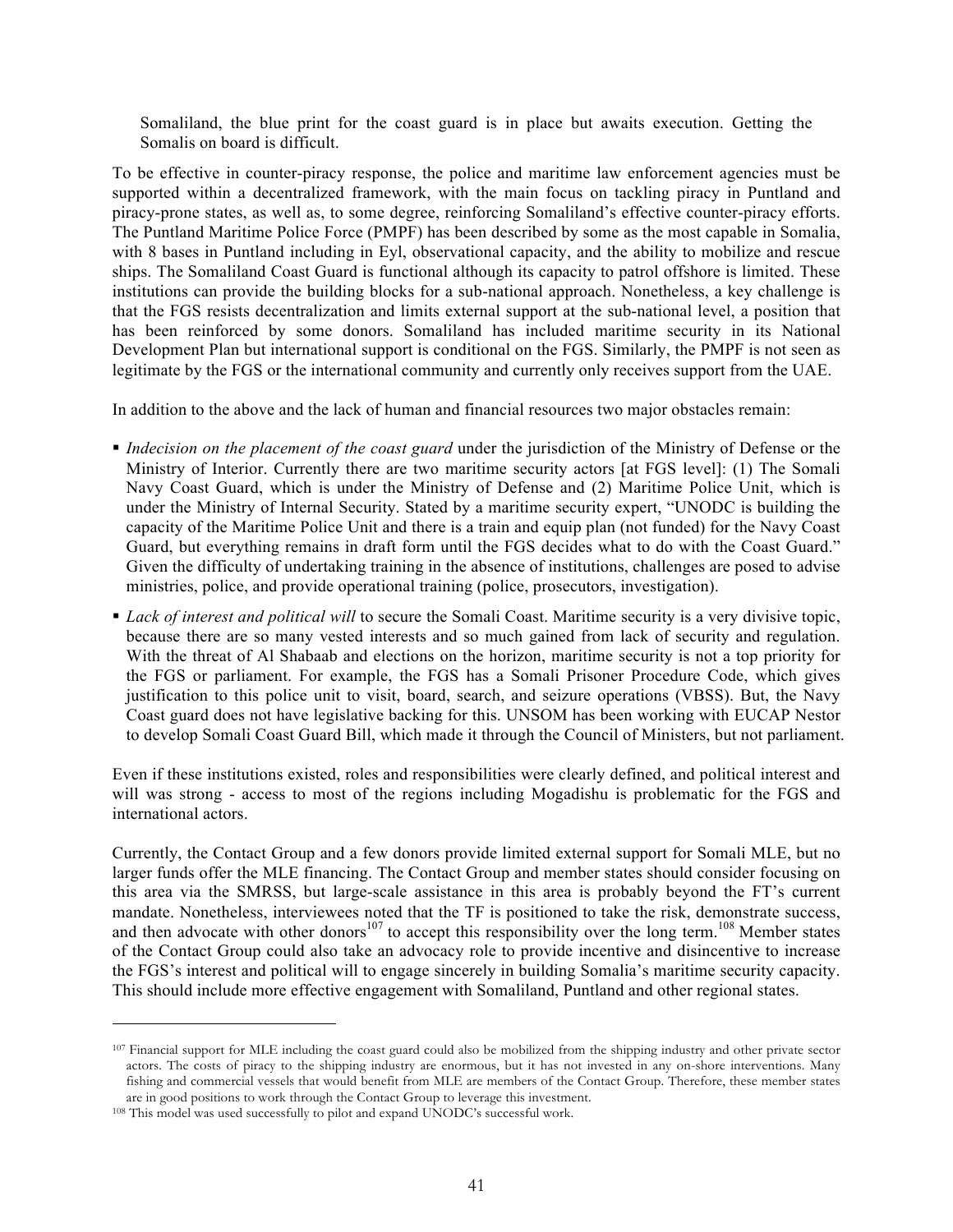Somaliland, the blue print for the coast guard is in place but awaits execution. Getting the Somalis on board is difficult.

To be effective in counter-piracy response, the police and maritime law enforcement agencies must be supported within a decentralized framework, with the main focus on tackling piracy in Puntland and piracy-prone states, as well as, to some degree, reinforcing Somaliland's effective counter-piracy efforts. The Puntland Maritime Police Force (PMPF) has been described by some as the most capable in Somalia, with 8 bases in Puntland including in Eyl, observational capacity, and the ability to mobilize and rescue ships. The Somaliland Coast Guard is functional although its capacity to patrol offshore is limited. These institutions can provide the building blocks for a sub-national approach. Nonetheless, a key challenge is that the FGS resists decentralization and limits external support at the sub-national level, a position that has been reinforced by some donors. Somaliland has included maritime security in its National Development Plan but international support is conditional on the FGS. Similarly, the PMPF is not seen as legitimate by the FGS or the international community and currently only receives support from the UAE.

In addition to the above and the lack of human and financial resources two major obstacles remain:

- *Indecision on the placement of the coast guard* under the jurisdiction of the Ministry of Defense or the Ministry of Interior. Currently there are two maritime security actors [at FGS level]: (1) The Somali Navy Coast Guard, which is under the Ministry of Defense and (2) Maritime Police Unit, which is under the Ministry of Internal Security. Stated by a maritime security expert, "UNODC is building the capacity of the Maritime Police Unit and there is a train and equip plan (not funded) for the Navy Coast Guard, but everything remains in draft form until the FGS decides what to do with the Coast Guard." Given the difficulty of undertaking training in the absence of institutions, challenges are posed to advise ministries, police, and provide operational training (police, prosecutors, investigation).
- *Lack of interest and political will* to secure the Somali Coast. Maritime security is a very divisive topic, because there are so many vested interests and so much gained from lack of security and regulation. With the threat of Al Shabaab and elections on the horizon, maritime security is not a top priority for the FGS or parliament. For example, the FGS has a Somali Prisoner Procedure Code, which gives justification to this police unit to visit, board, search, and seizure operations (VBSS). But, the Navy Coast guard does not have legislative backing for this. UNSOM has been working with EUCAP Nestor to develop Somali Coast Guard Bill, which made it through the Council of Ministers, but not parliament.

Even if these institutions existed, roles and responsibilities were clearly defined, and political interest and will was strong - access to most of the regions including Mogadishu is problematic for the FGS and international actors.

Currently, the Contact Group and a few donors provide limited external support for Somali MLE, but no larger funds offer the MLE financing. The Contact Group and member states should consider focusing on this area via the SMRSS, but large-scale assistance in this area is probably beyond the FT's current mandate. Nonetheless, interviewees noted that the TF is positioned to take the risk, demonstrate success, and then advocate with other donors[107] to accept this responsibility over the long term.[108] Member states of the Contact Group could also take an advocacy role to provide incentive and disincentive to increase the FGS's interest and political will to engage sincerely in building Somalia's maritime security capacity. This should include more effective engagement with Somaliland, Puntland and other regional states.

---

[107] Financial support for MLE including the coast guard could also be mobilized from the shipping industry and other private sector actors. The costs of piracy to the shipping industry are enormous, but it has not invested in any on-shore interventions. Many fishing and commercial vessels that would benefit from MLE are members of the Contact Group. Therefore, these member states are in good positions to work through the Contact Group to leverage this investment.

[108] This model was used successfully to pilot and expand UNODC's successful work.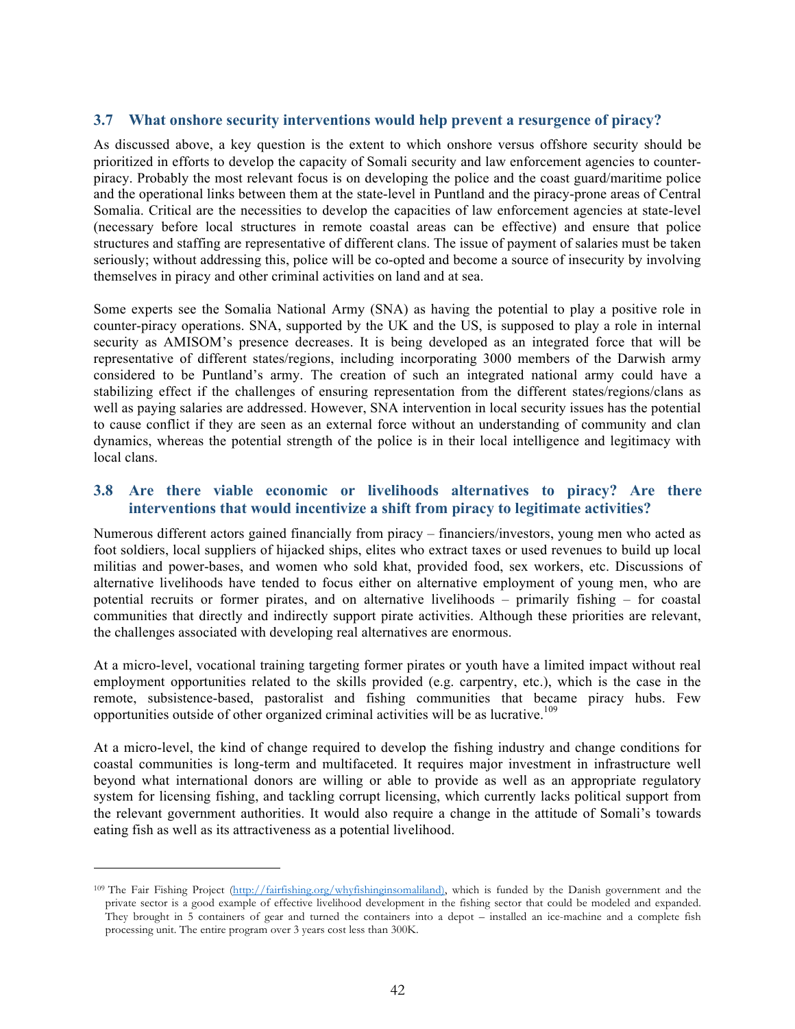### 3.7 What onshore security interventions would help prevent a resurgence of piracy?

As discussed above, a key question is the extent to which onshore versus offshore security should be prioritized in efforts to develop the capacity of Somali security and law enforcement agencies to counter-piracy. Probably the most relevant focus is on developing the police and the coast guard/maritime police and the operational links between them at the state-level in Puntland and the piracy-prone areas of Central Somalia. Critical are the necessities to develop the capacities of law enforcement agencies at state-level (necessary before local structures in remote coastal areas can be effective) and ensure that police structures and staffing are representative of different clans. The issue of payment of salaries must be taken seriously; without addressing this, police will be co-opted and become a source of insecurity by involving themselves in piracy and other criminal activities on land and at sea.

Some experts see the Somalia National Army (SNA) as having the potential to play a positive role in counter-piracy operations. SNA, supported by the UK and the US, is supposed to play a role in internal security as AMISOM's presence decreases. It is being developed as an integrated force that will be representative of different states/regions, including incorporating 3000 members of the Darwish army considered to be Puntland's army. The creation of such an integrated national army could have a stabilizing effect if the challenges of ensuring representation from the different states/regions/clans as well as paying salaries are addressed. However, SNA intervention in local security issues has the potential to cause conflict if they are seen as an external force without an understanding of community and clan dynamics, whereas the potential strength of the police is in their local intelligence and legitimacy with local clans.

### 3.8 Are there viable economic or livelihoods alternatives to piracy? Are there interventions that would incentivize a shift from piracy to legitimate activities?

Numerous different actors gained financially from piracy – financiers/investors, young men who acted as foot soldiers, local suppliers of hijacked ships, elites who extract taxes or used revenues to build up local militias and power-bases, and women who sold khat, provided food, sex workers, etc. Discussions of alternative livelihoods have tended to focus either on alternative employment of young men, who are potential recruits or former pirates, and on alternative livelihoods – primarily fishing – for coastal communities that directly and indirectly support pirate activities. Although these priorities are relevant, the challenges associated with developing real alternatives are enormous.

At a micro-level, vocational training targeting former pirates or youth have a limited impact without real employment opportunities related to the skills provided (e.g. carpentry, etc.), which is the case in the remote, subsistence-based, pastoralist and fishing communities that became piracy hubs. Few opportunities outside of other organized criminal activities will be as lucrative.[109]

At a micro-level, the kind of change required to develop the fishing industry and change conditions for coastal communities is long-term and multifaceted. It requires major investment in infrastructure well beyond what international donors are willing or able to provide as well as an appropriate regulatory system for licensing fishing, and tackling corrupt licensing, which currently lacks political support from the relevant government authorities. It would also require a change in the attitude of Somali's towards eating fish as well as its attractiveness as a potential livelihood.

---

[109] The Fair Fishing Project (http://fairfishing.org/whyfishinginsomaliland), which is funded by the Danish government and the private sector is a good example of effective livelihood development in the fishing sector that could be modeled and expanded. They brought in 5 containers of gear and turned the containers into a depot – installed an ice-machine and a complete fish processing unit. The entire program over 3 years cost less than 300K.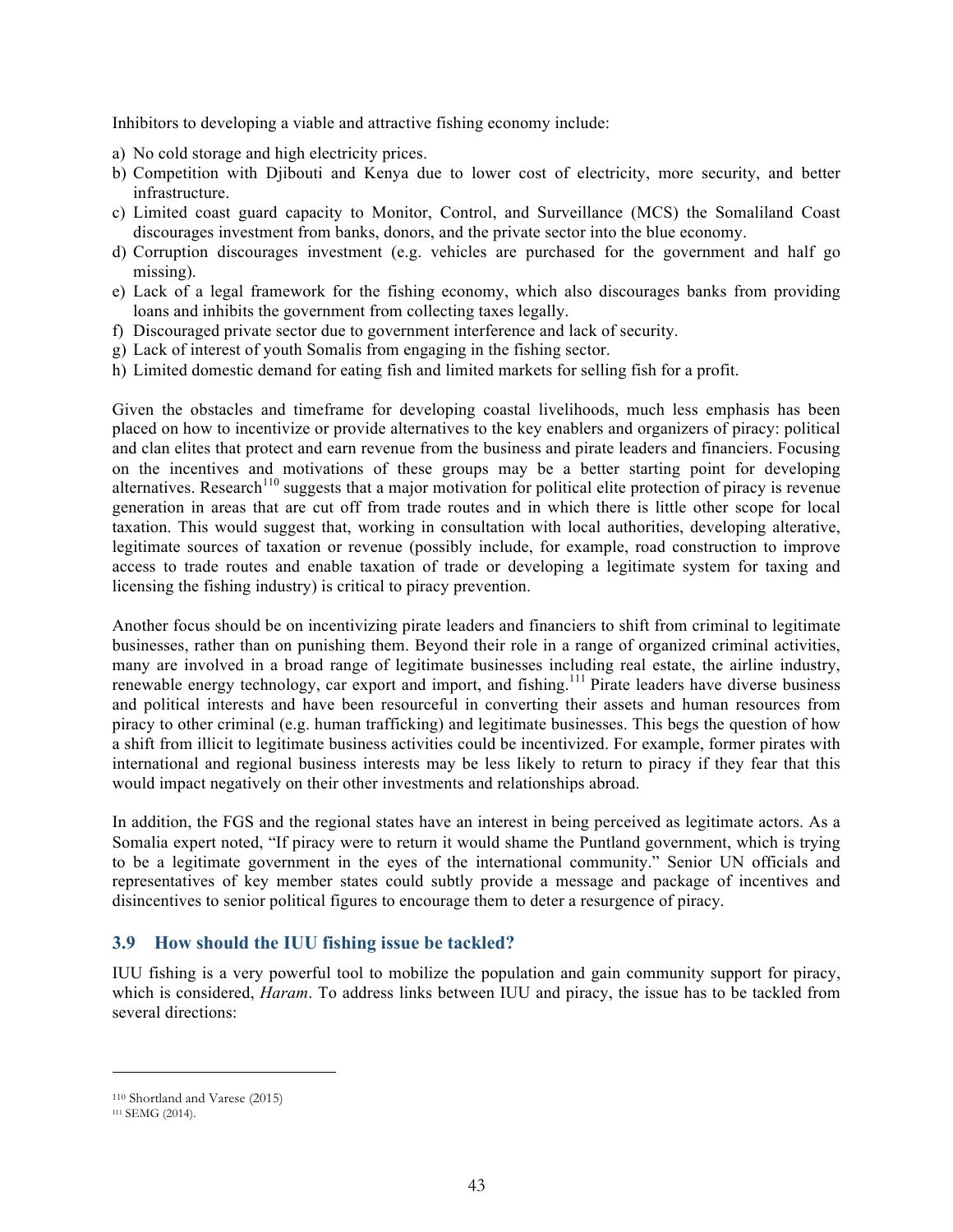Inhibitors to developing a viable and attractive fishing economy include:

a) No cold storage and high electricity prices.
b) Competition with Djibouti and Kenya due to lower cost of electricity, more security, and better infrastructure.
c) Limited coast guard capacity to Monitor, Control, and Surveillance (MCS) the Somaliland Coast discourages investment from banks, donors, and the private sector into the blue economy.
d) Corruption discourages investment (e.g. vehicles are purchased for the government and half go missing).
e) Lack of a legal framework for the fishing economy, which also discourages banks from providing loans and inhibits the government from collecting taxes legally.
f) Discouraged private sector due to government interference and lack of security.
g) Lack of interest of youth Somalis from engaging in the fishing sector.
h) Limited domestic demand for eating fish and limited markets for selling fish for a profit.

Given the obstacles and timeframe for developing coastal livelihoods, much less emphasis has been placed on how to incentivize or provide alternatives to the key enablers and organizers of piracy: political and clan elites that protect and earn revenue from the business and pirate leaders and financiers. Focusing on the incentives and motivations of these groups may be a better starting point for developing alternatives. Research[110] suggests that a major motivation for political elite protection of piracy is revenue generation in areas that are cut off from trade routes and in which there is little other scope for local taxation. This would suggest that, working in consultation with local authorities, developing alterative, legitimate sources of taxation or revenue (possibly include, for example, road construction to improve access to trade routes and enable taxation of trade or developing a legitimate system for taxing and licensing the fishing industry) is critical to piracy prevention.

Another focus should be on incentivizing pirate leaders and financiers to shift from criminal to legitimate businesses, rather than on punishing them. Beyond their role in a range of organized criminal activities, many are involved in a broad range of legitimate businesses including real estate, the airline industry, renewable energy technology, car export and import, and fishing.[111] Pirate leaders have diverse business and political interests and have been resourceful in converting their assets and human resources from piracy to other criminal (e.g. human trafficking) and legitimate businesses. This begs the question of how a shift from illicit to legitimate business activities could be incentivized. For example, former pirates with international and regional business interests may be less likely to return to piracy if they fear that this would impact negatively on their other investments and relationships abroad.

In addition, the FGS and the regional states have an interest in being perceived as legitimate actors. As a Somalia expert noted, "If piracy were to return it would shame the Puntland government, which is trying to be a legitimate government in the eyes of the international community." Senior UN officials and representatives of key member states could subtly provide a message and package of incentives and disincentives to senior political figures to encourage them to deter a resurgence of piracy.

### 3.9 How should the IUU fishing issue be tackled?

IUU fishing is a very powerful tool to mobilize the population and gain community support for piracy, which is considered, *Haram*. To address links between IUU and piracy, the issue has to be tackled from several directions:

---

[110] Shortland and Varese (2015)

[111] SEMG (2014).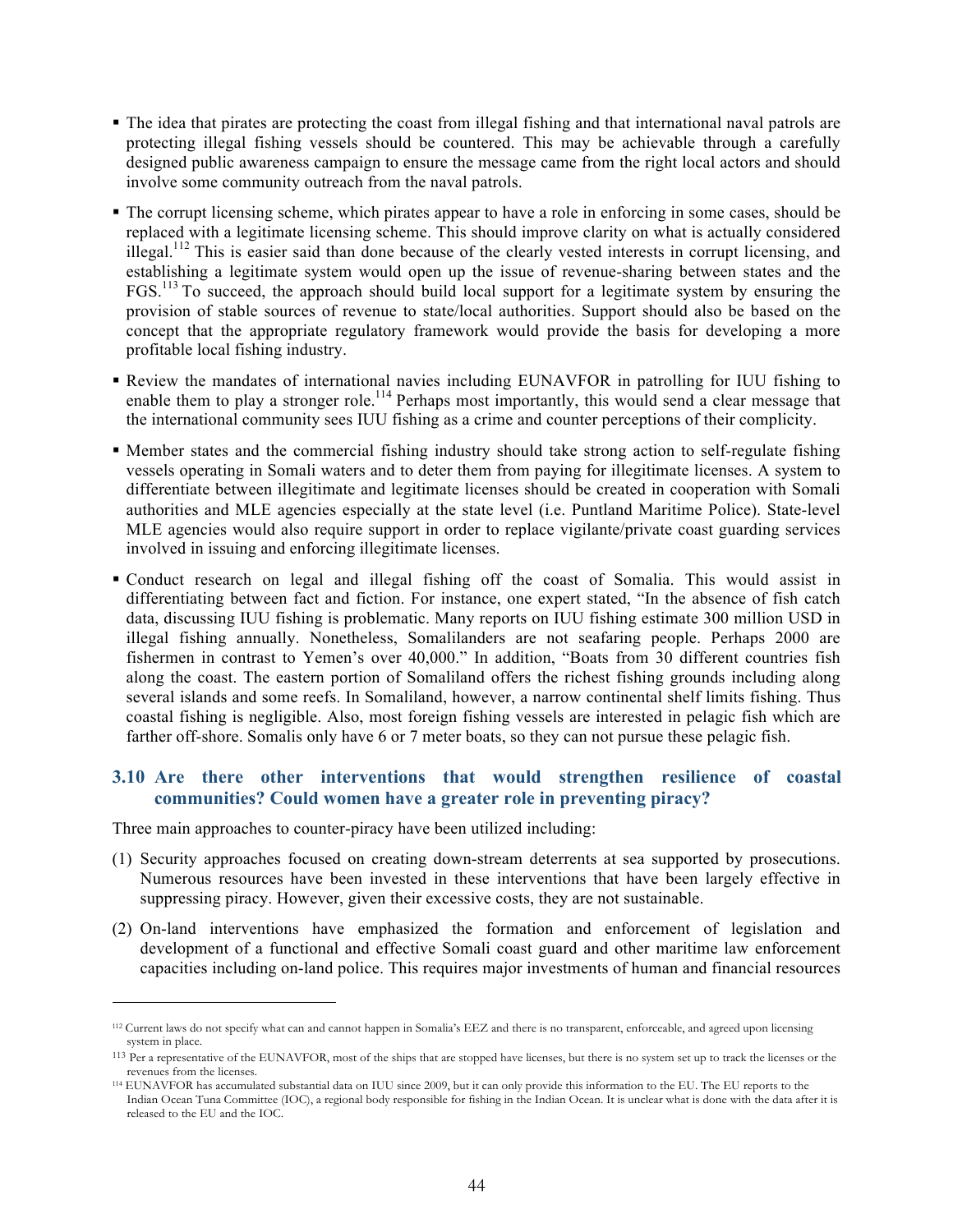- The idea that pirates are protecting the coast from illegal fishing and that international naval patrols are protecting illegal fishing vessels should be countered. This may be achievable through a carefully designed public awareness campaign to ensure the message came from the right local actors and should involve some community outreach from the naval patrols.

- The corrupt licensing scheme, which pirates appear to have a role in enforcing in some cases, should be replaced with a legitimate licensing scheme. This should improve clarity on what is actually considered illegal.[112] This is easier said than done because of the clearly vested interests in corrupt licensing, and establishing a legitimate system would open up the issue of revenue-sharing between states and the FGS.[113] To succeed, the approach should build local support for a legitimate system by ensuring the provision of stable sources of revenue to state/local authorities. Support should also be based on the concept that the appropriate regulatory framework would provide the basis for developing a more profitable local fishing industry.

- Review the mandates of international navies including EUNAVFOR in patrolling for IUU fishing to enable them to play a stronger role.[114] Perhaps most importantly, this would send a clear message that the international community sees IUU fishing as a crime and counter perceptions of their complicity.

- Member states and the commercial fishing industry should take strong action to self-regulate fishing vessels operating in Somali waters and to deter them from paying for illegitimate licenses. A system to differentiate between illegitimate and legitimate licenses should be created in cooperation with Somali authorities and MLE agencies especially at the state level (i.e. Puntland Maritime Police). State-level MLE agencies would also require support in order to replace vigilante/private coast guarding services involved in issuing and enforcing illegitimate licenses.

- Conduct research on legal and illegal fishing off the coast of Somalia. This would assist in differentiating between fact and fiction. For instance, one expert stated, "In the absence of fish catch data, discussing IUU fishing is problematic. Many reports on IUU fishing estimate 300 million USD in illegal fishing annually. Nonetheless, Somalilanders are not seafaring people. Perhaps 2000 are fishermen in contrast to Yemen's over 40,000." In addition, "Boats from 30 different countries fish along the coast. The eastern portion of Somaliland offers the richest fishing grounds including along several islands and some reefs. In Somaliland, however, a narrow continental shelf limits fishing. Thus coastal fishing is negligible. Also, most foreign fishing vessels are interested in pelagic fish which are farther off-shore. Somalis only have 6 or 7 meter boats, so they can not pursue these pelagic fish.

### 3.10 Are there other interventions that would strengthen resilience of coastal communities? Could women have a greater role in preventing piracy?

Three main approaches to counter-piracy have been utilized including:

(1) Security approaches focused on creating down-stream deterrents at sea supported by prosecutions. Numerous resources have been invested in these interventions that have been largely effective in suppressing piracy. However, given their excessive costs, they are not sustainable.

(2) On-land interventions have emphasized the formation and enforcement of legislation and development of a functional and effective Somali coast guard and other maritime law enforcement capacities including on-land police. This requires major investments of human and financial resources

---

[112] Current laws do not specify what can and cannot happen in Somalia's EEZ and there is no transparent, enforceable, and agreed upon licensing system in place.

[113] Per a representative of the EUNAVFOR, most of the ships that are stopped have licenses, but there is no system set up to track the licenses or the revenues from the licenses.

[114] EUNAVFOR has accumulated substantial data on IUU since 2009, but it can only provide this information to the EU. The EU reports to the Indian Ocean Tuna Committee (IOC), a regional body responsible for fishing in the Indian Ocean. It is unclear what is done with the data after it is released to the EU and the IOC.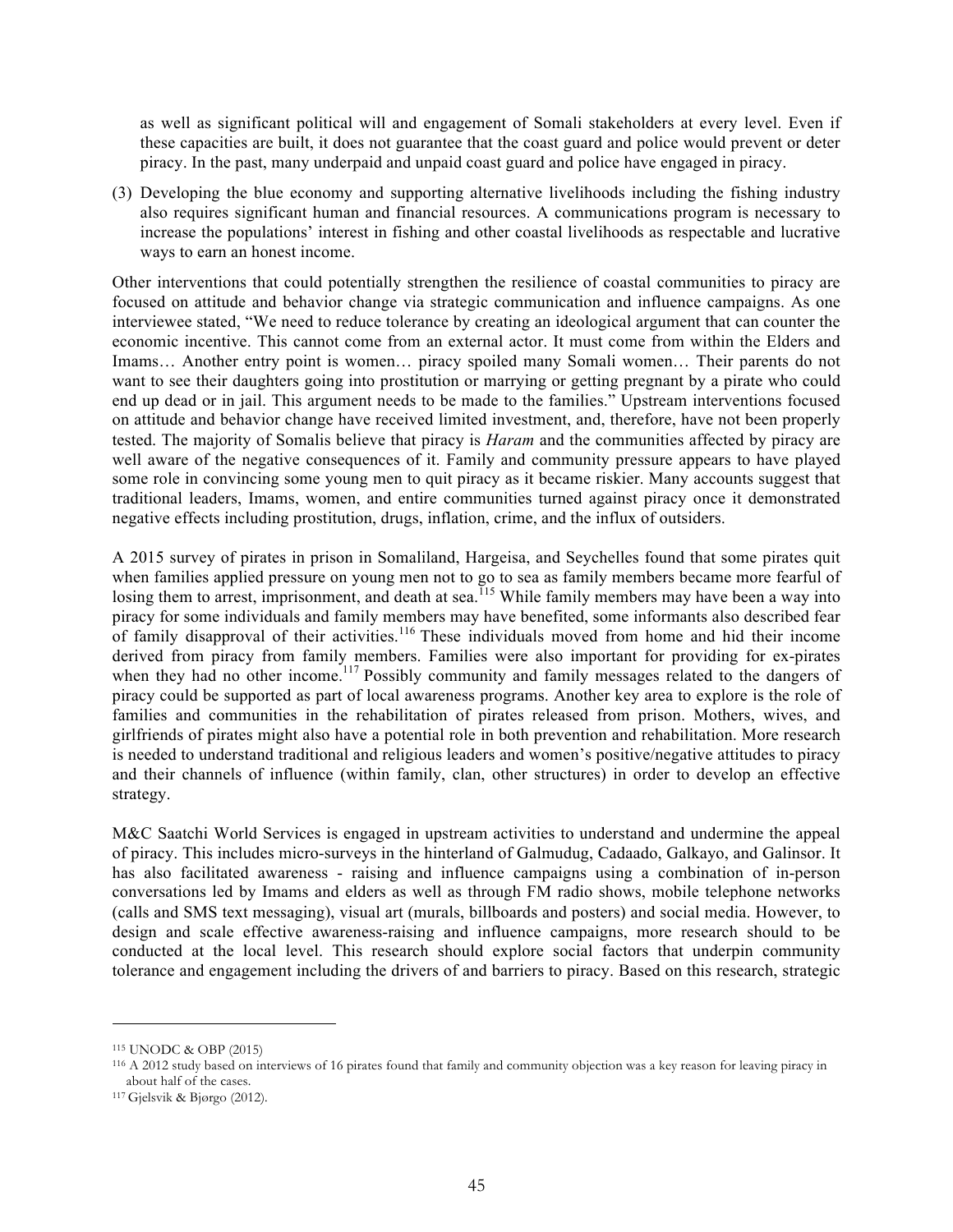as well as significant political will and engagement of Somali stakeholders at every level. Even if these capacities are built, it does not guarantee that the coast guard and police would prevent or deter piracy. In the past, many underpaid and unpaid coast guard and police have engaged in piracy.

(3) Developing the blue economy and supporting alternative livelihoods including the fishing industry also requires significant human and financial resources. A communications program is necessary to increase the populations' interest in fishing and other coastal livelihoods as respectable and lucrative ways to earn an honest income.

Other interventions that could potentially strengthen the resilience of coastal communities to piracy are focused on attitude and behavior change via strategic communication and influence campaigns. As one interviewee stated, "We need to reduce tolerance by creating an ideological argument that can counter the economic incentive. This cannot come from an external actor. It must come from within the Elders and Imams… Another entry point is women… piracy spoiled many Somali women… Their parents do not want to see their daughters going into prostitution or marrying or getting pregnant by a pirate who could end up dead or in jail. This argument needs to be made to the families." Upstream interventions focused on attitude and behavior change have received limited investment, and, therefore, have not been properly tested. The majority of Somalis believe that piracy is *Haram* and the communities affected by piracy are well aware of the negative consequences of it. Family and community pressure appears to have played some role in convincing some young men to quit piracy as it became riskier. Many accounts suggest that traditional leaders, Imams, women, and entire communities turned against piracy once it demonstrated negative effects including prostitution, drugs, inflation, crime, and the influx of outsiders.

A 2015 survey of pirates in prison in Somaliland, Hargeisa, and Seychelles found that some pirates quit when families applied pressure on young men not to go to sea as family members became more fearful of losing them to arrest, imprisonment, and death at sea.[115] While family members may have been a way into piracy for some individuals and family members may have benefited, some informants also described fear of family disapproval of their activities.[116] These individuals moved from home and hid their income derived from piracy from family members. Families were also important for providing for ex-pirates when they had no other income.[117] Possibly community and family messages related to the dangers of piracy could be supported as part of local awareness programs. Another key area to explore is the role of families and communities in the rehabilitation of pirates released from prison. Mothers, wives, and girlfriends of pirates might also have a potential role in both prevention and rehabilitation. More research is needed to understand traditional and religious leaders and women's positive/negative attitudes to piracy and their channels of influence (within family, clan, other structures) in order to develop an effective strategy.

M&C Saatchi World Services is engaged in upstream activities to understand and undermine the appeal of piracy. This includes micro-surveys in the hinterland of Galmudug, Cadaado, Galkayo, and Galinsor. It has also facilitated awareness - raising and influence campaigns using a combination of in-person conversations led by Imams and elders as well as through FM radio shows, mobile telephone networks (calls and SMS text messaging), visual art (murals, billboards and posters) and social media. However, to design and scale effective awareness-raising and influence campaigns, more research should to be conducted at the local level. This research should explore social factors that underpin community tolerance and engagement including the drivers of and barriers to piracy. Based on this research, strategic

---

[115] UNODC & OBP (2015)

[116] A 2012 study based on interviews of 16 pirates found that family and community objection was a key reason for leaving piracy in about half of the cases.

[117] Gjelsvik & Bjørgo (2012).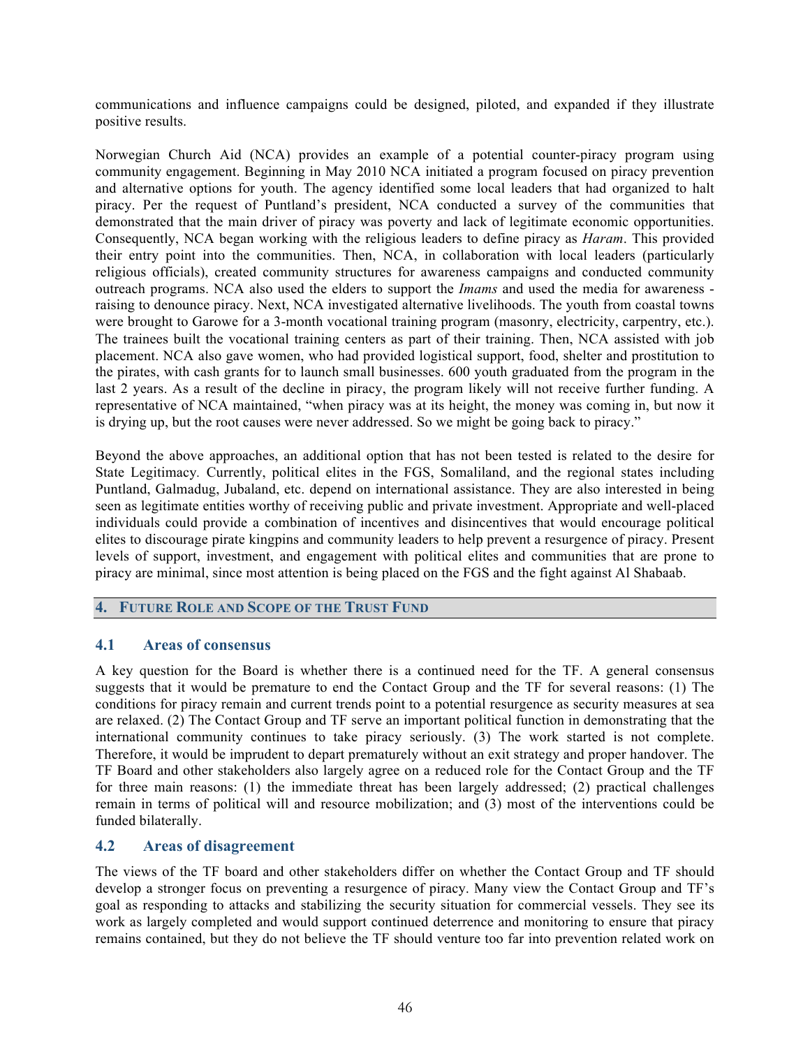communications and influence campaigns could be designed, piloted, and expanded if they illustrate positive results.

Norwegian Church Aid (NCA) provides an example of a potential counter-piracy program using community engagement. Beginning in May 2010 NCA initiated a program focused on piracy prevention and alternative options for youth. The agency identified some local leaders that had organized to halt piracy. Per the request of Puntland's president, NCA conducted a survey of the communities that demonstrated that the main driver of piracy was poverty and lack of legitimate economic opportunities. Consequently, NCA began working with the religious leaders to define piracy as *Haram*. This provided their entry point into the communities. Then, NCA, in collaboration with local leaders (particularly religious officials), created community structures for awareness campaigns and conducted community outreach programs. NCA also used the elders to support the *Imams* and used the media for awareness - raising to denounce piracy. Next, NCA investigated alternative livelihoods. The youth from coastal towns were brought to Garowe for a 3-month vocational training program (masonry, electricity, carpentry, etc.). The trainees built the vocational training centers as part of their training. Then, NCA assisted with job placement. NCA also gave women, who had provided logistical support, food, shelter and prostitution to the pirates, with cash grants for to launch small businesses. 600 youth graduated from the program in the last 2 years. As a result of the decline in piracy, the program likely will not receive further funding. A representative of NCA maintained, "when piracy was at its height, the money was coming in, but now it is drying up, but the root causes were never addressed. So we might be going back to piracy."

Beyond the above approaches, an additional option that has not been tested is related to the desire for State Legitimacy*.* Currently, political elites in the FGS, Somaliland, and the regional states including Puntland, Galmadug, Jubaland, etc. depend on international assistance. They are also interested in being seen as legitimate entities worthy of receiving public and private investment. Appropriate and well-placed individuals could provide a combination of incentives and disincentives that would encourage political elites to discourage pirate kingpins and community leaders to help prevent a resurgence of piracy. Present levels of support, investment, and engagement with political elites and communities that are prone to piracy are minimal, since most attention is being placed on the FGS and the fight against Al Shabaab.

## 4. Future Role and Scope of the Trust Fund

### 4.1 Areas of consensus

A key question for the Board is whether there is a continued need for the TF. A general consensus suggests that it would be premature to end the Contact Group and the TF for several reasons: (1) The conditions for piracy remain and current trends point to a potential resurgence as security measures at sea are relaxed. (2) The Contact Group and TF serve an important political function in demonstrating that the international community continues to take piracy seriously. (3) The work started is not complete. Therefore, it would be imprudent to depart prematurely without an exit strategy and proper handover. The TF Board and other stakeholders also largely agree on a reduced role for the Contact Group and the TF for three main reasons: (1) the immediate threat has been largely addressed; (2) practical challenges remain in terms of political will and resource mobilization; and (3) most of the interventions could be funded bilaterally.

### 4.2 Areas of disagreement

The views of the TF board and other stakeholders differ on whether the Contact Group and TF should develop a stronger focus on preventing a resurgence of piracy. Many view the Contact Group and TF's goal as responding to attacks and stabilizing the security situation for commercial vessels. They see its work as largely completed and would support continued deterrence and monitoring to ensure that piracy remains contained, but they do not believe the TF should venture too far into prevention related work on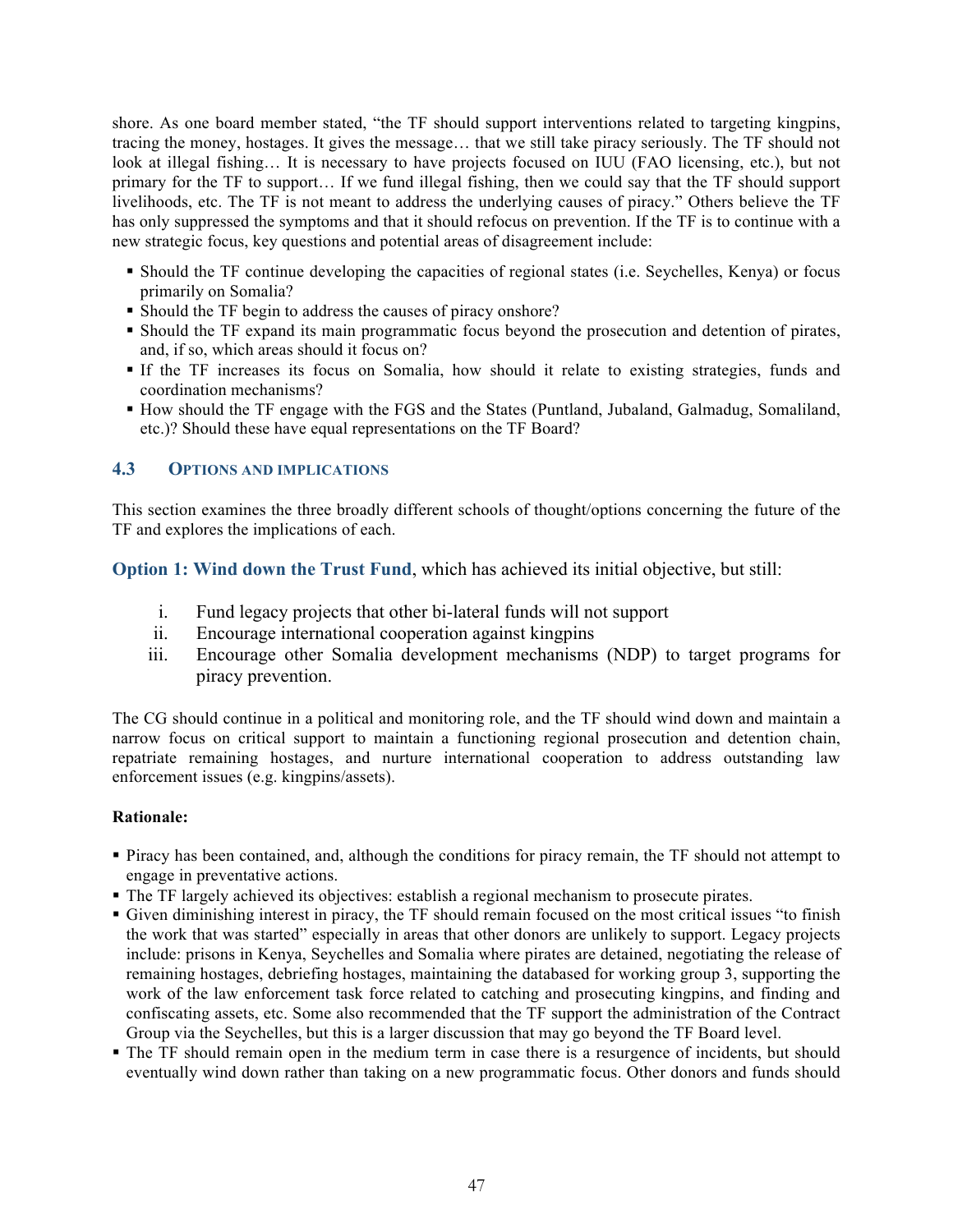shore. As one board member stated, "the TF should support interventions related to targeting kingpins, tracing the money, hostages. It gives the message… that we still take piracy seriously. The TF should not look at illegal fishing… It is necessary to have projects focused on IUU (FAO licensing, etc.), but not primary for the TF to support… If we fund illegal fishing, then we could say that the TF should support livelihoods, etc. The TF is not meant to address the underlying causes of piracy." Others believe the TF has only suppressed the symptoms and that it should refocus on prevention. If the TF is to continue with a new strategic focus, key questions and potential areas of disagreement include:

- Should the TF continue developing the capacities of regional states (i.e. Seychelles, Kenya) or focus primarily on Somalia?
- Should the TF begin to address the causes of piracy onshore?
- Should the TF expand its main programmatic focus beyond the prosecution and detention of pirates, and, if so, which areas should it focus on?
- If the TF increases its focus on Somalia, how should it relate to existing strategies, funds and coordination mechanisms?
- How should the TF engage with the FGS and the States (Puntland, Jubaland, Galmadug, Somaliland, etc.)? Should these have equal representations on the TF Board?

### 4.3 Options and Implications

This section examines the three broadly different schools of thought/options concerning the future of the TF and explores the implications of each.

**Option 1: Wind down the Trust Fund**, which has achieved its initial objective, but still:

i. Fund legacy projects that other bi-lateral funds will not support
ii. Encourage international cooperation against kingpins
iii. Encourage other Somalia development mechanisms (NDP) to target programs for piracy prevention.

The CG should continue in a political and monitoring role, and the TF should wind down and maintain a narrow focus on critical support to maintain a functioning regional prosecution and detention chain, repatriate remaining hostages, and nurture international cooperation to address outstanding law enforcement issues (e.g. kingpins/assets).

**Rationale:**

- Piracy has been contained, and, although the conditions for piracy remain, the TF should not attempt to engage in preventative actions.
- The TF largely achieved its objectives: establish a regional mechanism to prosecute pirates.
- Given diminishing interest in piracy, the TF should remain focused on the most critical issues "to finish the work that was started" especially in areas that other donors are unlikely to support. Legacy projects include: prisons in Kenya, Seychelles and Somalia where pirates are detained, negotiating the release of remaining hostages, debriefing hostages, maintaining the databased for working group 3, supporting the work of the law enforcement task force related to catching and prosecuting kingpins, and finding and confiscating assets, etc. Some also recommended that the TF support the administration of the Contract Group via the Seychelles, but this is a larger discussion that may go beyond the TF Board level.
- The TF should remain open in the medium term in case there is a resurgence of incidents, but should eventually wind down rather than taking on a new programmatic focus. Other donors and funds should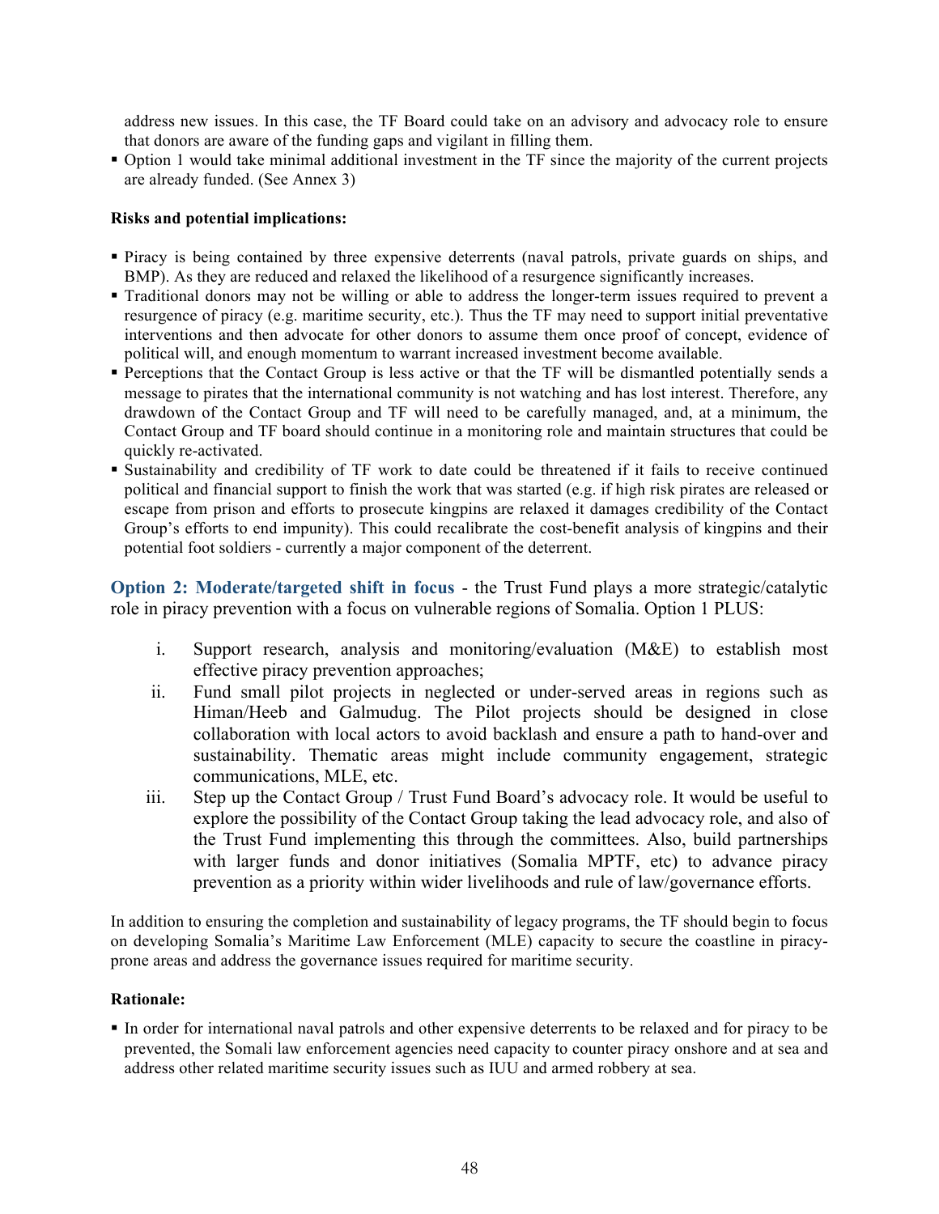address new issues. In this case, the TF Board could take on an advisory and advocacy role to ensure that donors are aware of the funding gaps and vigilant in filling them.

- Option 1 would take minimal additional investment in the TF since the majority of the current projects are already funded. (See Annex 3)

**Risks and potential implications:**

- Piracy is being contained by three expensive deterrents (naval patrols, private guards on ships, and BMP). As they are reduced and relaxed the likelihood of a resurgence significantly increases.
- Traditional donors may not be willing or able to address the longer-term issues required to prevent a resurgence of piracy (e.g. maritime security, etc.). Thus the TF may need to support initial preventative interventions and then advocate for other donors to assume them once proof of concept, evidence of political will, and enough momentum to warrant increased investment become available.
- Perceptions that the Contact Group is less active or that the TF will be dismantled potentially sends a message to pirates that the international community is not watching and has lost interest. Therefore, any drawdown of the Contact Group and TF will need to be carefully managed, and, at a minimum, the Contact Group and TF board should continue in a monitoring role and maintain structures that could be quickly re-activated.
- Sustainability and credibility of TF work to date could be threatened if it fails to receive continued political and financial support to finish the work that was started (e.g. if high risk pirates are released or escape from prison and efforts to prosecute kingpins are relaxed it damages credibility of the Contact Group's efforts to end impunity). This could recalibrate the cost-benefit analysis of kingpins and their potential foot soldiers - currently a major component of the deterrent.

**Option 2: Moderate/targeted shift in focus** - the Trust Fund plays a more strategic/catalytic role in piracy prevention with a focus on vulnerable regions of Somalia. Option 1 PLUS:

i. Support research, analysis and monitoring/evaluation (M&E) to establish most effective piracy prevention approaches;
ii. Fund small pilot projects in neglected or under-served areas in regions such as Himan/Heeb and Galmudug. The Pilot projects should be designed in close collaboration with local actors to avoid backlash and ensure a path to hand-over and sustainability. Thematic areas might include community engagement, strategic communications, MLE, etc.
iii. Step up the Contact Group / Trust Fund Board's advocacy role. It would be useful to explore the possibility of the Contact Group taking the lead advocacy role, and also of the Trust Fund implementing this through the committees. Also, build partnerships with larger funds and donor initiatives (Somalia MPTF, etc) to advance piracy prevention as a priority within wider livelihoods and rule of law/governance efforts.

In addition to ensuring the completion and sustainability of legacy programs, the TF should begin to focus on developing Somalia's Maritime Law Enforcement (MLE) capacity to secure the coastline in piracy-prone areas and address the governance issues required for maritime security.

**Rationale:**

- In order for international naval patrols and other expensive deterrents to be relaxed and for piracy to be prevented, the Somali law enforcement agencies need capacity to counter piracy onshore and at sea and address other related maritime security issues such as IUU and armed robbery at sea.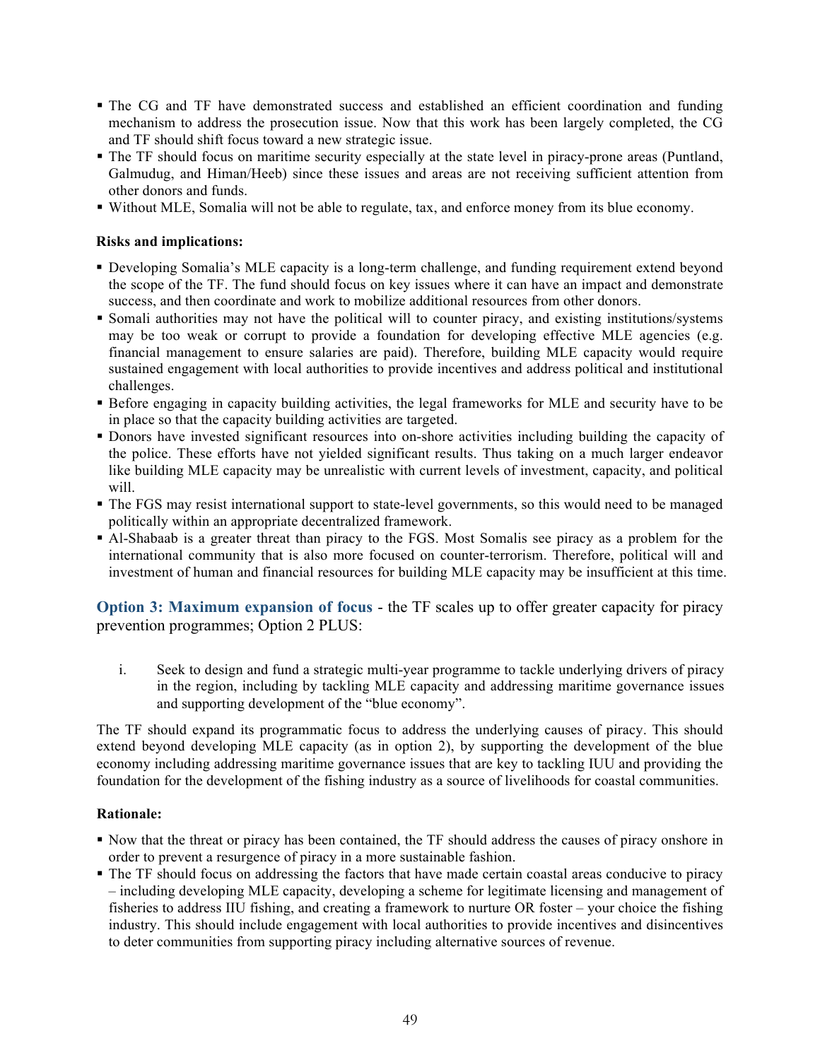- The CG and TF have demonstrated success and established an efficient coordination and funding mechanism to address the prosecution issue. Now that this work has been largely completed, the CG and TF should shift focus toward a new strategic issue.
- The TF should focus on maritime security especially at the state level in piracy-prone areas (Puntland, Galmudug, and Himan/Heeb) since these issues and areas are not receiving sufficient attention from other donors and funds.
- Without MLE, Somalia will not be able to regulate, tax, and enforce money from its blue economy.

**Risks and implications:**

- Developing Somalia's MLE capacity is a long-term challenge, and funding requirement extend beyond the scope of the TF. The fund should focus on key issues where it can have an impact and demonstrate success, and then coordinate and work to mobilize additional resources from other donors.
- Somali authorities may not have the political will to counter piracy, and existing institutions/systems may be too weak or corrupt to provide a foundation for developing effective MLE agencies (e.g. financial management to ensure salaries are paid). Therefore, building MLE capacity would require sustained engagement with local authorities to provide incentives and address political and institutional challenges.
- Before engaging in capacity building activities, the legal frameworks for MLE and security have to be in place so that the capacity building activities are targeted.
- Donors have invested significant resources into on-shore activities including building the capacity of the police. These efforts have not yielded significant results. Thus taking on a much larger endeavor like building MLE capacity may be unrealistic with current levels of investment, capacity, and political will.
- The FGS may resist international support to state-level governments, so this would need to be managed politically within an appropriate decentralized framework.
- Al-Shabaab is a greater threat than piracy to the FGS. Most Somalis see piracy as a problem for the international community that is also more focused on counter-terrorism. Therefore, political will and investment of human and financial resources for building MLE capacity may be insufficient at this time.

**Option 3: Maximum expansion of focus** - the TF scales up to offer greater capacity for piracy prevention programmes; Option 2 PLUS:

i. Seek to design and fund a strategic multi-year programme to tackle underlying drivers of piracy in the region, including by tackling MLE capacity and addressing maritime governance issues and supporting development of the "blue economy".

The TF should expand its programmatic focus to address the underlying causes of piracy. This should extend beyond developing MLE capacity (as in option 2), by supporting the development of the blue economy including addressing maritime governance issues that are key to tackling IUU and providing the foundation for the development of the fishing industry as a source of livelihoods for coastal communities.

**Rationale:**

- Now that the threat or piracy has been contained, the TF should address the causes of piracy onshore in order to prevent a resurgence of piracy in a more sustainable fashion.
- The TF should focus on addressing the factors that have made certain coastal areas conducive to piracy – including developing MLE capacity, developing a scheme for legitimate licensing and management of fisheries to address IIU fishing, and creating a framework to nurture OR foster – your choice the fishing industry. This should include engagement with local authorities to provide incentives and disincentives to deter communities from supporting piracy including alternative sources of revenue.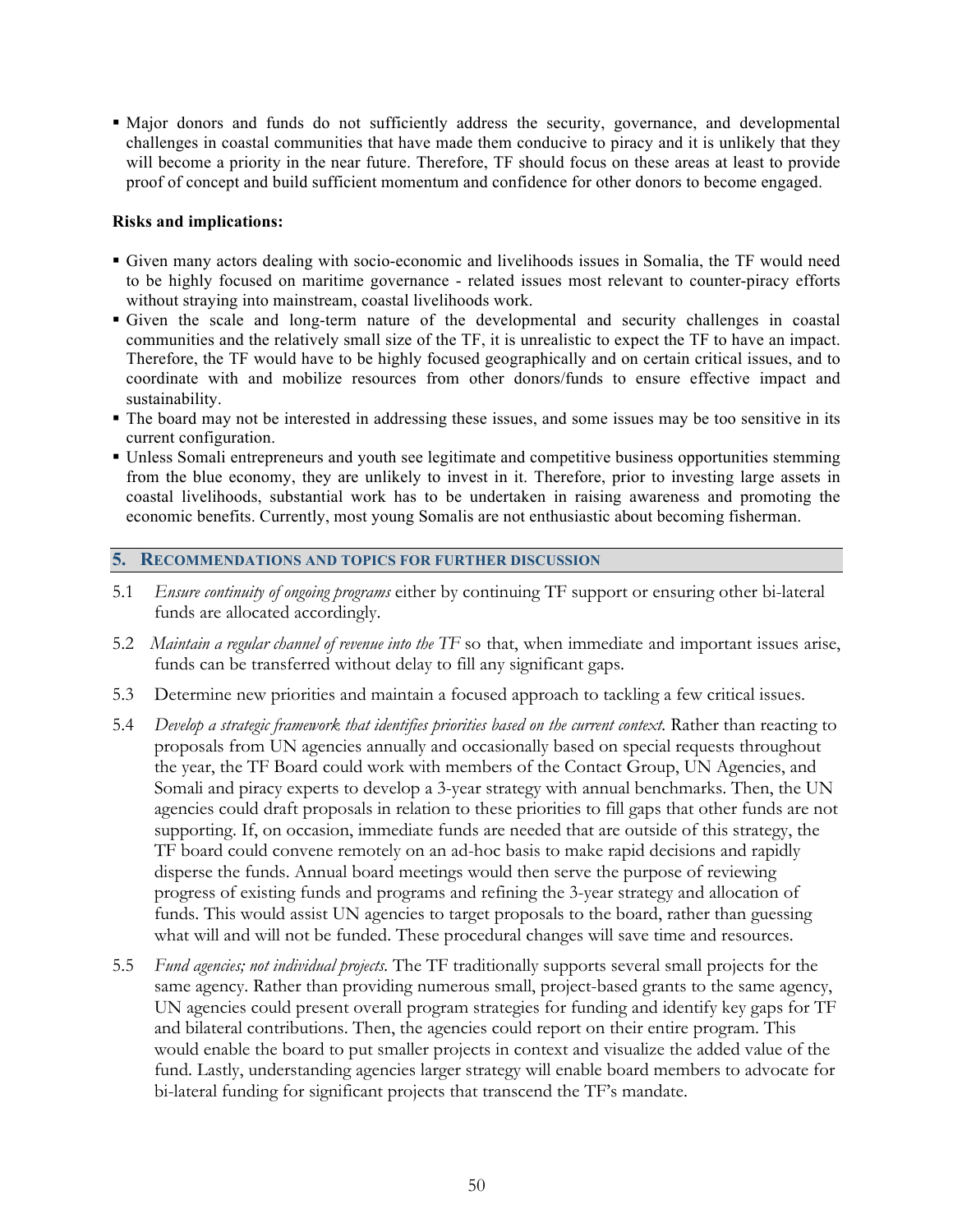- Major donors and funds do not sufficiently address the security, governance, and developmental challenges in coastal communities that have made them conducive to piracy and it is unlikely that they will become a priority in the near future. Therefore, TF should focus on these areas at least to provide proof of concept and build sufficient momentum and confidence for other donors to become engaged.

**Risks and implications:**

- Given many actors dealing with socio-economic and livelihoods issues in Somalia, the TF would need to be highly focused on maritime governance - related issues most relevant to counter-piracy efforts without straying into mainstream, coastal livelihoods work.
- Given the scale and long-term nature of the developmental and security challenges in coastal communities and the relatively small size of the TF, it is unrealistic to expect the TF to have an impact. Therefore, the TF would have to be highly focused geographically and on certain critical issues, and to coordinate with and mobilize resources from other donors/funds to ensure effective impact and sustainability.
- The board may not be interested in addressing these issues, and some issues may be too sensitive in its current configuration.
- Unless Somali entrepreneurs and youth see legitimate and competitive business opportunities stemming from the blue economy, they are unlikely to invest in it. Therefore, prior to investing large assets in coastal livelihoods, substantial work has to be undertaken in raising awareness and promoting the economic benefits. Currently, most young Somalis are not enthusiastic about becoming fisherman.

## 5. Recommendations and topics for further discussion

5.1 *Ensure continuity of ongoing programs* either by continuing TF support or ensuring other bi-lateral funds are allocated accordingly.

5.2 *Maintain a regular channel of revenue into the TF* so that, when immediate and important issues arise, funds can be transferred without delay to fill any significant gaps.

5.3 Determine new priorities and maintain a focused approach to tackling a few critical issues.

5.4 *Develop a strategic framework that identifies priorities based on the current context.* Rather than reacting to proposals from UN agencies annually and occasionally based on special requests throughout the year, the TF Board could work with members of the Contact Group, UN Agencies, and Somali and piracy experts to develop a 3-year strategy with annual benchmarks. Then, the UN agencies could draft proposals in relation to these priorities to fill gaps that other funds are not supporting. If, on occasion, immediate funds are needed that are outside of this strategy, the TF board could convene remotely on an ad-hoc basis to make rapid decisions and rapidly disperse the funds. Annual board meetings would then serve the purpose of reviewing progress of existing funds and programs and refining the 3-year strategy and allocation of funds. This would assist UN agencies to target proposals to the board, rather than guessing what will and will not be funded. These procedural changes will save time and resources.

5.5 *Fund agencies; not individual projects*. The TF traditionally supports several small projects for the same agency. Rather than providing numerous small, project-based grants to the same agency, UN agencies could present overall program strategies for funding and identify key gaps for TF and bilateral contributions. Then, the agencies could report on their entire program. This would enable the board to put smaller projects in context and visualize the added value of the fund. Lastly, understanding agencies larger strategy will enable board members to advocate for bi-lateral funding for significant projects that transcend the TF's mandate.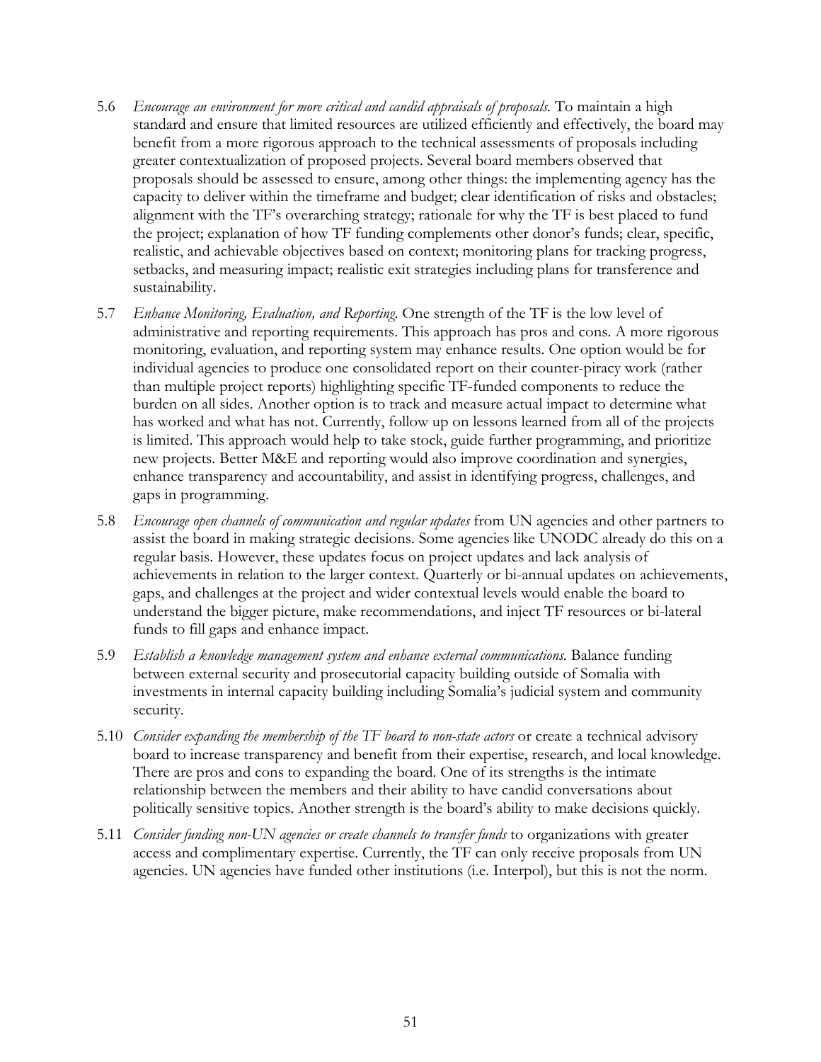5.6 *Encourage an environment for more critical and candid appraisals of proposals.* To maintain a high standard and ensure that limited resources are utilized efficiently and effectively, the board may benefit from a more rigorous approach to the technical assessments of proposals including greater contextualization of proposed projects. Several board members observed that proposals should be assessed to ensure, among other things: the implementing agency has the capacity to deliver within the timeframe and budget; clear identification of risks and obstacles; alignment with the TF's overarching strategy; rationale for why the TF is best placed to fund the project; explanation of how TF funding complements other donor's funds; clear, specific, realistic, and achievable objectives based on context; monitoring plans for tracking progress, setbacks, and measuring impact; realistic exit strategies including plans for transference and sustainability.

5.7 *Enhance Monitoring, Evaluation, and Reporting.* One strength of the TF is the low level of administrative and reporting requirements. This approach has pros and cons. A more rigorous monitoring, evaluation, and reporting system may enhance results. One option would be for individual agencies to produce one consolidated report on their counter-piracy work (rather than multiple project reports) highlighting specific TF-funded components to reduce the burden on all sides. Another option is to track and measure actual impact to determine what has worked and what has not. Currently, follow up on lessons learned from all of the projects is limited. This approach would help to take stock, guide further programming, and prioritize new projects. Better M&E and reporting would also improve coordination and synergies, enhance transparency and accountability, and assist in identifying progress, challenges, and gaps in programming.

5.8 *Encourage open channels of communication and regular updates* from UN agencies and other partners to assist the board in making strategic decisions. Some agencies like UNODC already do this on a regular basis. However, these updates focus on project updates and lack analysis of achievements in relation to the larger context. Quarterly or bi-annual updates on achievements, gaps, and challenges at the project and wider contextual levels would enable the board to understand the bigger picture, make recommendations, and inject TF resources or bi-lateral funds to fill gaps and enhance impact.

5.9 *Establish a knowledge management system and enhance external communications.* Balance funding between external security and prosecutorial capacity building outside of Somalia with investments in internal capacity building including Somalia's judicial system and community security.

5.10 *Consider expanding the membership of the TF board to non-state actors* or create a technical advisory board to increase transparency and benefit from their expertise, research, and local knowledge. There are pros and cons to expanding the board. One of its strengths is the intimate relationship between the members and their ability to have candid conversations about politically sensitive topics. Another strength is the board's ability to make decisions quickly.

5.11 *Consider funding non-UN agencies or create channels to transfer funds* to organizations with greater access and complimentary expertise. Currently, the TF can only receive proposals from UN agencies. UN agencies have funded other institutions (i.e. Interpol), but this is not the norm.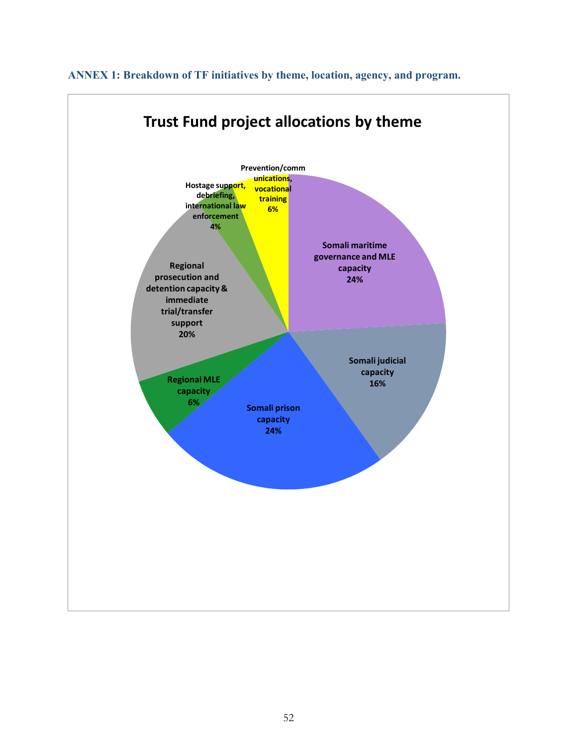### ANNEX 1: Breakdown of TF initiatives by theme, location, agency, and program.

**Trust Fund project allocations by theme**

- Somali maritime governance and MLE capacity 24%
- Somali judicial capacity 16%
- Somali prison capacity 24%
- Regional MLE capacity 6%
- Regional prosecution and detention capacity & immediate trial/transfer support 20%
- Hostage support, debriefing, international law enforcement 4%
- Prevention/communications, vocational training 6%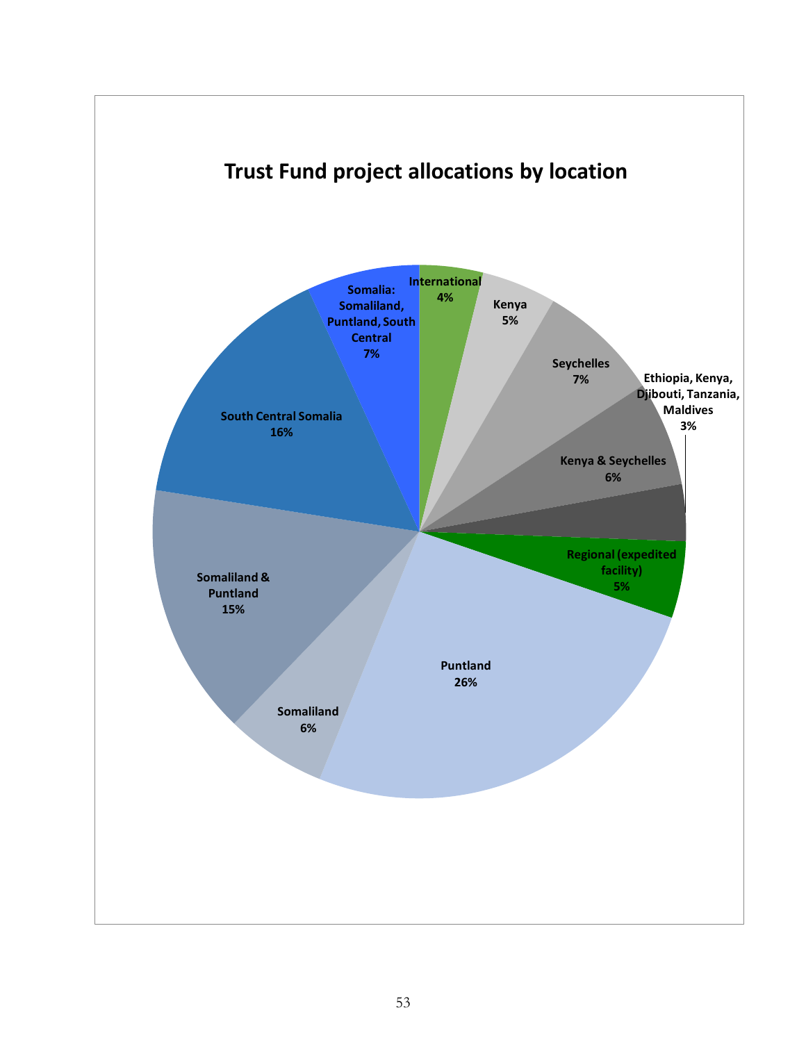## Trust Fund project allocations by location

| Location | Share |
| --- | --- |
| International | 4% |
| Kenya | 5% |
| Seychelles | 7% |
| Ethiopia, Kenya, Djibouti, Tanzania, Maldives | 3% |
| Kenya & Seychelles | 6% |
| Regional (expedited facility) | 5% |
| Puntland | 26% |
| Somaliland | 6% |
| Somaliland & Puntland | 15% |
| South Central Somalia | 16% |
| Somalia: Somaliland, Puntland, South Central | 7% |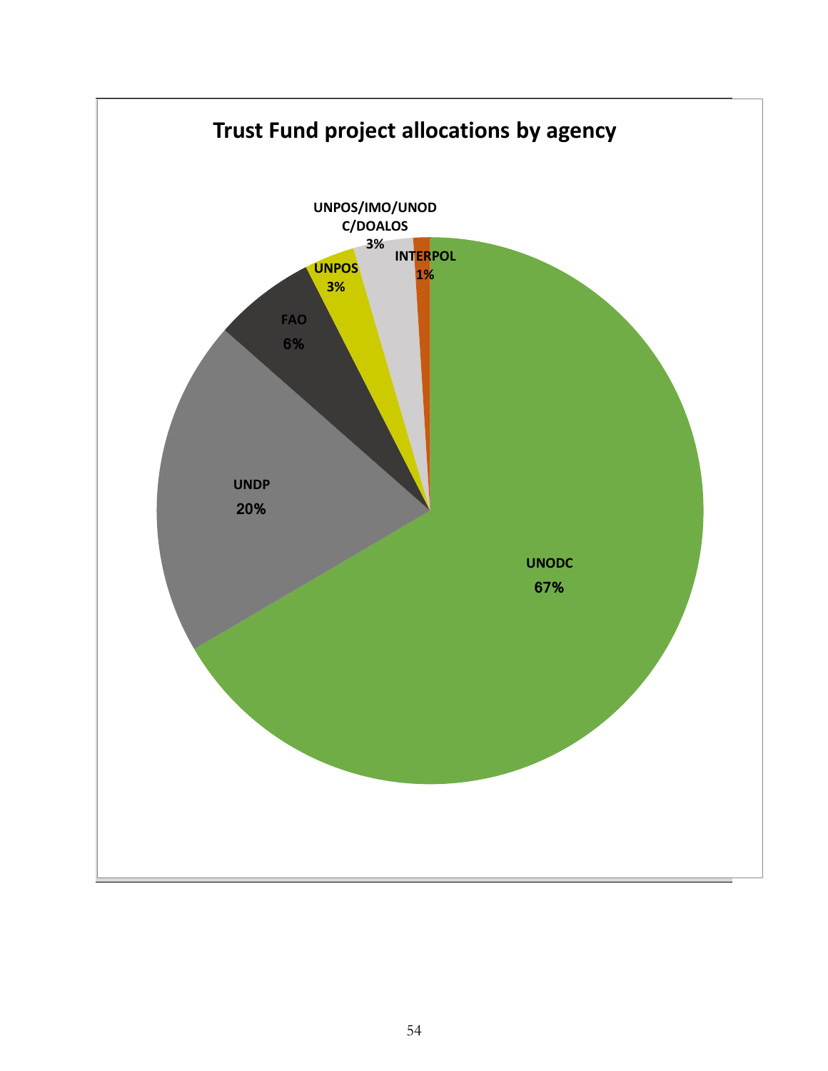## Trust Fund project allocations by agency

| Agency | Allocation |
|---|---|
| UNODC | 67% |
| UNDP | 20% |
| FAO | 6% |
| UNPOS | 3% |
| UNPOS/IMO/UNODC/DOALOS | 3% |
| INTERPOL | 1% |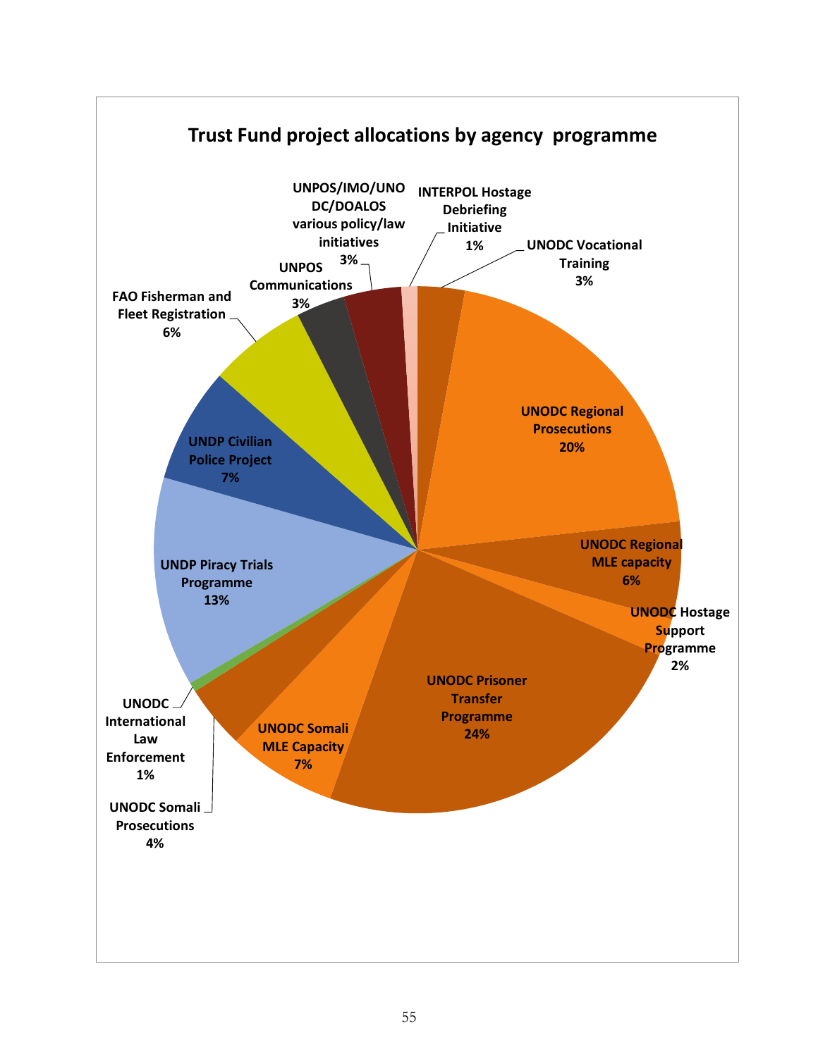## Trust Fund project allocations by agency programme

| Programme | Allocation |
| --- | --- |
| UNODC Vocational Training | 3% |
| UNODC Regional Prosecutions | 20% |
| UNODC Regional MLE capacity | 6% |
| UNODC Hostage Support Programme | 2% |
| UNODC Prisoner Transfer Programme | 24% |
| UNODC Somali MLE Capacity | 7% |
| UNODC Somali Prosecutions | 4% |
| UNODC International Law Enforcement | 1% |
| UNDP Piracy Trials Programme | 13% |
| UNDP Civilian Police Project | 7% |
| FAO Fisherman and Fleet Registration | 6% |
| UNPOS Communications | 3% |
| UNPOS/IMO/UNODC/DOALOS various policy/law initiatives | 3% |
| INTERPOL Hostage Debriefing Initiative | 1% |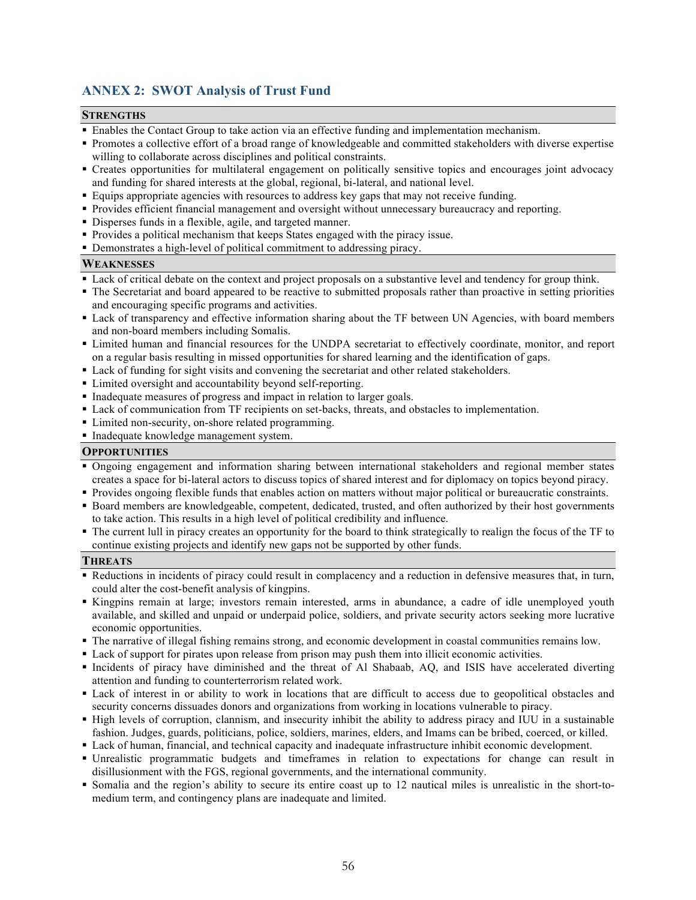## ANNEX 2: SWOT Analysis of Trust Fund

### STRENGTHS

- Enables the Contact Group to take action via an effective funding and implementation mechanism.
- Promotes a collective effort of a broad range of knowledgeable and committed stakeholders with diverse expertise willing to collaborate across disciplines and political constraints.
- Creates opportunities for multilateral engagement on politically sensitive topics and encourages joint advocacy and funding for shared interests at the global, regional, bi-lateral, and national level.
- Equips appropriate agencies with resources to address key gaps that may not receive funding.
- Provides efficient financial management and oversight without unnecessary bureaucracy and reporting.
- Disperses funds in a flexible, agile, and targeted manner.
- Provides a political mechanism that keeps States engaged with the piracy issue.
- Demonstrates a high-level of political commitment to addressing piracy.

### WEAKNESSES

- Lack of critical debate on the context and project proposals on a substantive level and tendency for group think.
- The Secretariat and board appeared to be reactive to submitted proposals rather than proactive in setting priorities and encouraging specific programs and activities.
- Lack of transparency and effective information sharing about the TF between UN Agencies, with board members and non-board members including Somalis.
- Limited human and financial resources for the UNDPA secretariat to effectively coordinate, monitor, and report on a regular basis resulting in missed opportunities for shared learning and the identification of gaps.
- Lack of funding for sight visits and convening the secretariat and other related stakeholders.
- Limited oversight and accountability beyond self-reporting.
- Inadequate measures of progress and impact in relation to larger goals.
- Lack of communication from TF recipients on set-backs, threats, and obstacles to implementation.
- Limited non-security, on-shore related programming.
- Inadequate knowledge management system.

### OPPORTUNITIES

- Ongoing engagement and information sharing between international stakeholders and regional member states creates a space for bi-lateral actors to discuss topics of shared interest and for diplomacy on topics beyond piracy.
- Provides ongoing flexible funds that enables action on matters without major political or bureaucratic constraints.
- Board members are knowledgeable, competent, dedicated, trusted, and often authorized by their host governments to take action. This results in a high level of political credibility and influence.
- The current lull in piracy creates an opportunity for the board to think strategically to realign the focus of the TF to continue existing projects and identify new gaps not be supported by other funds.

### THREATS

- Reductions in incidents of piracy could result in complacency and a reduction in defensive measures that, in turn, could alter the cost-benefit analysis of kingpins.
- Kingpins remain at large; investors remain interested, arms in abundance, a cadre of idle unemployed youth available, and skilled and unpaid or underpaid police, soldiers, and private security actors seeking more lucrative economic opportunities.
- The narrative of illegal fishing remains strong, and economic development in coastal communities remains low.
- Lack of support for pirates upon release from prison may push them into illicit economic activities.
- Incidents of piracy have diminished and the threat of Al Shabaab, AQ, and ISIS have accelerated diverting attention and funding to counterterrorism related work.
- Lack of interest in or ability to work in locations that are difficult to access due to geopolitical obstacles and security concerns dissuades donors and organizations from working in locations vulnerable to piracy.
- High levels of corruption, clannism, and insecurity inhibit the ability to address piracy and IUU in a sustainable fashion. Judges, guards, politicians, police, soldiers, marines, elders, and Imams can be bribed, coerced, or killed.
- Lack of human, financial, and technical capacity and inadequate infrastructure inhibit economic development.
- Unrealistic programmatic budgets and timeframes in relation to expectations for change can result in disillusionment with the FGS, regional governments, and the international community.
- Somalia and the region's ability to secure its entire coast up to 12 nautical miles is unrealistic in the short-to-medium term, and contingency plans are inadequate and limited.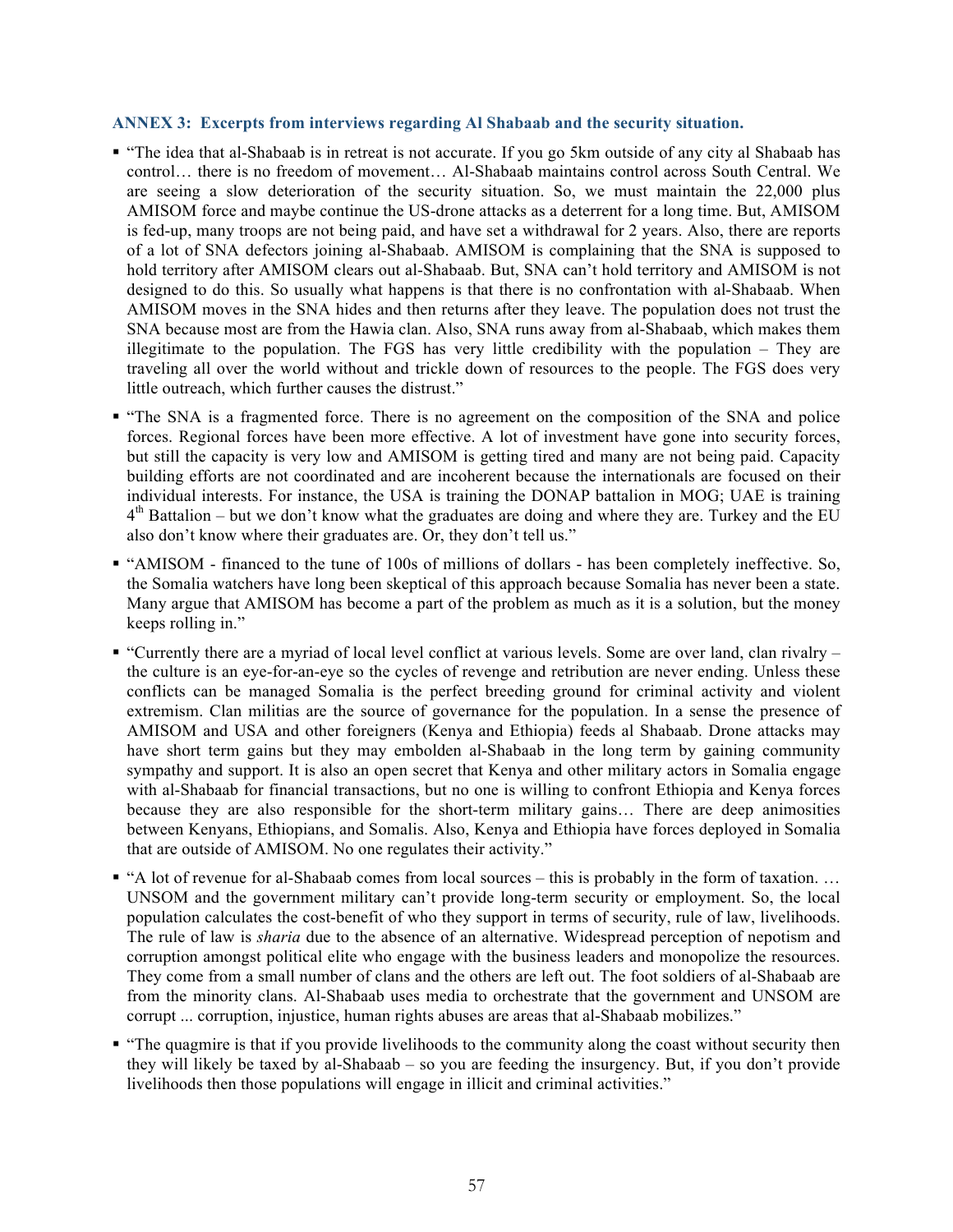### ANNEX 3: Excerpts from interviews regarding Al Shabaab and the security situation.

- "The idea that al-Shabaab is in retreat is not accurate. If you go 5km outside of any city al Shabaab has control… there is no freedom of movement… Al-Shabaab maintains control across South Central. We are seeing a slow deterioration of the security situation. So, we must maintain the 22,000 plus AMISOM force and maybe continue the US-drone attacks as a deterrent for a long time. But, AMISOM is fed-up, many troops are not being paid, and have set a withdrawal for 2 years. Also, there are reports of a lot of SNA defectors joining al-Shabaab. AMISOM is complaining that the SNA is supposed to hold territory after AMISOM clears out al-Shabaab. But, SNA can't hold territory and AMISOM is not designed to do this. So usually what happens is that there is no confrontation with al-Shabaab. When AMISOM moves in the SNA hides and then returns after they leave. The population does not trust the SNA because most are from the Hawia clan. Also, SNA runs away from al-Shabaab, which makes them illegitimate to the population. The FGS has very little credibility with the population – They are traveling all over the world without and trickle down of resources to the people. The FGS does very little outreach, which further causes the distrust."
- "The SNA is a fragmented force. There is no agreement on the composition of the SNA and police forces. Regional forces have been more effective. A lot of investment have gone into security forces, but still the capacity is very low and AMISOM is getting tired and many are not being paid. Capacity building efforts are not coordinated and are incoherent because the internationals are focused on their individual interests. For instance, the USA is training the DONAP battalion in MOG; UAE is training 4th Battalion – but we don't know what the graduates are doing and where they are. Turkey and the EU also don't know where their graduates are. Or, they don't tell us."
- "AMISOM - financed to the tune of 100s of millions of dollars - has been completely ineffective. So, the Somalia watchers have long been skeptical of this approach because Somalia has never been a state. Many argue that AMISOM has become a part of the problem as much as it is a solution, but the money keeps rolling in."
- "Currently there are a myriad of local level conflict at various levels. Some are over land, clan rivalry – the culture is an eye-for-an-eye so the cycles of revenge and retribution are never ending. Unless these conflicts can be managed Somalia is the perfect breeding ground for criminal activity and violent extremism. Clan militias are the source of governance for the population. In a sense the presence of AMISOM and USA and other foreigners (Kenya and Ethiopia) feeds al Shabaab. Drone attacks may have short term gains but they may embolden al-Shabaab in the long term by gaining community sympathy and support. It is also an open secret that Kenya and other military actors in Somalia engage with al-Shabaab for financial transactions, but no one is willing to confront Ethiopia and Kenya forces because they are also responsible for the short-term military gains… There are deep animosities between Kenyans, Ethiopians, and Somalis. Also, Kenya and Ethiopia have forces deployed in Somalia that are outside of AMISOM. No one regulates their activity."
- "A lot of revenue for al-Shabaab comes from local sources – this is probably in the form of taxation. … UNSOM and the government military can't provide long-term security or employment. So, the local population calculates the cost-benefit of who they support in terms of security, rule of law, livelihoods. The rule of law is *sharia* due to the absence of an alternative. Widespread perception of nepotism and corruption amongst political elite who engage with the business leaders and monopolize the resources. They come from a small number of clans and the others are left out. The foot soldiers of al-Shabaab are from the minority clans. Al-Shabaab uses media to orchestrate that the government and UNSOM are corrupt ... corruption, injustice, human rights abuses are areas that al-Shabaab mobilizes."
- "The quagmire is that if you provide livelihoods to the community along the coast without security then they will likely be taxed by al-Shabaab – so you are feeding the insurgency. But, if you don't provide livelihoods then those populations will engage in illicit and criminal activities."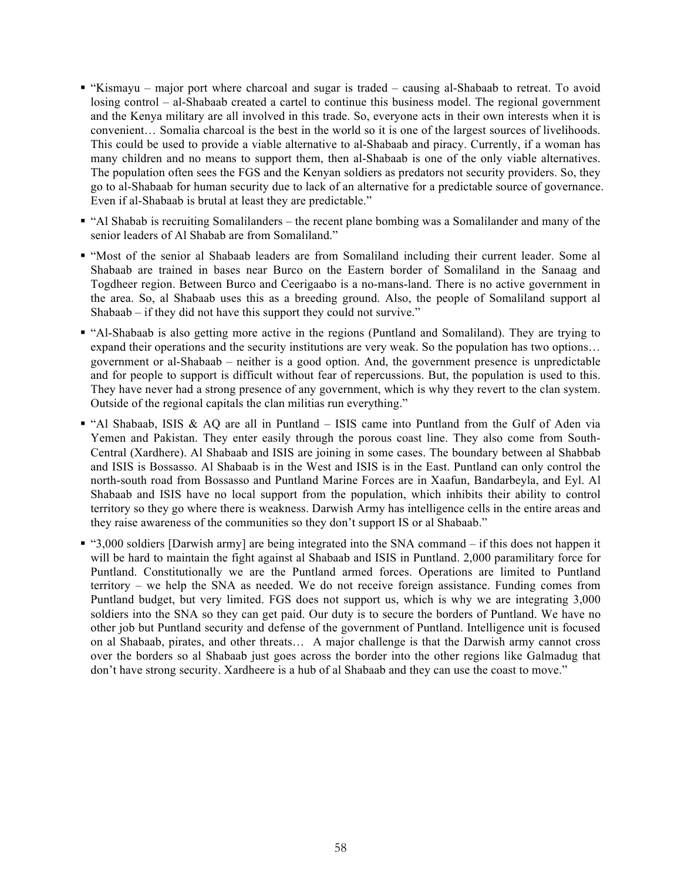- "Kismayu – major port where charcoal and sugar is traded – causing al-Shabaab to retreat. To avoid losing control – al-Shabaab created a cartel to continue this business model. The regional government and the Kenya military are all involved in this trade. So, everyone acts in their own interests when it is convenient… Somalia charcoal is the best in the world so it is one of the largest sources of livelihoods. This could be used to provide a viable alternative to al-Shabaab and piracy. Currently, if a woman has many children and no means to support them, then al-Shabaab is one of the only viable alternatives. The population often sees the FGS and the Kenyan soldiers as predators not security providers. So, they go to al-Shabaab for human security due to lack of an alternative for a predictable source of governance. Even if al-Shabaab is brutal at least they are predictable."
- "Al Shabab is recruiting Somalilanders – the recent plane bombing was a Somalilander and many of the senior leaders of Al Shabab are from Somaliland."
- "Most of the senior al Shabaab leaders are from Somaliland including their current leader. Some al Shabaab are trained in bases near Burco on the Eastern border of Somaliland in the Sanaag and Togdheer region. Between Burco and Ceerigaabo is a no-mans-land. There is no active government in the area. So, al Shabaab uses this as a breeding ground. Also, the people of Somaliland support al Shabaab – if they did not have this support they could not survive."
- "Al-Shabaab is also getting more active in the regions (Puntland and Somaliland). They are trying to expand their operations and the security institutions are very weak. So the population has two options… government or al-Shabaab – neither is a good option. And, the government presence is unpredictable and for people to support is difficult without fear of repercussions. But, the population is used to this. They have never had a strong presence of any government, which is why they revert to the clan system. Outside of the regional capitals the clan militias run everything."
- "Al Shabaab, ISIS & AQ are all in Puntland – ISIS came into Puntland from the Gulf of Aden via Yemen and Pakistan. They enter easily through the porous coast line. They also come from South-Central (Xardhere). Al Shabaab and ISIS are joining in some cases. The boundary between al Shabbab and ISIS is Bossasso. Al Shabaab is in the West and ISIS is in the East. Puntland can only control the north-south road from Bossasso and Puntland Marine Forces are in Xaafun, Bandarbeyla, and Eyl. Al Shabaab and ISIS have no local support from the population, which inhibits their ability to control territory so they go where there is weakness. Darwish Army has intelligence cells in the entire areas and they raise awareness of the communities so they don't support IS or al Shabaab."
- "3,000 soldiers [Darwish army] are being integrated into the SNA command – if this does not happen it will be hard to maintain the fight against al Shabaab and ISIS in Puntland. 2,000 paramilitary force for Puntland. Constitutionally we are the Puntland armed forces. Operations are limited to Puntland territory – we help the SNA as needed. We do not receive foreign assistance. Funding comes from Puntland budget, but very limited. FGS does not support us, which is why we are integrating 3,000 soldiers into the SNA so they can get paid. Our duty is to secure the borders of Puntland. We have no other job but Puntland security and defense of the government of Puntland. Intelligence unit is focused on al Shabaab, pirates, and other threats… A major challenge is that the Darwish army cannot cross over the borders so al Shabaab just goes across the border into the other regions like Galmadug that don't have strong security. Xardheere is a hub of al Shabaab and they can use the coast to move."